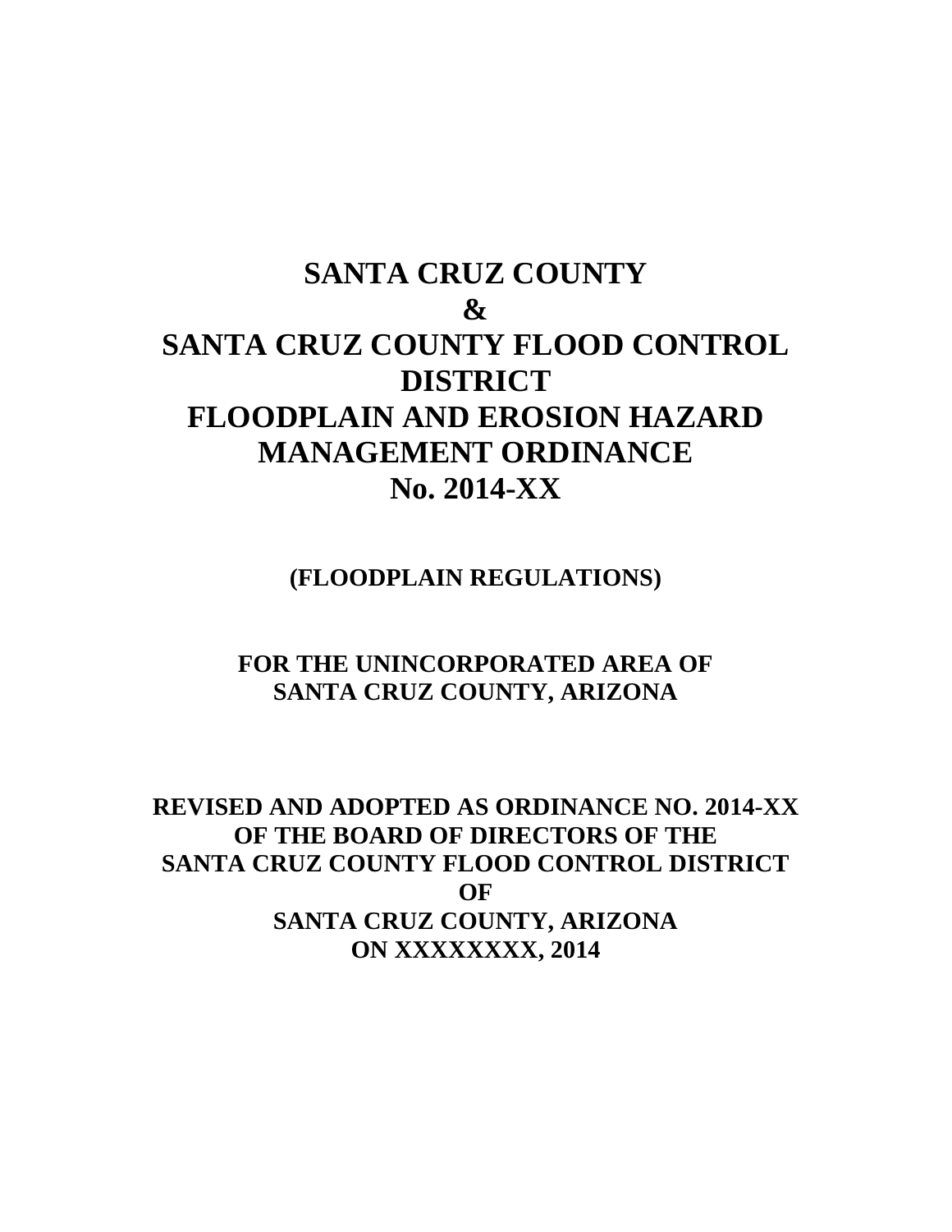# SANTA CRUZ COUNTY
# &
# SANTA CRUZ COUNTY FLOOD CONTROL DISTRICT
# FLOODPLAIN AND EROSION HAZARD MANAGEMENT ORDINANCE
# No. 2014-XX

**(FLOODPLAIN REGULATIONS)**

**FOR THE UNINCORPORATED AREA OF**
**SANTA CRUZ COUNTY, ARIZONA**

**REVISED AND ADOPTED AS ORDINANCE NO. 2014-XX**
**OF THE BOARD OF DIRECTORS OF THE**
**SANTA CRUZ COUNTY FLOOD CONTROL DISTRICT**
**OF**
**SANTA CRUZ COUNTY, ARIZONA**
**ON XXXXXXXX, 2014**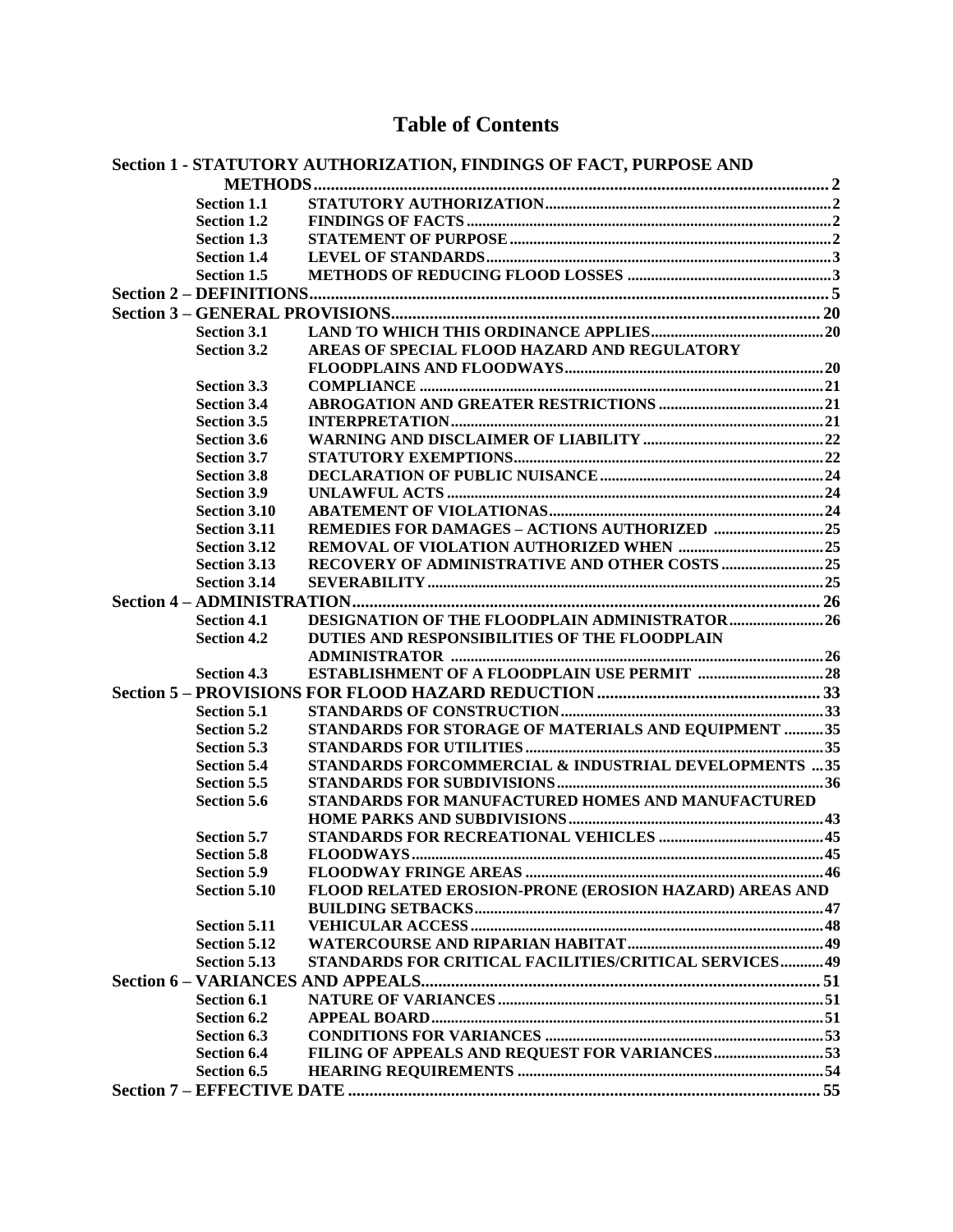# Table of Contents

| | | |
|---|---|---|
| **Section 1 - STATUTORY AUTHORIZATION, FINDINGS OF FACT, PURPOSE AND METHODS** | | **2** |
| **Section 1.1** | **STATUTORY AUTHORIZATION** | **2** |
| **Section 1.2** | **FINDINGS OF FACTS** | **2** |
| **Section 1.3** | **STATEMENT OF PURPOSE** | **2** |
| **Section 1.4** | **LEVEL OF STANDARDS** | **3** |
| **Section 1.5** | **METHODS OF REDUCING FLOOD LOSSES** | **3** |
| **Section 2 – DEFINITIONS** | | **5** |
| **Section 3 – GENERAL PROVISIONS** | | **20** |
| **Section 3.1** | **LAND TO WHICH THIS ORDINANCE APPLIES** | **20** |
| **Section 3.2** | **AREAS OF SPECIAL FLOOD HAZARD AND REGULATORY FLOODPLAINS AND FLOODWAYS** | **20** |
| **Section 3.3** | **COMPLIANCE** | **21** |
| **Section 3.4** | **ABROGATION AND GREATER RESTRICTIONS** | **21** |
| **Section 3.5** | **INTERPRETATION** | **21** |
| **Section 3.6** | **WARNING AND DISCLAIMER OF LIABILITY** | **22** |
| **Section 3.7** | **STATUTORY EXEMPTIONS** | **22** |
| **Section 3.8** | **DECLARATION OF PUBLIC NUISANCE** | **24** |
| **Section 3.9** | **UNLAWFUL ACTS** | **24** |
| **Section 3.10** | **ABATEMENT OF VIOLATIONAS** | **24** |
| **Section 3.11** | **REMEDIES FOR DAMAGES – ACTIONS AUTHORIZED** | **25** |
| **Section 3.12** | **REMOVAL OF VIOLATION AUTHORIZED WHEN** | **25** |
| **Section 3.13** | **RECOVERY OF ADMINISTRATIVE AND OTHER COSTS** | **25** |
| **Section 3.14** | **SEVERABILITY** | **25** |
| **Section 4 – ADMINISTRATION** | | **26** |
| **Section 4.1** | **DESIGNATION OF THE FLOODPLAIN ADMINISTRATOR** | **26** |
| **Section 4.2** | **DUTIES AND RESPONSIBILITIES OF THE FLOODPLAIN ADMINISTRATOR** | **26** |
| **Section 4.3** | **ESTABLISHMENT OF A FLOODPLAIN USE PERMIT** | **28** |
| **Section 5 – PROVISIONS FOR FLOOD HAZARD REDUCTION** | | **33** |
| **Section 5.1** | **STANDARDS OF CONSTRUCTION** | **33** |
| **Section 5.2** | **STANDARDS FOR STORAGE OF MATERIALS AND EQUIPMENT** | **35** |
| **Section 5.3** | **STANDARDS FOR UTILITIES** | **35** |
| **Section 5.4** | **STANDARDS FORCOMMERCIAL & INDUSTRIAL DEVELOPMENTS** | **35** |
| **Section 5.5** | **STANDARDS FOR SUBDIVISIONS** | **36** |
| **Section 5.6** | **STANDARDS FOR MANUFACTURED HOMES AND MANUFACTURED HOME PARKS AND SUBDIVISIONS** | **43** |
| **Section 5.7** | **STANDARDS FOR RECREATIONAL VEHICLES** | **45** |
| **Section 5.8** | **FLOODWAYS** | **45** |
| **Section 5.9** | **FLOODWAY FRINGE AREAS** | **46** |
| **Section 5.10** | **FLOOD RELATED EROSION-PRONE (EROSION HAZARD) AREAS AND BUILDING SETBACKS** | **47** |
| **Section 5.11** | **VEHICULAR ACCESS** | **48** |
| **Section 5.12** | **WATERCOURSE AND RIPARIAN HABITAT** | **49** |
| **Section 5.13** | **STANDARDS FOR CRITICAL FACILITIES/CRITICAL SERVICES** | **49** |
| **Section 6 – VARIANCES AND APPEALS** | | **51** |
| **Section 6.1** | **NATURE OF VARIANCES** | **51** |
| **Section 6.2** | **APPEAL BOARD** | **51** |
| **Section 6.3** | **CONDITIONS FOR VARIANCES** | **53** |
| **Section 6.4** | **FILING OF APPEALS AND REQUEST FOR VARIANCES** | **53** |
| **Section 6.5** | **HEARING REQUIREMENTS** | **54** |
| **Section 7 – EFFECTIVE DATE** | | **55** |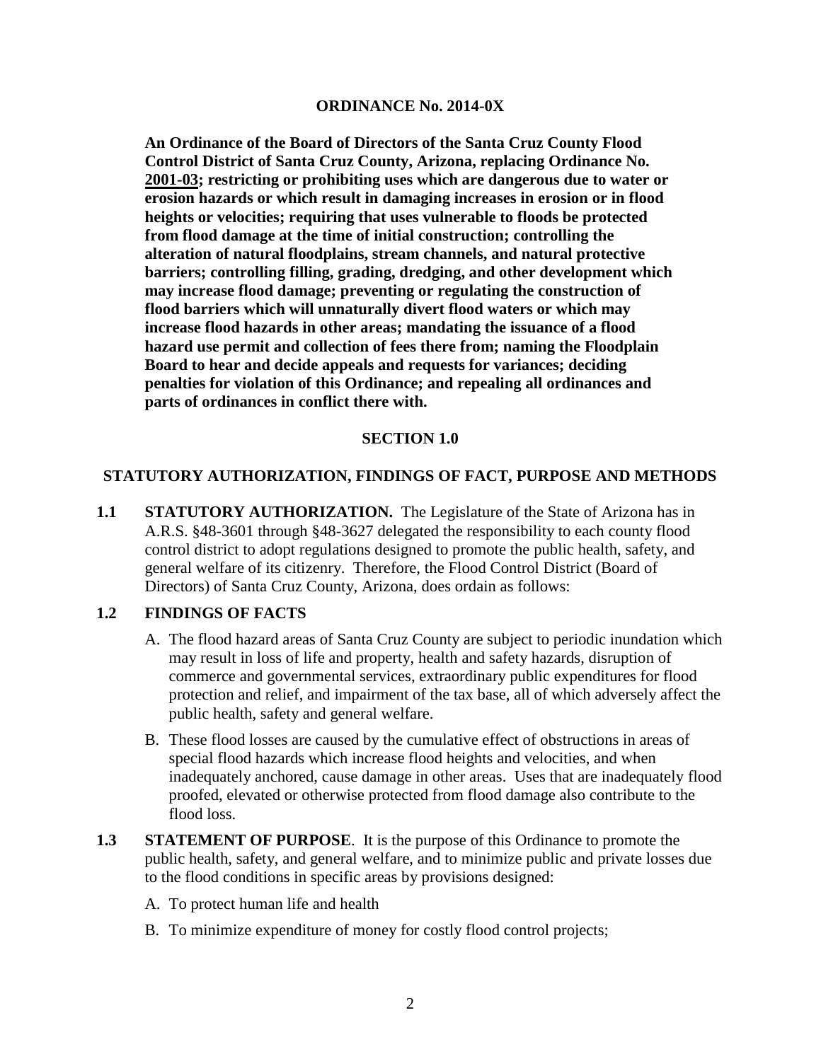**ORDINANCE No. 2014-0X**

**An Ordinance of the Board of Directors of the Santa Cruz County Flood Control District of Santa Cruz County, Arizona, replacing Ordinance No. 2001-03; restricting or prohibiting uses which are dangerous due to water or erosion hazards or which result in damaging increases in erosion or in flood heights or velocities; requiring that uses vulnerable to floods be protected from flood damage at the time of initial construction; controlling the alteration of natural floodplains, stream channels, and natural protective barriers; controlling filling, grading, dredging, and other development which may increase flood damage; preventing or regulating the construction of flood barriers which will unnaturally divert flood waters or which may increase flood hazards in other areas; mandating the issuance of a flood hazard use permit and collection of fees there from; naming the Floodplain Board to hear and decide appeals and requests for variances; deciding penalties for violation of this Ordinance; and repealing all ordinances and parts of ordinances in conflict there with.**

## SECTION 1.0

## STATUTORY AUTHORIZATION, FINDINGS OF FACT, PURPOSE AND METHODS

**1.1 STATUTORY AUTHORIZATION.** The Legislature of the State of Arizona has in A.R.S. §48-3601 through §48-3627 delegated the responsibility to each county flood control district to adopt regulations designed to promote the public health, safety, and general welfare of its citizenry. Therefore, the Flood Control District (Board of Directors) of Santa Cruz County, Arizona, does ordain as follows:

**1.2 FINDINGS OF FACTS**

A. The flood hazard areas of Santa Cruz County are subject to periodic inundation which may result in loss of life and property, health and safety hazards, disruption of commerce and governmental services, extraordinary public expenditures for flood protection and relief, and impairment of the tax base, all of which adversely affect the public health, safety and general welfare.

B. These flood losses are caused by the cumulative effect of obstructions in areas of special flood hazards which increase flood heights and velocities, and when inadequately anchored, cause damage in other areas. Uses that are inadequately flood proofed, elevated or otherwise protected from flood damage also contribute to the flood loss.

**1.3 STATEMENT OF PURPOSE**. It is the purpose of this Ordinance to promote the public health, safety, and general welfare, and to minimize public and private losses due to the flood conditions in specific areas by provisions designed:

A. To protect human life and health

B. To minimize expenditure of money for costly flood control projects;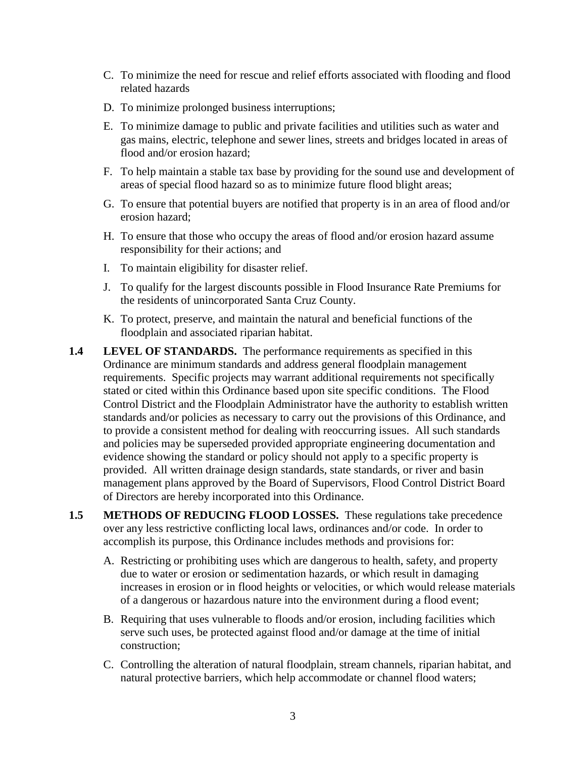C. To minimize the need for rescue and relief efforts associated with flooding and flood related hazards

D. To minimize prolonged business interruptions;

E. To minimize damage to public and private facilities and utilities such as water and gas mains, electric, telephone and sewer lines, streets and bridges located in areas of flood and/or erosion hazard;

F. To help maintain a stable tax base by providing for the sound use and development of areas of special flood hazard so as to minimize future flood blight areas;

G. To ensure that potential buyers are notified that property is in an area of flood and/or erosion hazard;

H. To ensure that those who occupy the areas of flood and/or erosion hazard assume responsibility for their actions; and

I. To maintain eligibility for disaster relief.

J. To qualify for the largest discounts possible in Flood Insurance Rate Premiums for the residents of unincorporated Santa Cruz County.

K. To protect, preserve, and maintain the natural and beneficial functions of the floodplain and associated riparian habitat.

**1.4 LEVEL OF STANDARDS.** The performance requirements as specified in this Ordinance are minimum standards and address general floodplain management requirements. Specific projects may warrant additional requirements not specifically stated or cited within this Ordinance based upon site specific conditions. The Flood Control District and the Floodplain Administrator have the authority to establish written standards and/or policies as necessary to carry out the provisions of this Ordinance, and to provide a consistent method for dealing with reoccurring issues. All such standards and policies may be superseded provided appropriate engineering documentation and evidence showing the standard or policy should not apply to a specific property is provided. All written drainage design standards, state standards, or river and basin management plans approved by the Board of Supervisors, Flood Control District Board of Directors are hereby incorporated into this Ordinance.

**1.5 METHODS OF REDUCING FLOOD LOSSES.** These regulations take precedence over any less restrictive conflicting local laws, ordinances and/or code. In order to accomplish its purpose, this Ordinance includes methods and provisions for:

A. Restricting or prohibiting uses which are dangerous to health, safety, and property due to water or erosion or sedimentation hazards, or which result in damaging increases in erosion or in flood heights or velocities, or which would release materials of a dangerous or hazardous nature into the environment during a flood event;

B. Requiring that uses vulnerable to floods and/or erosion, including facilities which serve such uses, be protected against flood and/or damage at the time of initial construction;

C. Controlling the alteration of natural floodplain, stream channels, riparian habitat, and natural protective barriers, which help accommodate or channel flood waters;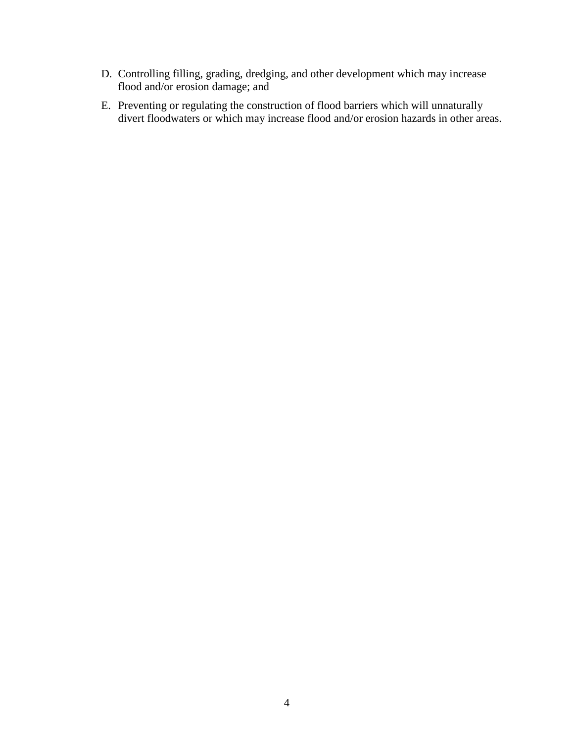D. Controlling filling, grading, dredging, and other development which may increase flood and/or erosion damage; and

E. Preventing or regulating the construction of flood barriers which will unnaturally divert floodwaters or which may increase flood and/or erosion hazards in other areas.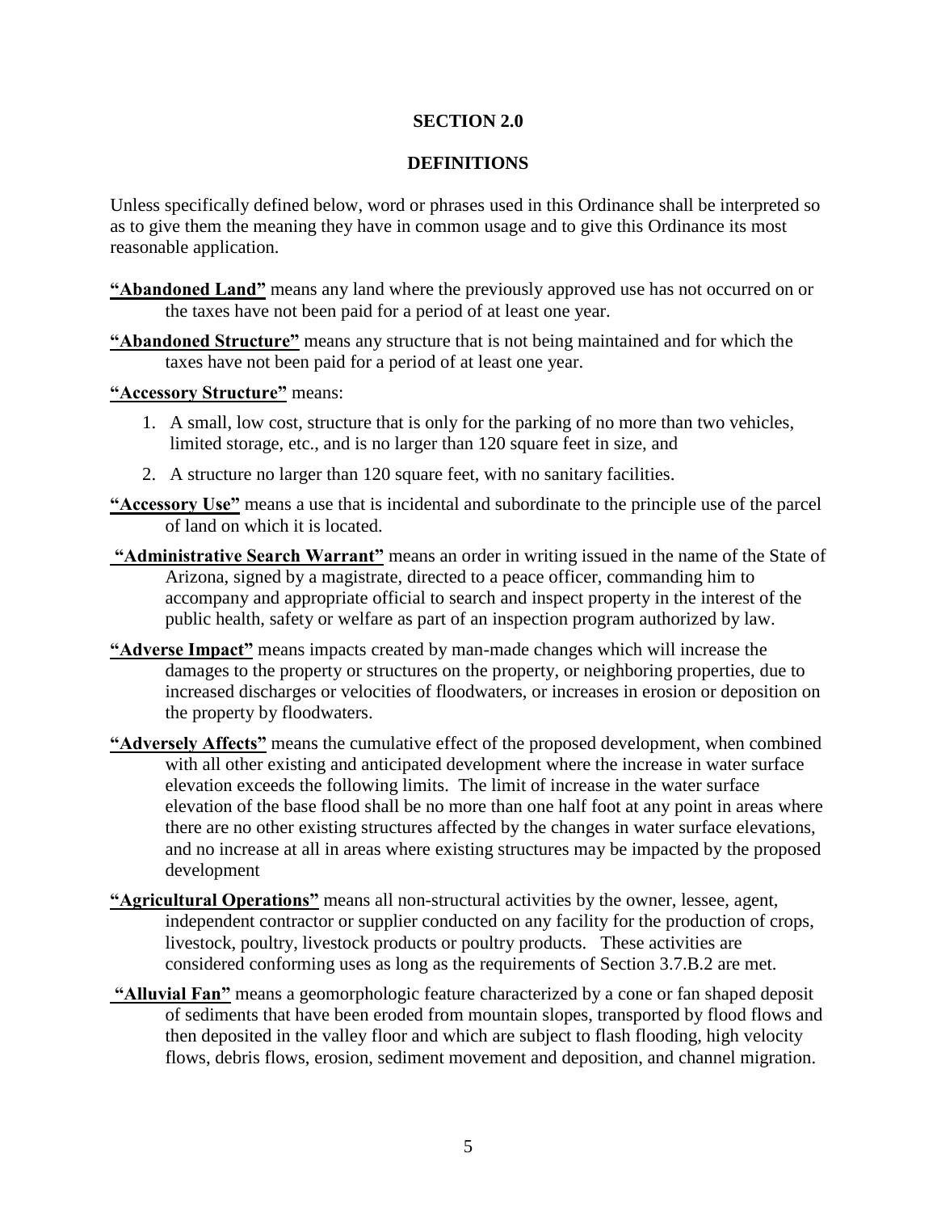# SECTION 2.0

## DEFINITIONS

Unless specifically defined below, word or phrases used in this Ordinance shall be interpreted so as to give them the meaning they have in common usage and to give this Ordinance its most reasonable application.

**"Abandoned Land"** means any land where the previously approved use has not occurred on or the taxes have not been paid for a period of at least one year.

**"Abandoned Structure"** means any structure that is not being maintained and for which the taxes have not been paid for a period of at least one year.

**"Accessory Structure"** means:

1. A small, low cost, structure that is only for the parking of no more than two vehicles, limited storage, etc., and is no larger than 120 square feet in size, and
2. A structure no larger than 120 square feet, with no sanitary facilities.

**"Accessory Use"** means a use that is incidental and subordinate to the principle use of the parcel of land on which it is located.

**"Administrative Search Warrant"** means an order in writing issued in the name of the State of Arizona, signed by a magistrate, directed to a peace officer, commanding him to accompany and appropriate official to search and inspect property in the interest of the public health, safety or welfare as part of an inspection program authorized by law.

**"Adverse Impact"** means impacts created by man-made changes which will increase the damages to the property or structures on the property, or neighboring properties, due to increased discharges or velocities of floodwaters, or increases in erosion or deposition on the property by floodwaters.

**"Adversely Affects"** means the cumulative effect of the proposed development, when combined with all other existing and anticipated development where the increase in water surface elevation exceeds the following limits. The limit of increase in the water surface elevation of the base flood shall be no more than one half foot at any point in areas where there are no other existing structures affected by the changes in water surface elevations, and no increase at all in areas where existing structures may be impacted by the proposed development

**"Agricultural Operations"** means all non-structural activities by the owner, lessee, agent, independent contractor or supplier conducted on any facility for the production of crops, livestock, poultry, livestock products or poultry products. These activities are considered conforming uses as long as the requirements of Section 3.7.B.2 are met.

**"Alluvial Fan"** means a geomorphologic feature characterized by a cone or fan shaped deposit of sediments that have been eroded from mountain slopes, transported by flood flows and then deposited in the valley floor and which are subject to flash flooding, high velocity flows, debris flows, erosion, sediment movement and deposition, and channel migration.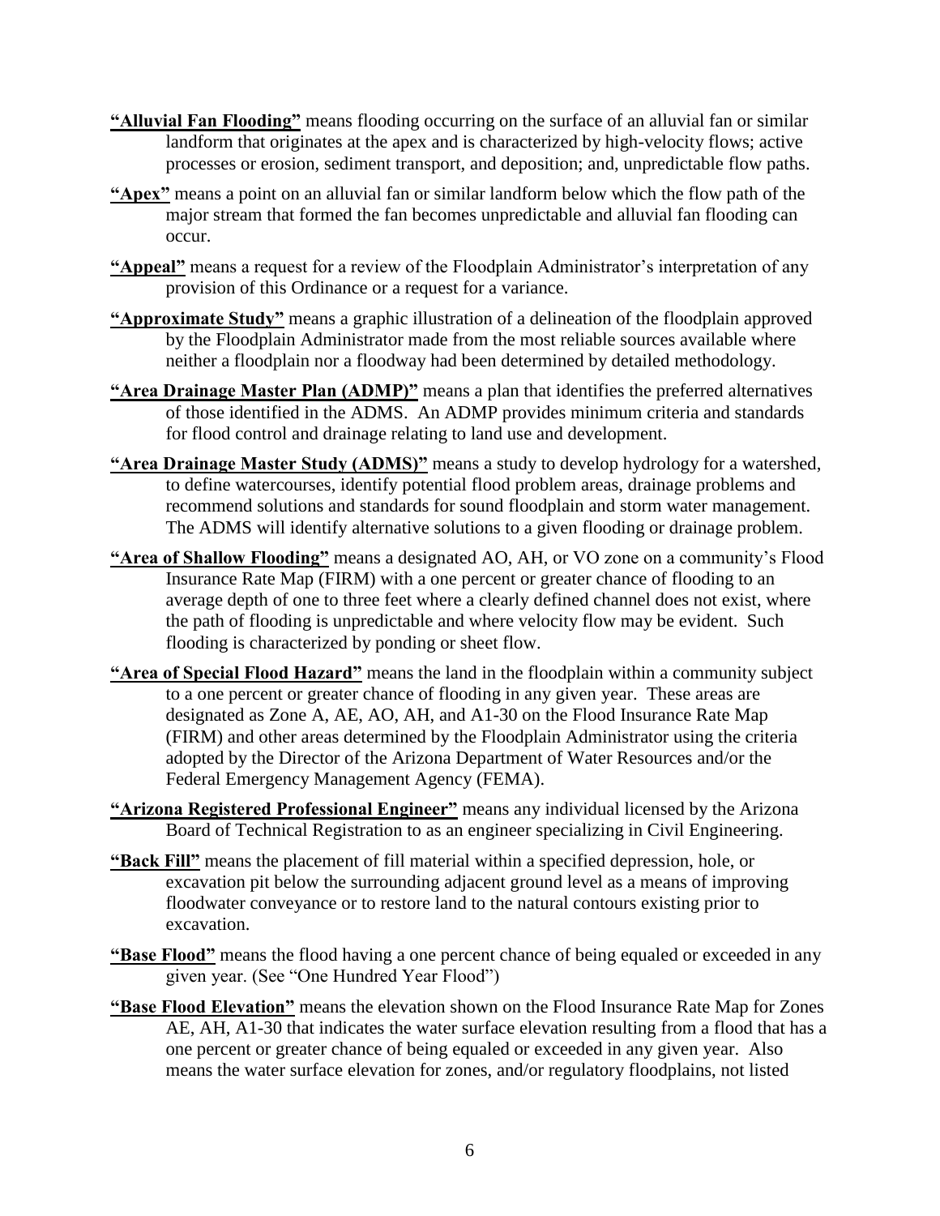**"Alluvial Fan Flooding"** means flooding occurring on the surface of an alluvial fan or similar landform that originates at the apex and is characterized by high-velocity flows; active processes or erosion, sediment transport, and deposition; and, unpredictable flow paths.

**"Apex"** means a point on an alluvial fan or similar landform below which the flow path of the major stream that formed the fan becomes unpredictable and alluvial fan flooding can occur.

**"Appeal"** means a request for a review of the Floodplain Administrator's interpretation of any provision of this Ordinance or a request for a variance.

**"Approximate Study"** means a graphic illustration of a delineation of the floodplain approved by the Floodplain Administrator made from the most reliable sources available where neither a floodplain nor a floodway had been determined by detailed methodology.

**"Area Drainage Master Plan (ADMP)"** means a plan that identifies the preferred alternatives of those identified in the ADMS. An ADMP provides minimum criteria and standards for flood control and drainage relating to land use and development.

**"Area Drainage Master Study (ADMS)"** means a study to develop hydrology for a watershed, to define watercourses, identify potential flood problem areas, drainage problems and recommend solutions and standards for sound floodplain and storm water management. The ADMS will identify alternative solutions to a given flooding or drainage problem.

**"Area of Shallow Flooding"** means a designated AO, AH, or VO zone on a community's Flood Insurance Rate Map (FIRM) with a one percent or greater chance of flooding to an average depth of one to three feet where a clearly defined channel does not exist, where the path of flooding is unpredictable and where velocity flow may be evident. Such flooding is characterized by ponding or sheet flow.

**"Area of Special Flood Hazard"** means the land in the floodplain within a community subject to a one percent or greater chance of flooding in any given year. These areas are designated as Zone A, AE, AO, AH, and A1-30 on the Flood Insurance Rate Map (FIRM) and other areas determined by the Floodplain Administrator using the criteria adopted by the Director of the Arizona Department of Water Resources and/or the Federal Emergency Management Agency (FEMA).

**"Arizona Registered Professional Engineer"** means any individual licensed by the Arizona Board of Technical Registration to as an engineer specializing in Civil Engineering.

**"Back Fill"** means the placement of fill material within a specified depression, hole, or excavation pit below the surrounding adjacent ground level as a means of improving floodwater conveyance or to restore land to the natural contours existing prior to excavation.

**"Base Flood"** means the flood having a one percent chance of being equaled or exceeded in any given year. (See "One Hundred Year Flood")

**"Base Flood Elevation"** means the elevation shown on the Flood Insurance Rate Map for Zones AE, AH, A1-30 that indicates the water surface elevation resulting from a flood that has a one percent or greater chance of being equaled or exceeded in any given year. Also means the water surface elevation for zones, and/or regulatory floodplains, not listed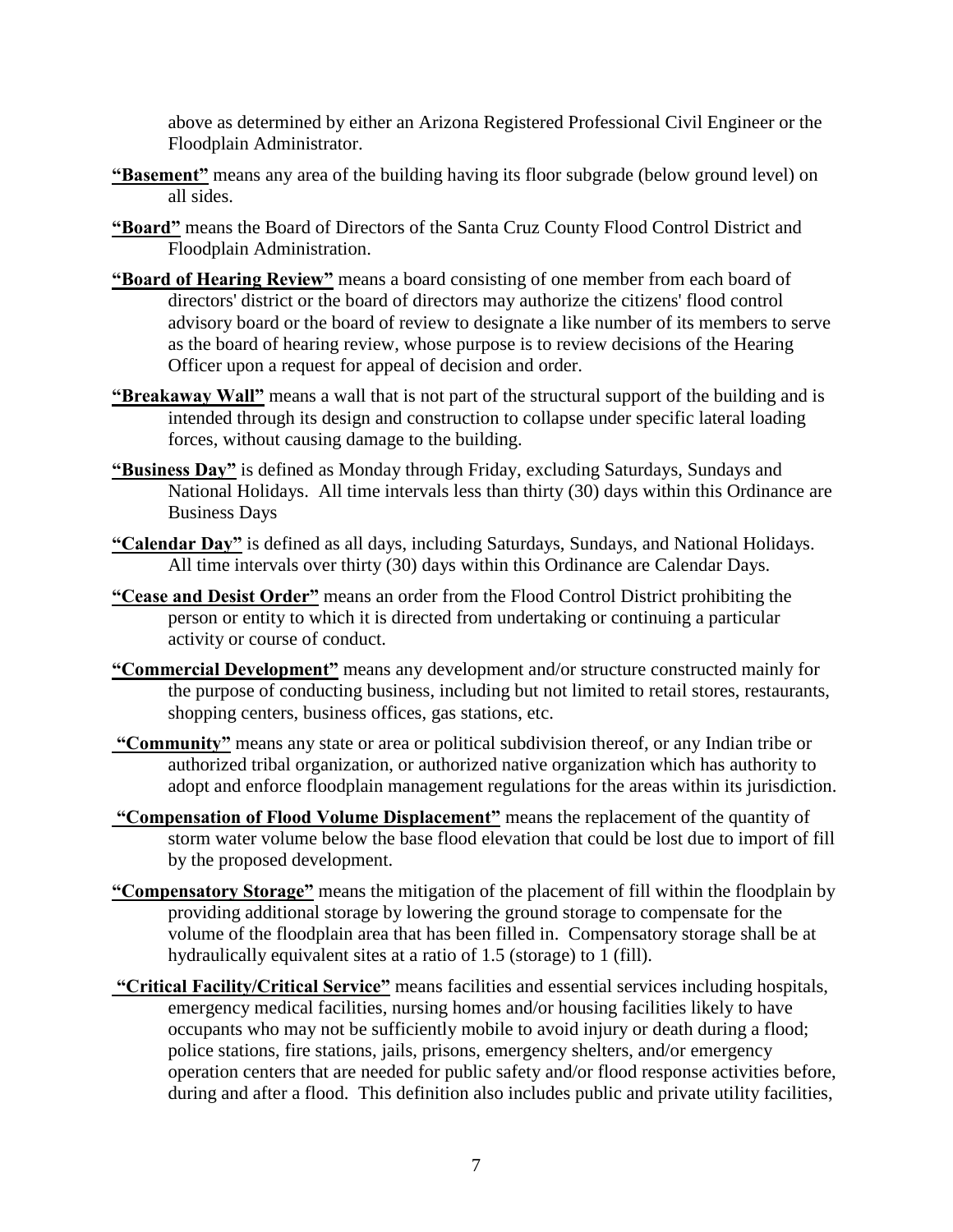above as determined by either an Arizona Registered Professional Civil Engineer or the Floodplain Administrator.

**"Basement"** means any area of the building having its floor subgrade (below ground level) on all sides.

**"Board"** means the Board of Directors of the Santa Cruz County Flood Control District and Floodplain Administration.

**"Board of Hearing Review"** means a board consisting of one member from each board of directors' district or the board of directors may authorize the citizens' flood control advisory board or the board of review to designate a like number of its members to serve as the board of hearing review, whose purpose is to review decisions of the Hearing Officer upon a request for appeal of decision and order.

**"Breakaway Wall"** means a wall that is not part of the structural support of the building and is intended through its design and construction to collapse under specific lateral loading forces, without causing damage to the building.

**"Business Day"** is defined as Monday through Friday, excluding Saturdays, Sundays and National Holidays. All time intervals less than thirty (30) days within this Ordinance are Business Days

**"Calendar Day"** is defined as all days, including Saturdays, Sundays, and National Holidays. All time intervals over thirty (30) days within this Ordinance are Calendar Days.

**"Cease and Desist Order"** means an order from the Flood Control District prohibiting the person or entity to which it is directed from undertaking or continuing a particular activity or course of conduct.

**"Commercial Development"** means any development and/or structure constructed mainly for the purpose of conducting business, including but not limited to retail stores, restaurants, shopping centers, business offices, gas stations, etc.

**"Community"** means any state or area or political subdivision thereof, or any Indian tribe or authorized tribal organization, or authorized native organization which has authority to adopt and enforce floodplain management regulations for the areas within its jurisdiction.

**"Compensation of Flood Volume Displacement"** means the replacement of the quantity of storm water volume below the base flood elevation that could be lost due to import of fill by the proposed development.

**"Compensatory Storage"** means the mitigation of the placement of fill within the floodplain by providing additional storage by lowering the ground storage to compensate for the volume of the floodplain area that has been filled in. Compensatory storage shall be at hydraulically equivalent sites at a ratio of 1.5 (storage) to 1 (fill).

**"Critical Facility/Critical Service"** means facilities and essential services including hospitals, emergency medical facilities, nursing homes and/or housing facilities likely to have occupants who may not be sufficiently mobile to avoid injury or death during a flood; police stations, fire stations, jails, prisons, emergency shelters, and/or emergency operation centers that are needed for public safety and/or flood response activities before, during and after a flood. This definition also includes public and private utility facilities,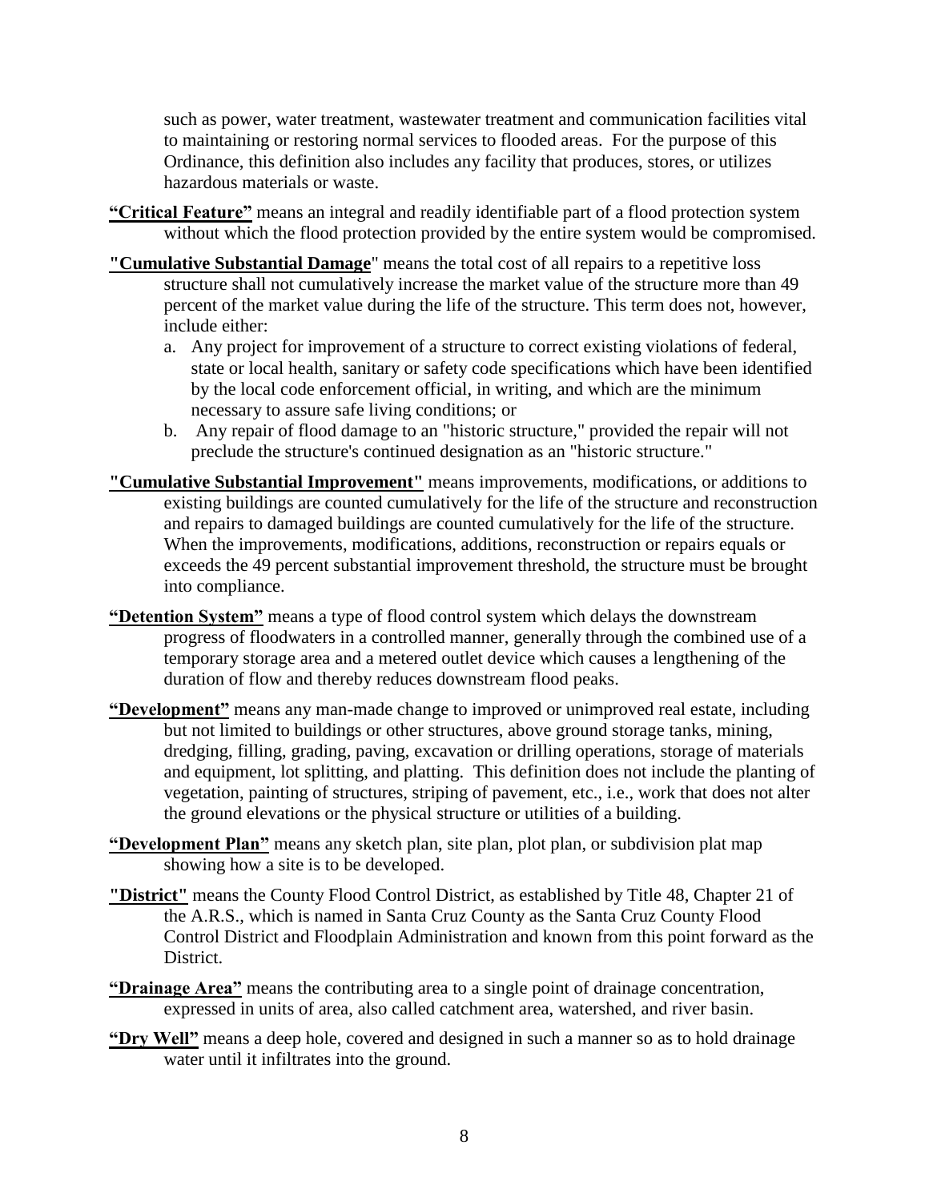such as power, water treatment, wastewater treatment and communication facilities vital to maintaining or restoring normal services to flooded areas. For the purpose of this Ordinance, this definition also includes any facility that produces, stores, or utilizes hazardous materials or waste.

**"Critical Feature"** means an integral and readily identifiable part of a flood protection system without which the flood protection provided by the entire system would be compromised.

**"Cumulative Substantial Damage"** means the total cost of all repairs to a repetitive loss structure shall not cumulatively increase the market value of the structure more than 49 percent of the market value during the life of the structure. This term does not, however, include either:

a. Any project for improvement of a structure to correct existing violations of federal, state or local health, sanitary or safety code specifications which have been identified by the local code enforcement official, in writing, and which are the minimum necessary to assure safe living conditions; or
b. Any repair of flood damage to an "historic structure," provided the repair will not preclude the structure's continued designation as an "historic structure."

**"Cumulative Substantial Improvement"** means improvements, modifications, or additions to existing buildings are counted cumulatively for the life of the structure and reconstruction and repairs to damaged buildings are counted cumulatively for the life of the structure. When the improvements, modifications, additions, reconstruction or repairs equals or exceeds the 49 percent substantial improvement threshold, the structure must be brought into compliance.

**"Detention System"** means a type of flood control system which delays the downstream progress of floodwaters in a controlled manner, generally through the combined use of a temporary storage area and a metered outlet device which causes a lengthening of the duration of flow and thereby reduces downstream flood peaks.

**"Development"** means any man-made change to improved or unimproved real estate, including but not limited to buildings or other structures, above ground storage tanks, mining, dredging, filling, grading, paving, excavation or drilling operations, storage of materials and equipment, lot splitting, and platting. This definition does not include the planting of vegetation, painting of structures, striping of pavement, etc., i.e., work that does not alter the ground elevations or the physical structure or utilities of a building.

**"Development Plan"** means any sketch plan, site plan, plot plan, or subdivision plat map showing how a site is to be developed.

**"District"** means the County Flood Control District, as established by Title 48, Chapter 21 of the A.R.S., which is named in Santa Cruz County as the Santa Cruz County Flood Control District and Floodplain Administration and known from this point forward as the District.

**"Drainage Area"** means the contributing area to a single point of drainage concentration, expressed in units of area, also called catchment area, watershed, and river basin.

**"Dry Well"** means a deep hole, covered and designed in such a manner so as to hold drainage water until it infiltrates into the ground.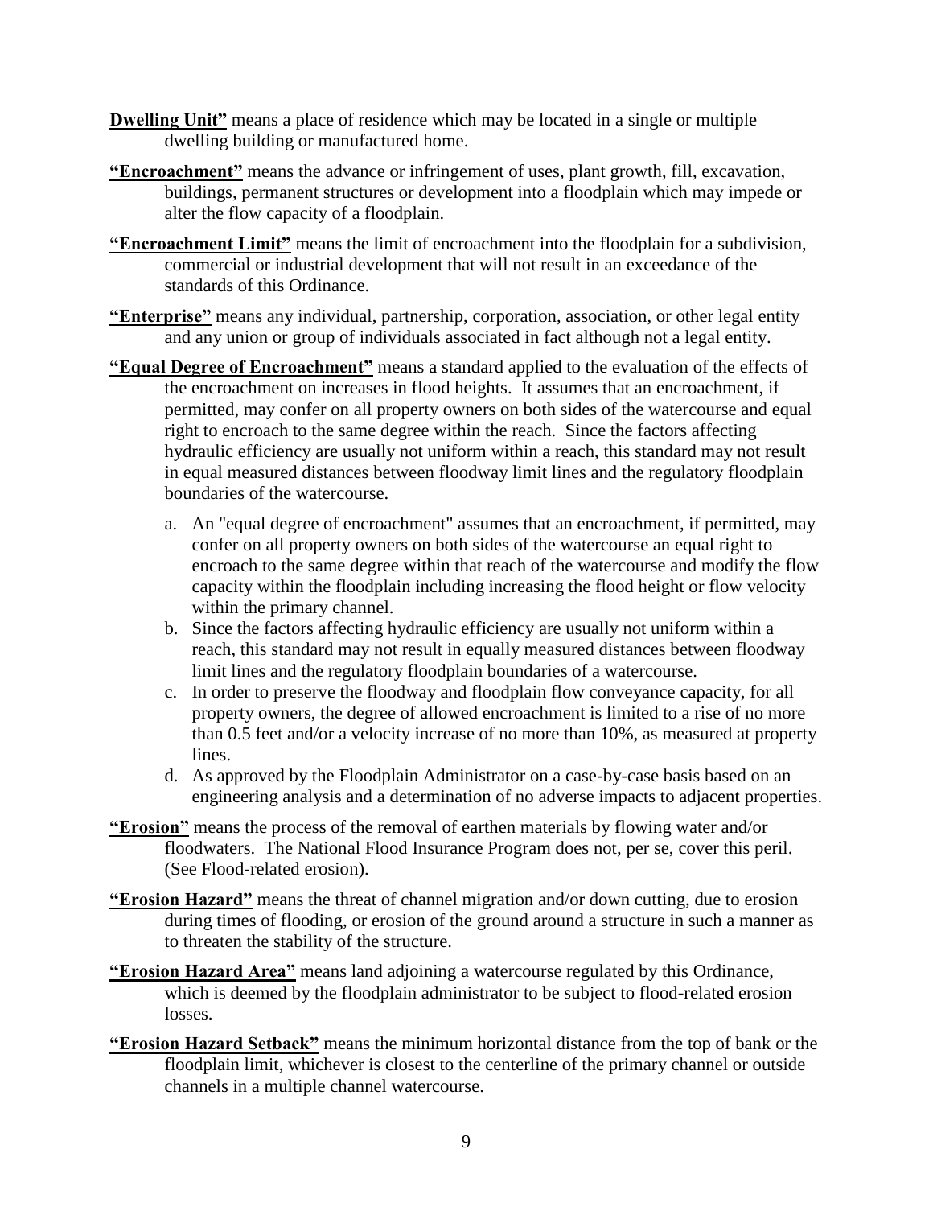**Dwelling Unit"** means a place of residence which may be located in a single or multiple dwelling building or manufactured home.

**"Encroachment"** means the advance or infringement of uses, plant growth, fill, excavation, buildings, permanent structures or development into a floodplain which may impede or alter the flow capacity of a floodplain.

**"Encroachment Limit"** means the limit of encroachment into the floodplain for a subdivision, commercial or industrial development that will not result in an exceedance of the standards of this Ordinance.

**"Enterprise"** means any individual, partnership, corporation, association, or other legal entity and any union or group of individuals associated in fact although not a legal entity.

**"Equal Degree of Encroachment"** means a standard applied to the evaluation of the effects of the encroachment on increases in flood heights. It assumes that an encroachment, if permitted, may confer on all property owners on both sides of the watercourse and equal right to encroach to the same degree within the reach. Since the factors affecting hydraulic efficiency are usually not uniform within a reach, this standard may not result in equal measured distances between floodway limit lines and the regulatory floodplain boundaries of the watercourse.

a. An "equal degree of encroachment" assumes that an encroachment, if permitted, may confer on all property owners on both sides of the watercourse an equal right to encroach to the same degree within that reach of the watercourse and modify the flow capacity within the floodplain including increasing the flood height or flow velocity within the primary channel.
b. Since the factors affecting hydraulic efficiency are usually not uniform within a reach, this standard may not result in equally measured distances between floodway limit lines and the regulatory floodplain boundaries of a watercourse.
c. In order to preserve the floodway and floodplain flow conveyance capacity, for all property owners, the degree of allowed encroachment is limited to a rise of no more than 0.5 feet and/or a velocity increase of no more than 10%, as measured at property lines.
d. As approved by the Floodplain Administrator on a case-by-case basis based on an engineering analysis and a determination of no adverse impacts to adjacent properties.

**"Erosion"** means the process of the removal of earthen materials by flowing water and/or floodwaters. The National Flood Insurance Program does not, per se, cover this peril. (See Flood-related erosion).

**"Erosion Hazard"** means the threat of channel migration and/or down cutting, due to erosion during times of flooding, or erosion of the ground around a structure in such a manner as to threaten the stability of the structure.

**"Erosion Hazard Area"** means land adjoining a watercourse regulated by this Ordinance, which is deemed by the floodplain administrator to be subject to flood-related erosion losses.

**"Erosion Hazard Setback"** means the minimum horizontal distance from the top of bank or the floodplain limit, whichever is closest to the centerline of the primary channel or outside channels in a multiple channel watercourse.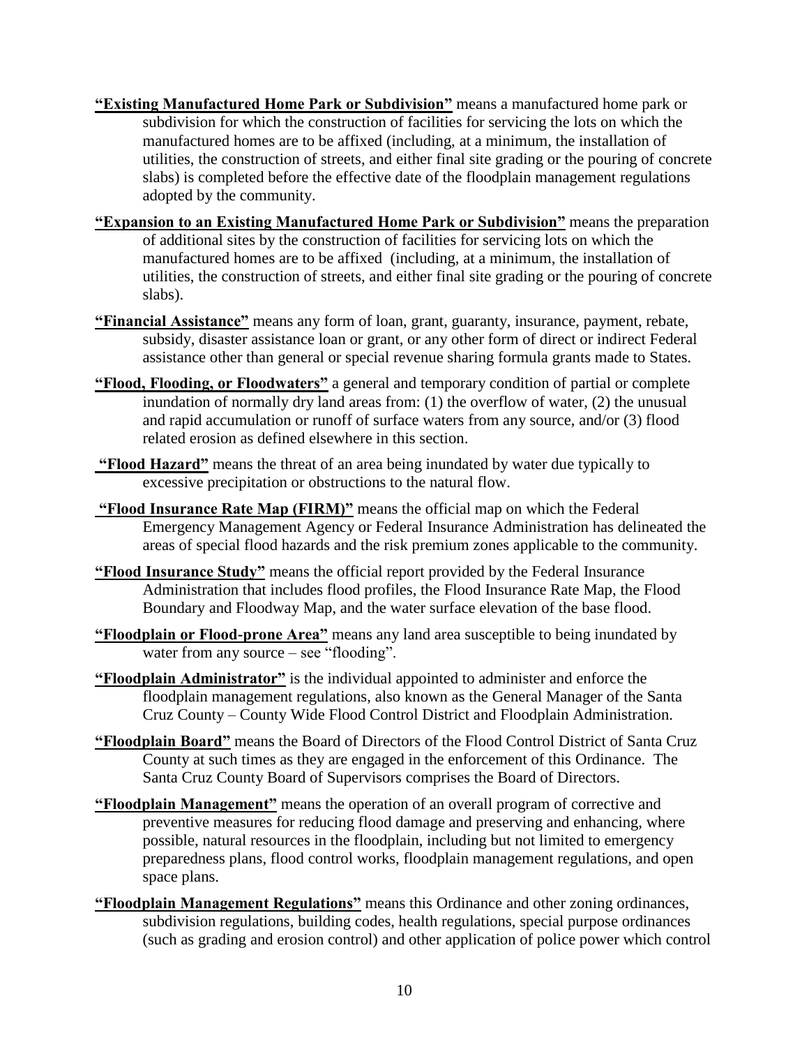**"Existing Manufactured Home Park or Subdivision"** means a manufactured home park or subdivision for which the construction of facilities for servicing the lots on which the manufactured homes are to be affixed (including, at a minimum, the installation of utilities, the construction of streets, and either final site grading or the pouring of concrete slabs) is completed before the effective date of the floodplain management regulations adopted by the community.

**"Expansion to an Existing Manufactured Home Park or Subdivision"** means the preparation of additional sites by the construction of facilities for servicing lots on which the manufactured homes are to be affixed (including, at a minimum, the installation of utilities, the construction of streets, and either final site grading or the pouring of concrete slabs).

**"Financial Assistance"** means any form of loan, grant, guaranty, insurance, payment, rebate, subsidy, disaster assistance loan or grant, or any other form of direct or indirect Federal assistance other than general or special revenue sharing formula grants made to States.

**"Flood, Flooding, or Floodwaters"** a general and temporary condition of partial or complete inundation of normally dry land areas from: (1) the overflow of water, (2) the unusual and rapid accumulation or runoff of surface waters from any source, and/or (3) flood related erosion as defined elsewhere in this section.

**"Flood Hazard"** means the threat of an area being inundated by water due typically to excessive precipitation or obstructions to the natural flow.

**"Flood Insurance Rate Map (FIRM)"** means the official map on which the Federal Emergency Management Agency or Federal Insurance Administration has delineated the areas of special flood hazards and the risk premium zones applicable to the community.

**"Flood Insurance Study"** means the official report provided by the Federal Insurance Administration that includes flood profiles, the Flood Insurance Rate Map, the Flood Boundary and Floodway Map, and the water surface elevation of the base flood.

**"Floodplain or Flood-prone Area"** means any land area susceptible to being inundated by water from any source – see "flooding".

**"Floodplain Administrator"** is the individual appointed to administer and enforce the floodplain management regulations, also known as the General Manager of the Santa Cruz County – County Wide Flood Control District and Floodplain Administration.

**"Floodplain Board"** means the Board of Directors of the Flood Control District of Santa Cruz County at such times as they are engaged in the enforcement of this Ordinance. The Santa Cruz County Board of Supervisors comprises the Board of Directors.

**"Floodplain Management"** means the operation of an overall program of corrective and preventive measures for reducing flood damage and preserving and enhancing, where possible, natural resources in the floodplain, including but not limited to emergency preparedness plans, flood control works, floodplain management regulations, and open space plans.

**"Floodplain Management Regulations"** means this Ordinance and other zoning ordinances, subdivision regulations, building codes, health regulations, special purpose ordinances (such as grading and erosion control) and other application of police power which control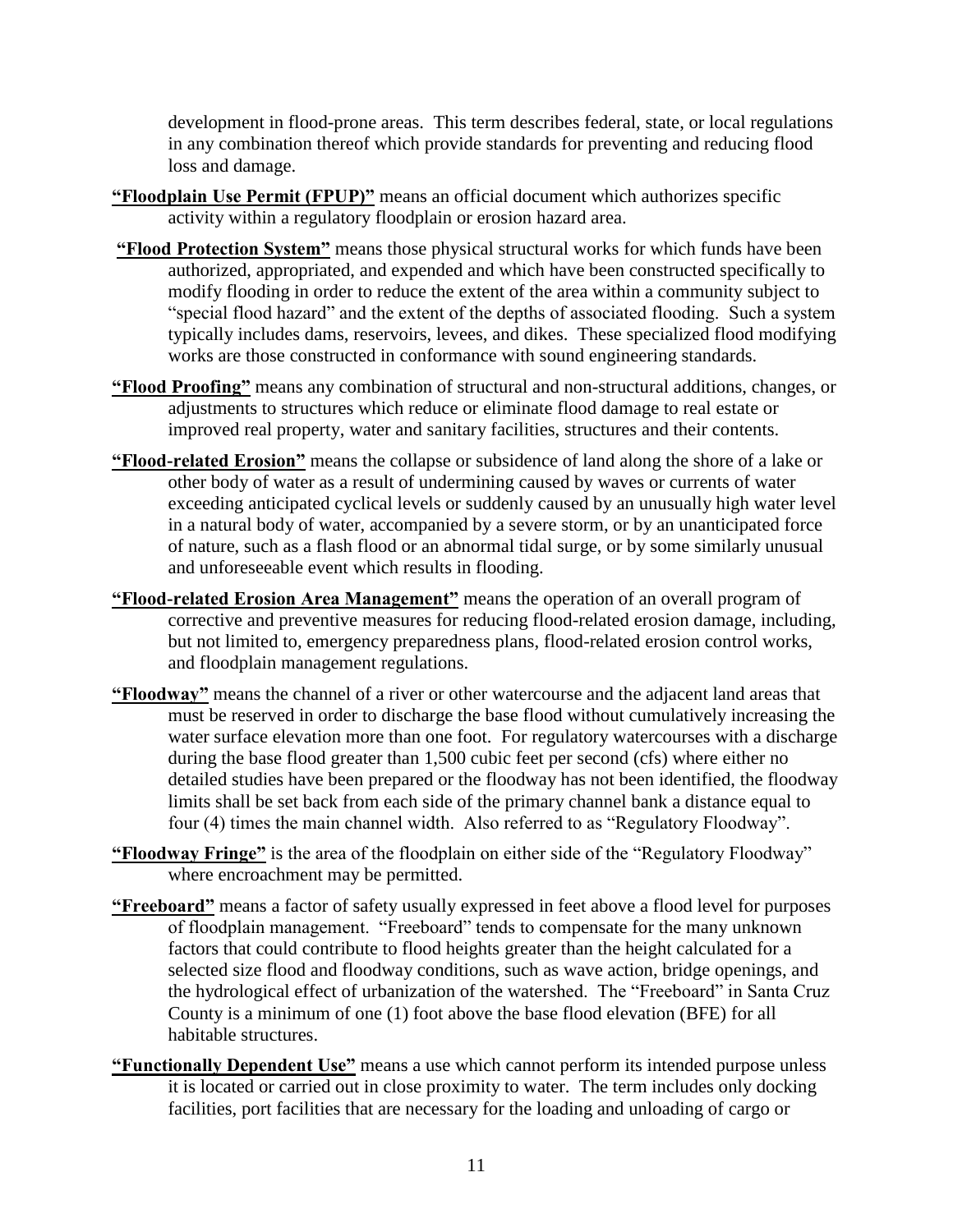development in flood-prone areas. This term describes federal, state, or local regulations in any combination thereof which provide standards for preventing and reducing flood loss and damage.

**"Floodplain Use Permit (FPUP)"** means an official document which authorizes specific activity within a regulatory floodplain or erosion hazard area.

**"Flood Protection System"** means those physical structural works for which funds have been authorized, appropriated, and expended and which have been constructed specifically to modify flooding in order to reduce the extent of the area within a community subject to "special flood hazard" and the extent of the depths of associated flooding. Such a system typically includes dams, reservoirs, levees, and dikes. These specialized flood modifying works are those constructed in conformance with sound engineering standards.

**"Flood Proofing"** means any combination of structural and non-structural additions, changes, or adjustments to structures which reduce or eliminate flood damage to real estate or improved real property, water and sanitary facilities, structures and their contents.

**"Flood-related Erosion"** means the collapse or subsidence of land along the shore of a lake or other body of water as a result of undermining caused by waves or currents of water exceeding anticipated cyclical levels or suddenly caused by an unusually high water level in a natural body of water, accompanied by a severe storm, or by an unanticipated force of nature, such as a flash flood or an abnormal tidal surge, or by some similarly unusual and unforeseeable event which results in flooding.

**"Flood-related Erosion Area Management"** means the operation of an overall program of corrective and preventive measures for reducing flood-related erosion damage, including, but not limited to, emergency preparedness plans, flood-related erosion control works, and floodplain management regulations.

**"Floodway"** means the channel of a river or other watercourse and the adjacent land areas that must be reserved in order to discharge the base flood without cumulatively increasing the water surface elevation more than one foot. For regulatory watercourses with a discharge during the base flood greater than 1,500 cubic feet per second (cfs) where either no detailed studies have been prepared or the floodway has not been identified, the floodway limits shall be set back from each side of the primary channel bank a distance equal to four (4) times the main channel width. Also referred to as "Regulatory Floodway".

**"Floodway Fringe"** is the area of the floodplain on either side of the "Regulatory Floodway" where encroachment may be permitted.

**"Freeboard"** means a factor of safety usually expressed in feet above a flood level for purposes of floodplain management. "Freeboard" tends to compensate for the many unknown factors that could contribute to flood heights greater than the height calculated for a selected size flood and floodway conditions, such as wave action, bridge openings, and the hydrological effect of urbanization of the watershed. The "Freeboard" in Santa Cruz County is a minimum of one (1) foot above the base flood elevation (BFE) for all habitable structures.

**"Functionally Dependent Use"** means a use which cannot perform its intended purpose unless it is located or carried out in close proximity to water. The term includes only docking facilities, port facilities that are necessary for the loading and unloading of cargo or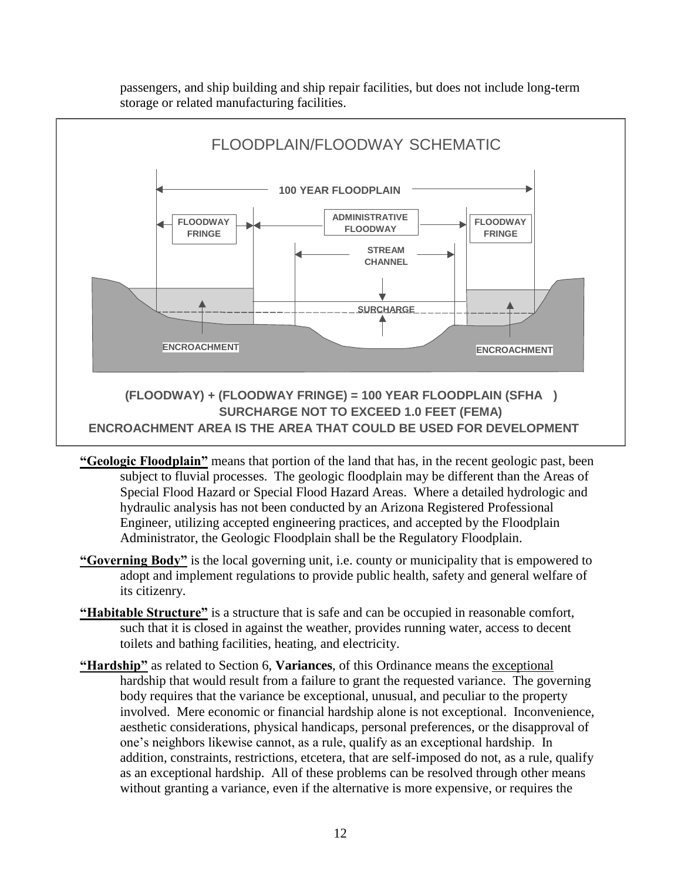passengers, and ship building and ship repair facilities, but does not include long-term storage or related manufacturing facilities.

FLOODPLAIN/FLOODWAY SCHEMATIC

100 YEAR FLOODPLAIN

FLOODWAY FRINGE

ADMINISTRATIVE FLOODWAY

FLOODWAY FRINGE

STREAM CHANNEL

SURCHARGE

ENCROACHMENT

ENCROACHMENT

**(FLOODWAY) + (FLOODWAY FRINGE) = 100 YEAR FLOODPLAIN (SFHA )**
**SURCHARGE NOT TO EXCEED 1.0 FEET (FEMA)**
**ENCROACHMENT AREA IS THE AREA THAT COULD BE USED FOR DEVELOPMENT**

**"Geologic Floodplain"** means that portion of the land that has, in the recent geologic past, been subject to fluvial processes. The geologic floodplain may be different than the Areas of Special Flood Hazard or Special Flood Hazard Areas. Where a detailed hydrologic and hydraulic analysis has not been conducted by an Arizona Registered Professional Engineer, utilizing accepted engineering practices, and accepted by the Floodplain Administrator, the Geologic Floodplain shall be the Regulatory Floodplain.

**"Governing Body"** is the local governing unit, i.e. county or municipality that is empowered to adopt and implement regulations to provide public health, safety and general welfare of its citizenry.

**"Habitable Structure"** is a structure that is safe and can be occupied in reasonable comfort, such that it is closed in against the weather, provides running water, access to decent toilets and bathing facilities, heating, and electricity.

**"Hardship"** as related to Section 6, **Variances**, of this Ordinance means the exceptional hardship that would result from a failure to grant the requested variance. The governing body requires that the variance be exceptional, unusual, and peculiar to the property involved. Mere economic or financial hardship alone is not exceptional. Inconvenience, aesthetic considerations, physical handicaps, personal preferences, or the disapproval of one's neighbors likewise cannot, as a rule, qualify as an exceptional hardship. In addition, constraints, restrictions, etcetera, that are self-imposed do not, as a rule, qualify as an exceptional hardship. All of these problems can be resolved through other means without granting a variance, even if the alternative is more expensive, or requires the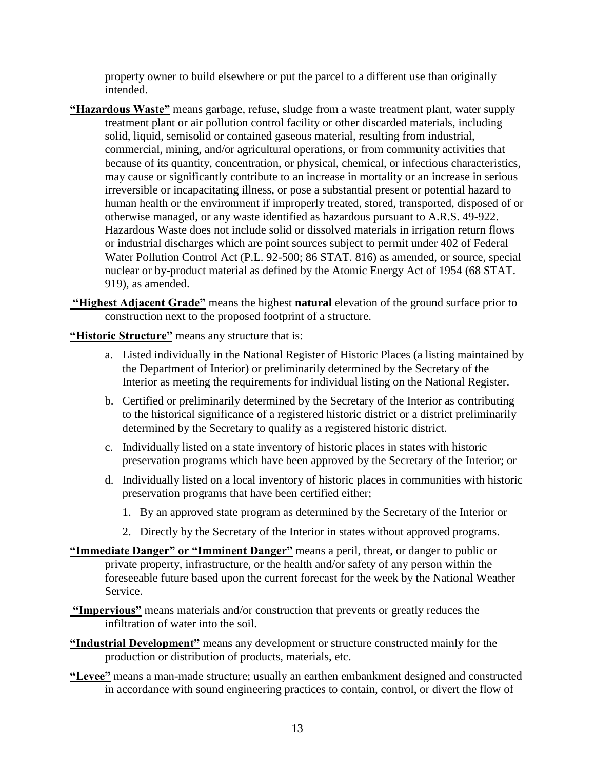property owner to build elsewhere or put the parcel to a different use than originally intended.

**"Hazardous Waste"** means garbage, refuse, sludge from a waste treatment plant, water supply treatment plant or air pollution control facility or other discarded materials, including solid, liquid, semisolid or contained gaseous material, resulting from industrial, commercial, mining, and/or agricultural operations, or from community activities that because of its quantity, concentration, or physical, chemical, or infectious characteristics, may cause or significantly contribute to an increase in mortality or an increase in serious irreversible or incapacitating illness, or pose a substantial present or potential hazard to human health or the environment if improperly treated, stored, transported, disposed of or otherwise managed, or any waste identified as hazardous pursuant to A.R.S. 49-922. Hazardous Waste does not include solid or dissolved materials in irrigation return flows or industrial discharges which are point sources subject to permit under 402 of Federal Water Pollution Control Act (P.L. 92-500; 86 STAT. 816) as amended, or source, special nuclear or by-product material as defined by the Atomic Energy Act of 1954 (68 STAT. 919), as amended.

**"Highest Adjacent Grade"** means the highest **natural** elevation of the ground surface prior to construction next to the proposed footprint of a structure.

**"Historic Structure"** means any structure that is:

a. Listed individually in the National Register of Historic Places (a listing maintained by the Department of Interior) or preliminarily determined by the Secretary of the Interior as meeting the requirements for individual listing on the National Register.

b. Certified or preliminarily determined by the Secretary of the Interior as contributing to the historical significance of a registered historic district or a district preliminarily determined by the Secretary to qualify as a registered historic district.

c. Individually listed on a state inventory of historic places in states with historic preservation programs which have been approved by the Secretary of the Interior; or

d. Individually listed on a local inventory of historic places in communities with historic preservation programs that have been certified either;

   1. By an approved state program as determined by the Secretary of the Interior or

   2. Directly by the Secretary of the Interior in states without approved programs.

**"Immediate Danger" or "Imminent Danger"** means a peril, threat, or danger to public or private property, infrastructure, or the health and/or safety of any person within the foreseeable future based upon the current forecast for the week by the National Weather Service.

**"Impervious"** means materials and/or construction that prevents or greatly reduces the infiltration of water into the soil.

**"Industrial Development"** means any development or structure constructed mainly for the production or distribution of products, materials, etc.

**"Levee"** means a man-made structure; usually an earthen embankment designed and constructed in accordance with sound engineering practices to contain, control, or divert the flow of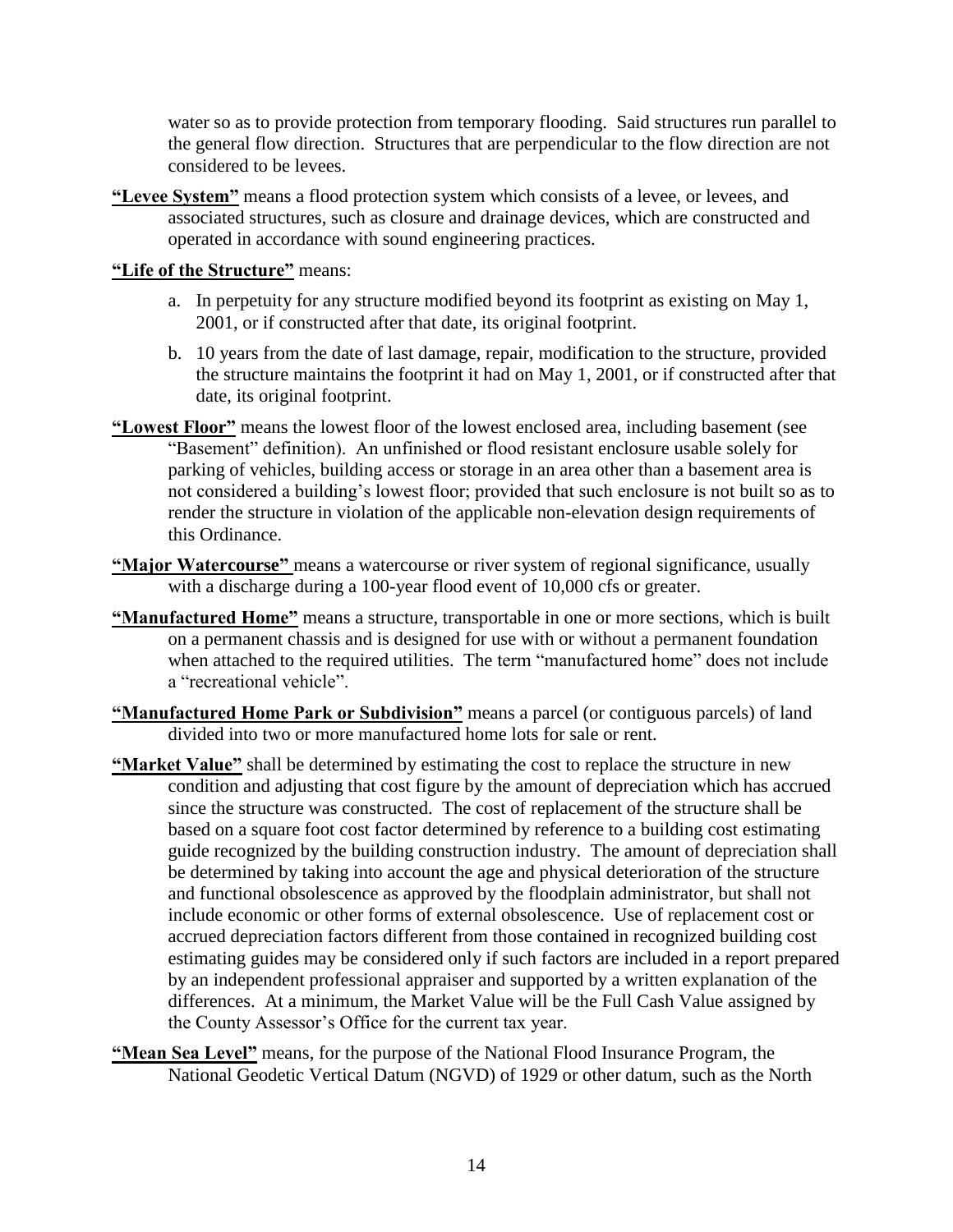water so as to provide protection from temporary flooding. Said structures run parallel to the general flow direction. Structures that are perpendicular to the flow direction are not considered to be levees.

**"Levee System"** means a flood protection system which consists of a levee, or levees, and associated structures, such as closure and drainage devices, which are constructed and operated in accordance with sound engineering practices.

**"Life of the Structure"** means:

a. In perpetuity for any structure modified beyond its footprint as existing on May 1, 2001, or if constructed after that date, its original footprint.

b. 10 years from the date of last damage, repair, modification to the structure, provided the structure maintains the footprint it had on May 1, 2001, or if constructed after that date, its original footprint.

**"Lowest Floor"** means the lowest floor of the lowest enclosed area, including basement (see "Basement" definition). An unfinished or flood resistant enclosure usable solely for parking of vehicles, building access or storage in an area other than a basement area is not considered a building's lowest floor; provided that such enclosure is not built so as to render the structure in violation of the applicable non-elevation design requirements of this Ordinance.

**"Major Watercourse"** means a watercourse or river system of regional significance, usually with a discharge during a 100-year flood event of 10,000 cfs or greater.

**"Manufactured Home"** means a structure, transportable in one or more sections, which is built on a permanent chassis and is designed for use with or without a permanent foundation when attached to the required utilities. The term "manufactured home" does not include a "recreational vehicle".

**"Manufactured Home Park or Subdivision"** means a parcel (or contiguous parcels) of land divided into two or more manufactured home lots for sale or rent.

**"Market Value"** shall be determined by estimating the cost to replace the structure in new condition and adjusting that cost figure by the amount of depreciation which has accrued since the structure was constructed. The cost of replacement of the structure shall be based on a square foot cost factor determined by reference to a building cost estimating guide recognized by the building construction industry. The amount of depreciation shall be determined by taking into account the age and physical deterioration of the structure and functional obsolescence as approved by the floodplain administrator, but shall not include economic or other forms of external obsolescence. Use of replacement cost or accrued depreciation factors different from those contained in recognized building cost estimating guides may be considered only if such factors are included in a report prepared by an independent professional appraiser and supported by a written explanation of the differences. At a minimum, the Market Value will be the Full Cash Value assigned by the County Assessor's Office for the current tax year.

**"Mean Sea Level"** means, for the purpose of the National Flood Insurance Program, the National Geodetic Vertical Datum (NGVD) of 1929 or other datum, such as the North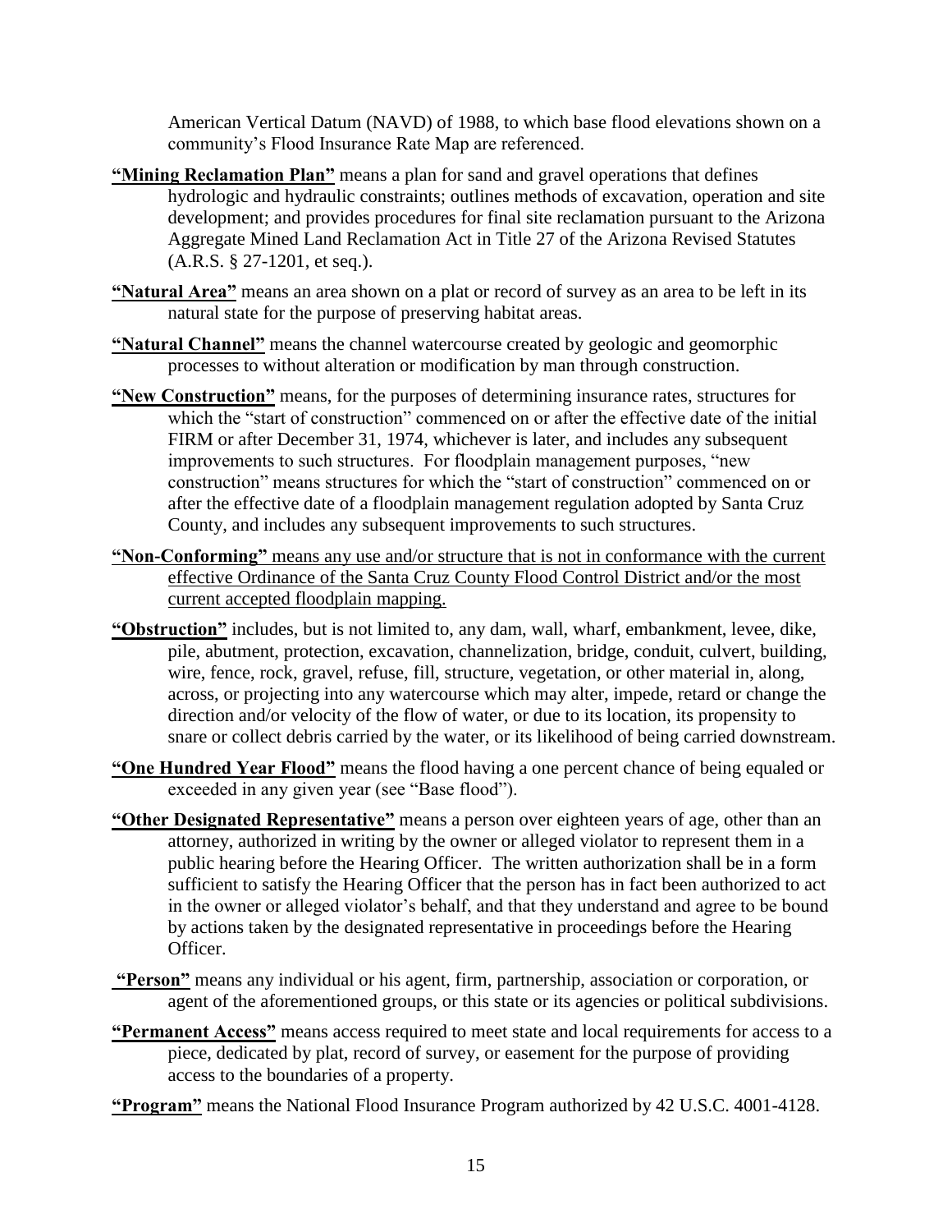American Vertical Datum (NAVD) of 1988, to which base flood elevations shown on a community's Flood Insurance Rate Map are referenced.

**"Mining Reclamation Plan"** means a plan for sand and gravel operations that defines hydrologic and hydraulic constraints; outlines methods of excavation, operation and site development; and provides procedures for final site reclamation pursuant to the Arizona Aggregate Mined Land Reclamation Act in Title 27 of the Arizona Revised Statutes (A.R.S. § 27-1201, et seq.).

**"Natural Area"** means an area shown on a plat or record of survey as an area to be left in its natural state for the purpose of preserving habitat areas.

**"Natural Channel"** means the channel watercourse created by geologic and geomorphic processes to without alteration or modification by man through construction.

**"New Construction"** means, for the purposes of determining insurance rates, structures for which the "start of construction" commenced on or after the effective date of the initial FIRM or after December 31, 1974, whichever is later, and includes any subsequent improvements to such structures. For floodplain management purposes, "new construction" means structures for which the "start of construction" commenced on or after the effective date of a floodplain management regulation adopted by Santa Cruz County, and includes any subsequent improvements to such structures.

**"Non-Conforming"** means any use and/or structure that is not in conformance with the current effective Ordinance of the Santa Cruz County Flood Control District and/or the most current accepted floodplain mapping.

**"Obstruction"** includes, but is not limited to, any dam, wall, wharf, embankment, levee, dike, pile, abutment, protection, excavation, channelization, bridge, conduit, culvert, building, wire, fence, rock, gravel, refuse, fill, structure, vegetation, or other material in, along, across, or projecting into any watercourse which may alter, impede, retard or change the direction and/or velocity of the flow of water, or due to its location, its propensity to snare or collect debris carried by the water, or its likelihood of being carried downstream.

**"One Hundred Year Flood"** means the flood having a one percent chance of being equaled or exceeded in any given year (see "Base flood").

**"Other Designated Representative"** means a person over eighteen years of age, other than an attorney, authorized in writing by the owner or alleged violator to represent them in a public hearing before the Hearing Officer. The written authorization shall be in a form sufficient to satisfy the Hearing Officer that the person has in fact been authorized to act in the owner or alleged violator's behalf, and that they understand and agree to be bound by actions taken by the designated representative in proceedings before the Hearing Officer.

**"Person"** means any individual or his agent, firm, partnership, association or corporation, or agent of the aforementioned groups, or this state or its agencies or political subdivisions.

**"Permanent Access"** means access required to meet state and local requirements for access to a piece, dedicated by plat, record of survey, or easement for the purpose of providing access to the boundaries of a property.

**"Program"** means the National Flood Insurance Program authorized by 42 U.S.C. 4001-4128.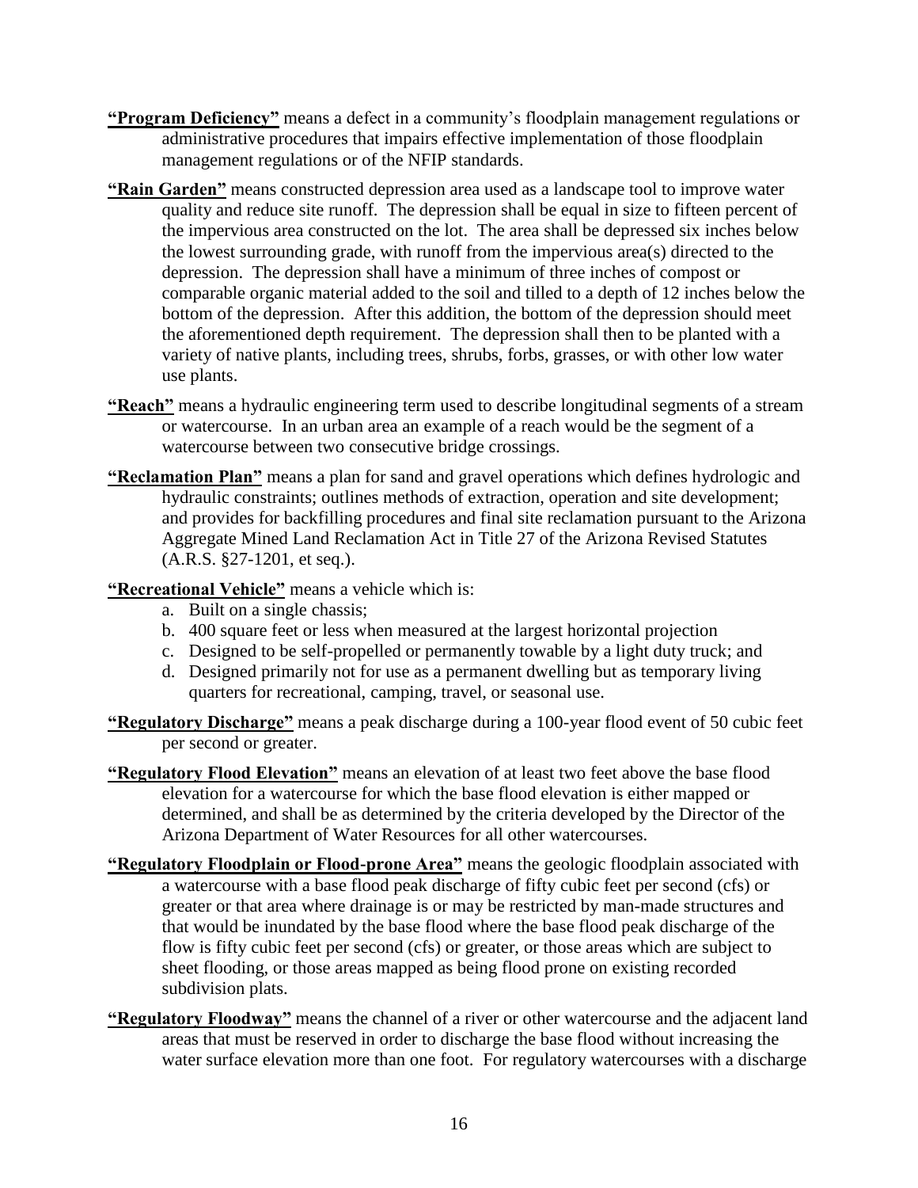**"Program Deficiency"** means a defect in a community's floodplain management regulations or administrative procedures that impairs effective implementation of those floodplain management regulations or of the NFIP standards.

**"Rain Garden"** means constructed depression area used as a landscape tool to improve water quality and reduce site runoff. The depression shall be equal in size to fifteen percent of the impervious area constructed on the lot. The area shall be depressed six inches below the lowest surrounding grade, with runoff from the impervious area(s) directed to the depression. The depression shall have a minimum of three inches of compost or comparable organic material added to the soil and tilled to a depth of 12 inches below the bottom of the depression. After this addition, the bottom of the depression should meet the aforementioned depth requirement. The depression shall then to be planted with a variety of native plants, including trees, shrubs, forbs, grasses, or with other low water use plants.

**"Reach"** means a hydraulic engineering term used to describe longitudinal segments of a stream or watercourse. In an urban area an example of a reach would be the segment of a watercourse between two consecutive bridge crossings.

**"Reclamation Plan"** means a plan for sand and gravel operations which defines hydrologic and hydraulic constraints; outlines methods of extraction, operation and site development; and provides for backfilling procedures and final site reclamation pursuant to the Arizona Aggregate Mined Land Reclamation Act in Title 27 of the Arizona Revised Statutes (A.R.S. §27-1201, et seq.).

**"Recreational Vehicle"** means a vehicle which is:

a. Built on a single chassis;
b. 400 square feet or less when measured at the largest horizontal projection
c. Designed to be self-propelled or permanently towable by a light duty truck; and
d. Designed primarily not for use as a permanent dwelling but as temporary living quarters for recreational, camping, travel, or seasonal use.

**"Regulatory Discharge"** means a peak discharge during a 100-year flood event of 50 cubic feet per second or greater.

**"Regulatory Flood Elevation"** means an elevation of at least two feet above the base flood elevation for a watercourse for which the base flood elevation is either mapped or determined, and shall be as determined by the criteria developed by the Director of the Arizona Department of Water Resources for all other watercourses.

**"Regulatory Floodplain or Flood-prone Area"** means the geologic floodplain associated with a watercourse with a base flood peak discharge of fifty cubic feet per second (cfs) or greater or that area where drainage is or may be restricted by man-made structures and that would be inundated by the base flood where the base flood peak discharge of the flow is fifty cubic feet per second (cfs) or greater, or those areas which are subject to sheet flooding, or those areas mapped as being flood prone on existing recorded subdivision plats.

**"Regulatory Floodway"** means the channel of a river or other watercourse and the adjacent land areas that must be reserved in order to discharge the base flood without increasing the water surface elevation more than one foot. For regulatory watercourses with a discharge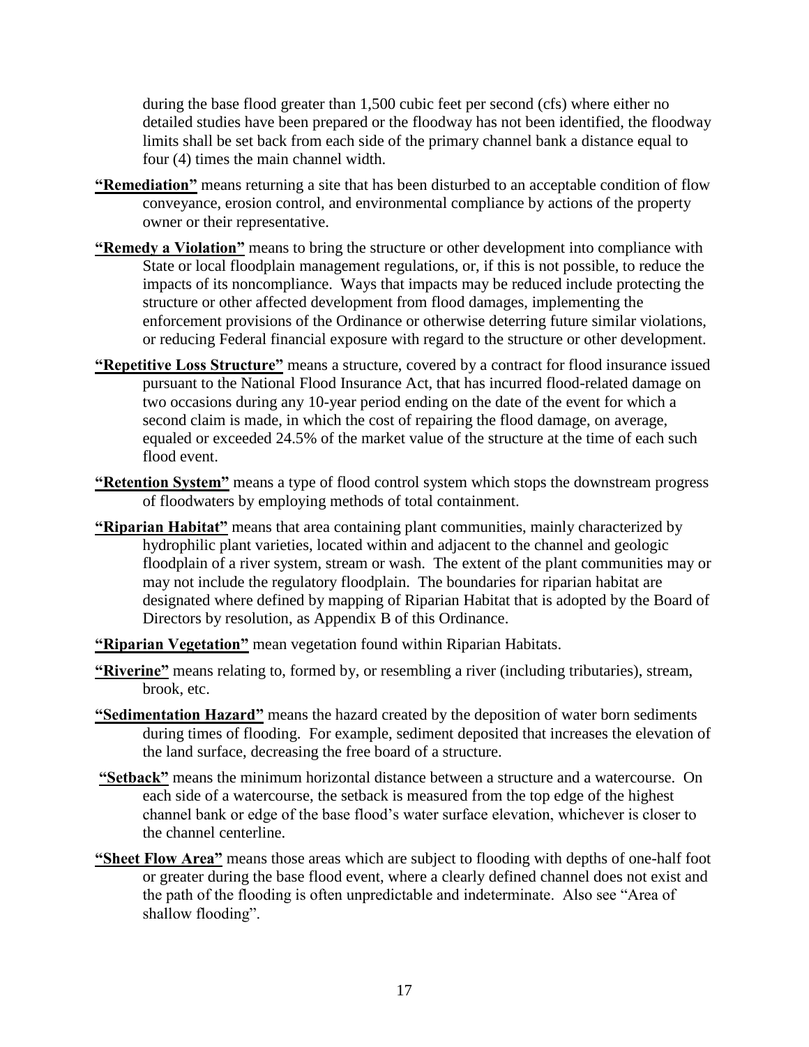during the base flood greater than 1,500 cubic feet per second (cfs) where either no detailed studies have been prepared or the floodway has not been identified, the floodway limits shall be set back from each side of the primary channel bank a distance equal to four (4) times the main channel width.

**"Remediation"** means returning a site that has been disturbed to an acceptable condition of flow conveyance, erosion control, and environmental compliance by actions of the property owner or their representative.

**"Remedy a Violation"** means to bring the structure or other development into compliance with State or local floodplain management regulations, or, if this is not possible, to reduce the impacts of its noncompliance. Ways that impacts may be reduced include protecting the structure or other affected development from flood damages, implementing the enforcement provisions of the Ordinance or otherwise deterring future similar violations, or reducing Federal financial exposure with regard to the structure or other development.

**"Repetitive Loss Structure"** means a structure, covered by a contract for flood insurance issued pursuant to the National Flood Insurance Act, that has incurred flood-related damage on two occasions during any 10-year period ending on the date of the event for which a second claim is made, in which the cost of repairing the flood damage, on average, equaled or exceeded 24.5% of the market value of the structure at the time of each such flood event.

**"Retention System"** means a type of flood control system which stops the downstream progress of floodwaters by employing methods of total containment.

**"Riparian Habitat"** means that area containing plant communities, mainly characterized by hydrophilic plant varieties, located within and adjacent to the channel and geologic floodplain of a river system, stream or wash. The extent of the plant communities may or may not include the regulatory floodplain. The boundaries for riparian habitat are designated where defined by mapping of Riparian Habitat that is adopted by the Board of Directors by resolution, as Appendix B of this Ordinance.

**"Riparian Vegetation"** mean vegetation found within Riparian Habitats.

**"Riverine"** means relating to, formed by, or resembling a river (including tributaries), stream, brook, etc.

**"Sedimentation Hazard"** means the hazard created by the deposition of water born sediments during times of flooding. For example, sediment deposited that increases the elevation of the land surface, decreasing the free board of a structure.

**"Setback"** means the minimum horizontal distance between a structure and a watercourse. On each side of a watercourse, the setback is measured from the top edge of the highest channel bank or edge of the base flood's water surface elevation, whichever is closer to the channel centerline.

**"Sheet Flow Area"** means those areas which are subject to flooding with depths of one-half foot or greater during the base flood event, where a clearly defined channel does not exist and the path of the flooding is often unpredictable and indeterminate. Also see "Area of shallow flooding".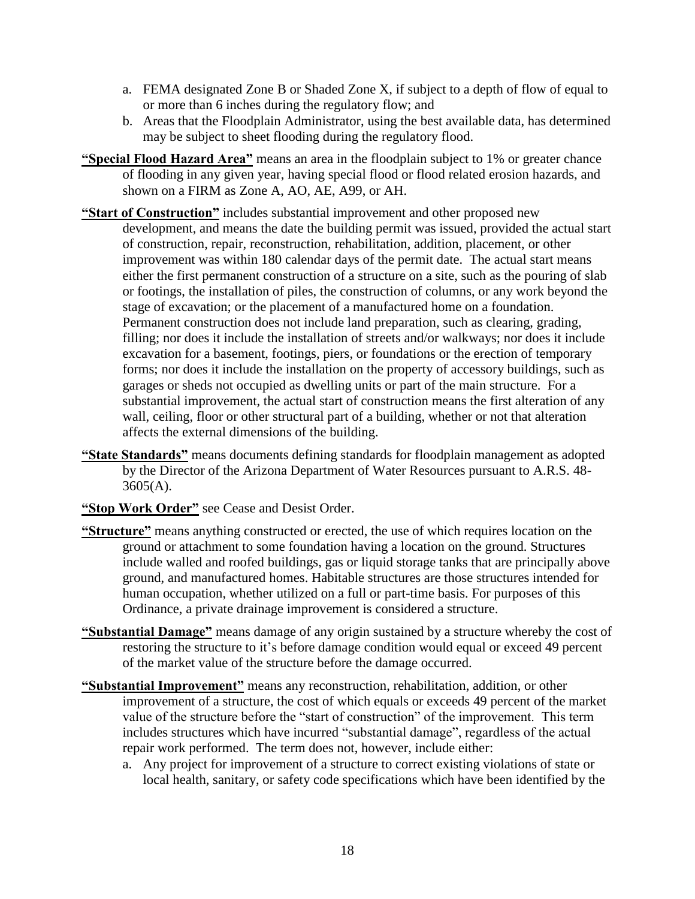a. FEMA designated Zone B or Shaded Zone X, if subject to a depth of flow of equal to or more than 6 inches during the regulatory flow; and
b. Areas that the Floodplain Administrator, using the best available data, has determined may be subject to sheet flooding during the regulatory flood.

**"Special Flood Hazard Area"** means an area in the floodplain subject to 1% or greater chance of flooding in any given year, having special flood or flood related erosion hazards, and shown on a FIRM as Zone A, AO, AE, A99, or AH.

**"Start of Construction"** includes substantial improvement and other proposed new development, and means the date the building permit was issued, provided the actual start of construction, repair, reconstruction, rehabilitation, addition, placement, or other improvement was within 180 calendar days of the permit date. The actual start means either the first permanent construction of a structure on a site, such as the pouring of slab or footings, the installation of piles, the construction of columns, or any work beyond the stage of excavation; or the placement of a manufactured home on a foundation. Permanent construction does not include land preparation, such as clearing, grading, filling; nor does it include the installation of streets and/or walkways; nor does it include excavation for a basement, footings, piers, or foundations or the erection of temporary forms; nor does it include the installation on the property of accessory buildings, such as garages or sheds not occupied as dwelling units or part of the main structure. For a substantial improvement, the actual start of construction means the first alteration of any wall, ceiling, floor or other structural part of a building, whether or not that alteration affects the external dimensions of the building.

**"State Standards"** means documents defining standards for floodplain management as adopted by the Director of the Arizona Department of Water Resources pursuant to A.R.S. 48-3605(A).

**"Stop Work Order"** see Cease and Desist Order.

**"Structure"** means anything constructed or erected, the use of which requires location on the ground or attachment to some foundation having a location on the ground. Structures include walled and roofed buildings, gas or liquid storage tanks that are principally above ground, and manufactured homes. Habitable structures are those structures intended for human occupation, whether utilized on a full or part-time basis. For purposes of this Ordinance, a private drainage improvement is considered a structure.

**"Substantial Damage"** means damage of any origin sustained by a structure whereby the cost of restoring the structure to it's before damage condition would equal or exceed 49 percent of the market value of the structure before the damage occurred.

**"Substantial Improvement"** means any reconstruction, rehabilitation, addition, or other improvement of a structure, the cost of which equals or exceeds 49 percent of the market value of the structure before the "start of construction" of the improvement. This term includes structures which have incurred "substantial damage", regardless of the actual repair work performed. The term does not, however, include either:

a. Any project for improvement of a structure to correct existing violations of state or local health, sanitary, or safety code specifications which have been identified by the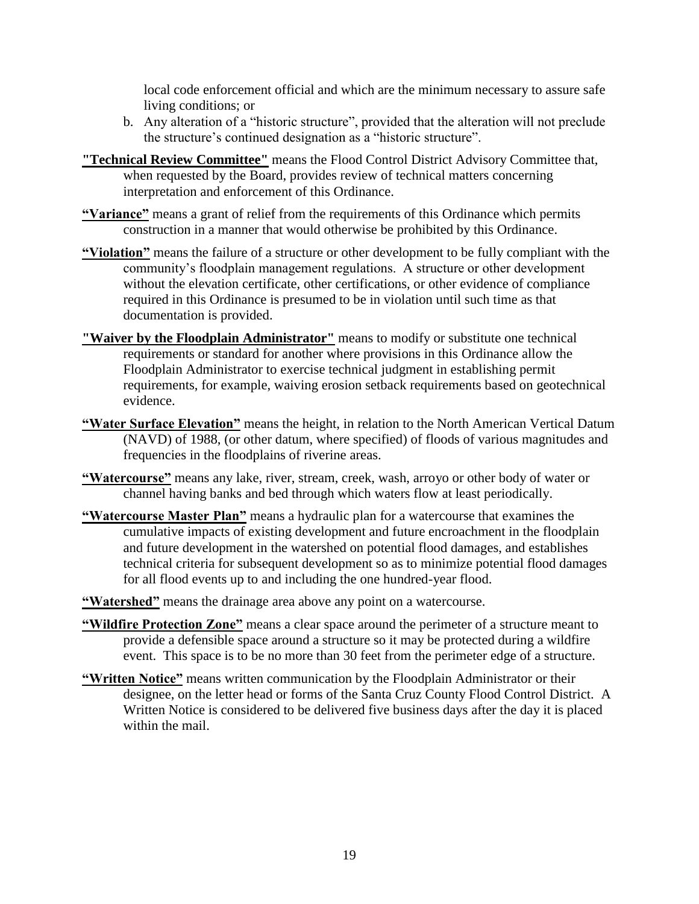local code enforcement official and which are the minimum necessary to assure safe living conditions; or

b. Any alteration of a "historic structure", provided that the alteration will not preclude the structure's continued designation as a "historic structure".

**"Technical Review Committee"** means the Flood Control District Advisory Committee that, when requested by the Board, provides review of technical matters concerning interpretation and enforcement of this Ordinance.

**"Variance"** means a grant of relief from the requirements of this Ordinance which permits construction in a manner that would otherwise be prohibited by this Ordinance.

**"Violation"** means the failure of a structure or other development to be fully compliant with the community's floodplain management regulations. A structure or other development without the elevation certificate, other certifications, or other evidence of compliance required in this Ordinance is presumed to be in violation until such time as that documentation is provided.

**"Waiver by the Floodplain Administrator"** means to modify or substitute one technical requirements or standard for another where provisions in this Ordinance allow the Floodplain Administrator to exercise technical judgment in establishing permit requirements, for example, waiving erosion setback requirements based on geotechnical evidence.

**"Water Surface Elevation"** means the height, in relation to the North American Vertical Datum (NAVD) of 1988, (or other datum, where specified) of floods of various magnitudes and frequencies in the floodplains of riverine areas.

**"Watercourse"** means any lake, river, stream, creek, wash, arroyo or other body of water or channel having banks and bed through which waters flow at least periodically.

**"Watercourse Master Plan"** means a hydraulic plan for a watercourse that examines the cumulative impacts of existing development and future encroachment in the floodplain and future development in the watershed on potential flood damages, and establishes technical criteria for subsequent development so as to minimize potential flood damages for all flood events up to and including the one hundred-year flood.

**"Watershed"** means the drainage area above any point on a watercourse.

**"Wildfire Protection Zone"** means a clear space around the perimeter of a structure meant to provide a defensible space around a structure so it may be protected during a wildfire event. This space is to be no more than 30 feet from the perimeter edge of a structure.

**"Written Notice"** means written communication by the Floodplain Administrator or their designee, on the letter head or forms of the Santa Cruz County Flood Control District. A Written Notice is considered to be delivered five business days after the day it is placed within the mail.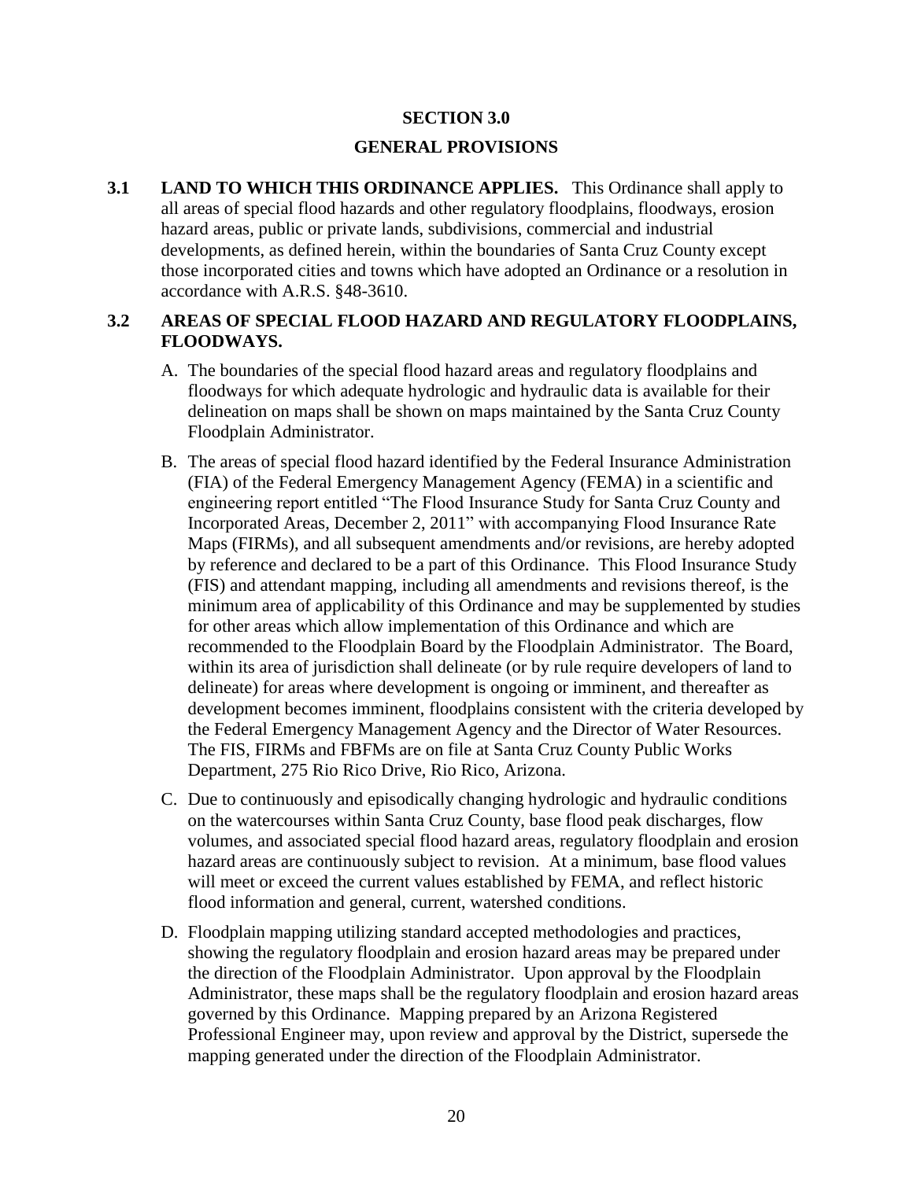# SECTION 3.0

# GENERAL PROVISIONS

**3.1 LAND TO WHICH THIS ORDINANCE APPLIES.** This Ordinance shall apply to all areas of special flood hazards and other regulatory floodplains, floodways, erosion hazard areas, public or private lands, subdivisions, commercial and industrial developments, as defined herein, within the boundaries of Santa Cruz County except those incorporated cities and towns which have adopted an Ordinance or a resolution in accordance with A.R.S. §48-3610.

**3.2 AREAS OF SPECIAL FLOOD HAZARD AND REGULATORY FLOODPLAINS, FLOODWAYS.**

A. The boundaries of the special flood hazard areas and regulatory floodplains and floodways for which adequate hydrologic and hydraulic data is available for their delineation on maps shall be shown on maps maintained by the Santa Cruz County Floodplain Administrator.

B. The areas of special flood hazard identified by the Federal Insurance Administration (FIA) of the Federal Emergency Management Agency (FEMA) in a scientific and engineering report entitled "The Flood Insurance Study for Santa Cruz County and Incorporated Areas, December 2, 2011" with accompanying Flood Insurance Rate Maps (FIRMs), and all subsequent amendments and/or revisions, are hereby adopted by reference and declared to be a part of this Ordinance. This Flood Insurance Study (FIS) and attendant mapping, including all amendments and revisions thereof, is the minimum area of applicability of this Ordinance and may be supplemented by studies for other areas which allow implementation of this Ordinance and which are recommended to the Floodplain Board by the Floodplain Administrator. The Board, within its area of jurisdiction shall delineate (or by rule require developers of land to delineate) for areas where development is ongoing or imminent, and thereafter as development becomes imminent, floodplains consistent with the criteria developed by the Federal Emergency Management Agency and the Director of Water Resources. The FIS, FIRMs and FBFMs are on file at Santa Cruz County Public Works Department, 275 Rio Rico Drive, Rio Rico, Arizona.

C. Due to continuously and episodically changing hydrologic and hydraulic conditions on the watercourses within Santa Cruz County, base flood peak discharges, flow volumes, and associated special flood hazard areas, regulatory floodplain and erosion hazard areas are continuously subject to revision. At a minimum, base flood values will meet or exceed the current values established by FEMA, and reflect historic flood information and general, current, watershed conditions.

D. Floodplain mapping utilizing standard accepted methodologies and practices, showing the regulatory floodplain and erosion hazard areas may be prepared under the direction of the Floodplain Administrator. Upon approval by the Floodplain Administrator, these maps shall be the regulatory floodplain and erosion hazard areas governed by this Ordinance. Mapping prepared by an Arizona Registered Professional Engineer may, upon review and approval by the District, supersede the mapping generated under the direction of the Floodplain Administrator.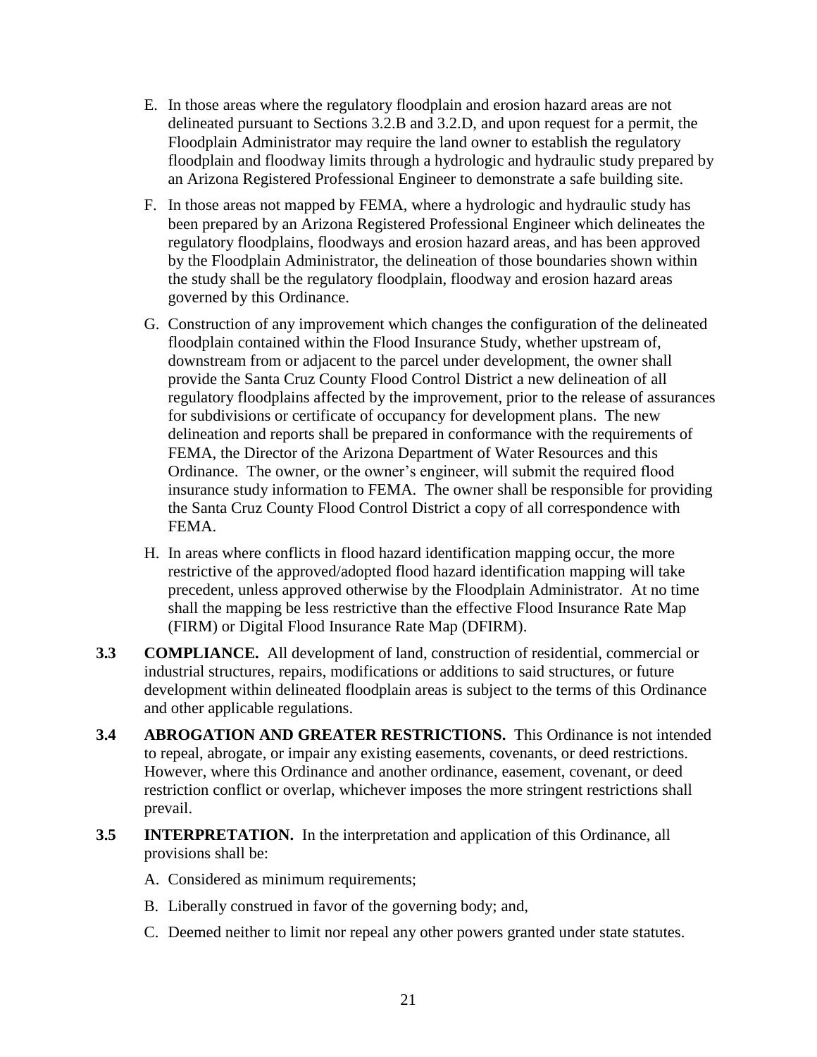E. In those areas where the regulatory floodplain and erosion hazard areas are not delineated pursuant to Sections 3.2.B and 3.2.D, and upon request for a permit, the Floodplain Administrator may require the land owner to establish the regulatory floodplain and floodway limits through a hydrologic and hydraulic study prepared by an Arizona Registered Professional Engineer to demonstrate a safe building site.

F. In those areas not mapped by FEMA, where a hydrologic and hydraulic study has been prepared by an Arizona Registered Professional Engineer which delineates the regulatory floodplains, floodways and erosion hazard areas, and has been approved by the Floodplain Administrator, the delineation of those boundaries shown within the study shall be the regulatory floodplain, floodway and erosion hazard areas governed by this Ordinance.

G. Construction of any improvement which changes the configuration of the delineated floodplain contained within the Flood Insurance Study, whether upstream of, downstream from or adjacent to the parcel under development, the owner shall provide the Santa Cruz County Flood Control District a new delineation of all regulatory floodplains affected by the improvement, prior to the release of assurances for subdivisions or certificate of occupancy for development plans. The new delineation and reports shall be prepared in conformance with the requirements of FEMA, the Director of the Arizona Department of Water Resources and this Ordinance. The owner, or the owner's engineer, will submit the required flood insurance study information to FEMA. The owner shall be responsible for providing the Santa Cruz County Flood Control District a copy of all correspondence with FEMA.

H. In areas where conflicts in flood hazard identification mapping occur, the more restrictive of the approved/adopted flood hazard identification mapping will take precedent, unless approved otherwise by the Floodplain Administrator. At no time shall the mapping be less restrictive than the effective Flood Insurance Rate Map (FIRM) or Digital Flood Insurance Rate Map (DFIRM).

**3.3 COMPLIANCE.** All development of land, construction of residential, commercial or industrial structures, repairs, modifications or additions to said structures, or future development within delineated floodplain areas is subject to the terms of this Ordinance and other applicable regulations.

**3.4 ABROGATION AND GREATER RESTRICTIONS.** This Ordinance is not intended to repeal, abrogate, or impair any existing easements, covenants, or deed restrictions. However, where this Ordinance and another ordinance, easement, covenant, or deed restriction conflict or overlap, whichever imposes the more stringent restrictions shall prevail.

**3.5 INTERPRETATION.** In the interpretation and application of this Ordinance, all provisions shall be:

A. Considered as minimum requirements;

B. Liberally construed in favor of the governing body; and,

C. Deemed neither to limit nor repeal any other powers granted under state statutes.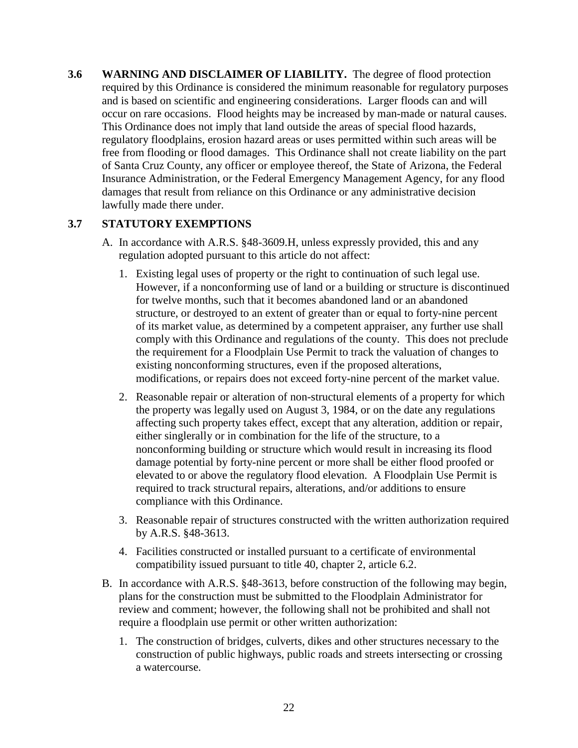**3.6 WARNING AND DISCLAIMER OF LIABILITY.** The degree of flood protection required by this Ordinance is considered the minimum reasonable for regulatory purposes and is based on scientific and engineering considerations. Larger floods can and will occur on rare occasions. Flood heights may be increased by man-made or natural causes. This Ordinance does not imply that land outside the areas of special flood hazards, regulatory floodplains, erosion hazard areas or uses permitted within such areas will be free from flooding or flood damages. This Ordinance shall not create liability on the part of Santa Cruz County, any officer or employee thereof, the State of Arizona, the Federal Insurance Administration, or the Federal Emergency Management Agency, for any flood damages that result from reliance on this Ordinance or any administrative decision lawfully made there under.

**3.7 STATUTORY EXEMPTIONS**

A. In accordance with A.R.S. §48-3609.H, unless expressly provided, this and any regulation adopted pursuant to this article do not affect:

   1. Existing legal uses of property or the right to continuation of such legal use. However, if a nonconforming use of land or a building or structure is discontinued for twelve months, such that it becomes abandoned land or an abandoned structure, or destroyed to an extent of greater than or equal to forty-nine percent of its market value, as determined by a competent appraiser, any further use shall comply with this Ordinance and regulations of the county. This does not preclude the requirement for a Floodplain Use Permit to track the valuation of changes to existing nonconforming structures, even if the proposed alterations, modifications, or repairs does not exceed forty-nine percent of the market value.

   2. Reasonable repair or alteration of non-structural elements of a property for which the property was legally used on August 3, 1984, or on the date any regulations affecting such property takes effect, except that any alteration, addition or repair, either singlerally or in combination for the life of the structure, to a nonconforming building or structure which would result in increasing its flood damage potential by forty-nine percent or more shall be either flood proofed or elevated to or above the regulatory flood elevation. A Floodplain Use Permit is required to track structural repairs, alterations, and/or additions to ensure compliance with this Ordinance.

   3. Reasonable repair of structures constructed with the written authorization required by A.R.S. §48-3613.

   4. Facilities constructed or installed pursuant to a certificate of environmental compatibility issued pursuant to title 40, chapter 2, article 6.2.

B. In accordance with A.R.S. §48-3613, before construction of the following may begin, plans for the construction must be submitted to the Floodplain Administrator for review and comment; however, the following shall not be prohibited and shall not require a floodplain use permit or other written authorization:

   1. The construction of bridges, culverts, dikes and other structures necessary to the construction of public highways, public roads and streets intersecting or crossing a watercourse.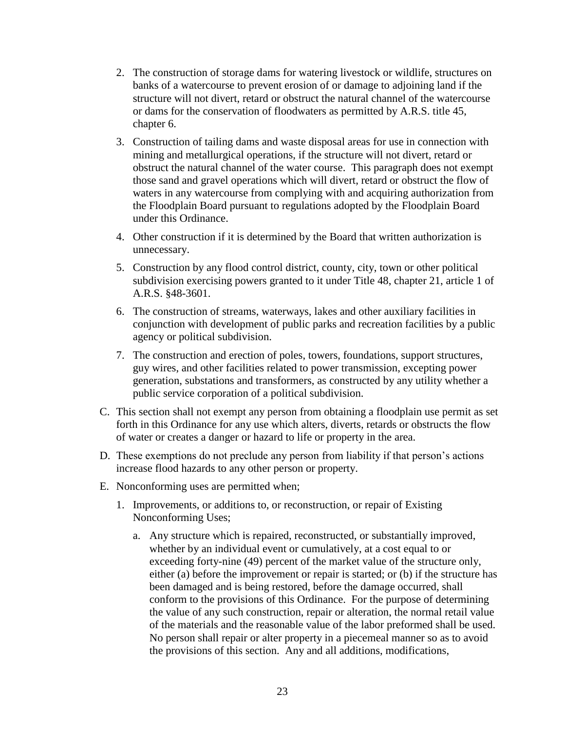2. The construction of storage dams for watering livestock or wildlife, structures on banks of a watercourse to prevent erosion of or damage to adjoining land if the structure will not divert, retard or obstruct the natural channel of the watercourse or dams for the conservation of floodwaters as permitted by A.R.S. title 45, chapter 6.

3. Construction of tailing dams and waste disposal areas for use in connection with mining and metallurgical operations, if the structure will not divert, retard or obstruct the natural channel of the water course. This paragraph does not exempt those sand and gravel operations which will divert, retard or obstruct the flow of waters in any watercourse from complying with and acquiring authorization from the Floodplain Board pursuant to regulations adopted by the Floodplain Board under this Ordinance.

4. Other construction if it is determined by the Board that written authorization is unnecessary.

5. Construction by any flood control district, county, city, town or other political subdivision exercising powers granted to it under Title 48, chapter 21, article 1 of A.R.S. §48-3601.

6. The construction of streams, waterways, lakes and other auxiliary facilities in conjunction with development of public parks and recreation facilities by a public agency or political subdivision.

7. The construction and erection of poles, towers, foundations, support structures, guy wires, and other facilities related to power transmission, excepting power generation, substations and transformers, as constructed by any utility whether a public service corporation of a political subdivision.

C. This section shall not exempt any person from obtaining a floodplain use permit as set forth in this Ordinance for any use which alters, diverts, retards or obstructs the flow of water or creates a danger or hazard to life or property in the area.

D. These exemptions do not preclude any person from liability if that person's actions increase flood hazards to any other person or property.

E. Nonconforming uses are permitted when;

1. Improvements, or additions to, or reconstruction, or repair of Existing Nonconforming Uses;

   a. Any structure which is repaired, reconstructed, or substantially improved, whether by an individual event or cumulatively, at a cost equal to or exceeding forty-nine (49) percent of the market value of the structure only, either (a) before the improvement or repair is started; or (b) if the structure has been damaged and is being restored, before the damage occurred, shall conform to the provisions of this Ordinance. For the purpose of determining the value of any such construction, repair or alteration, the normal retail value of the materials and the reasonable value of the labor preformed shall be used. No person shall repair or alter property in a piecemeal manner so as to avoid the provisions of this section. Any and all additions, modifications,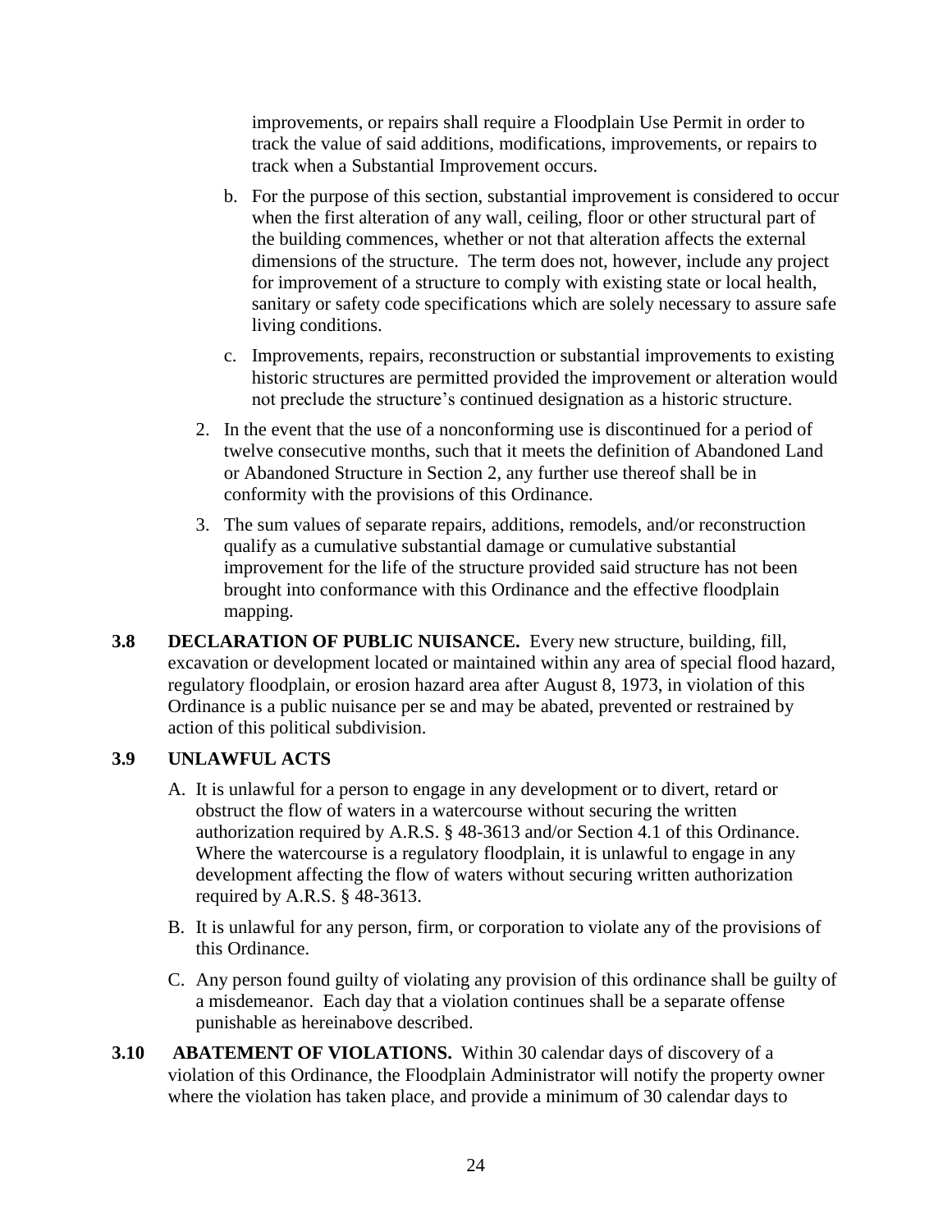improvements, or repairs shall require a Floodplain Use Permit in order to track the value of said additions, modifications, improvements, or repairs to track when a Substantial Improvement occurs.

b. For the purpose of this section, substantial improvement is considered to occur when the first alteration of any wall, ceiling, floor or other structural part of the building commences, whether or not that alteration affects the external dimensions of the structure. The term does not, however, include any project for improvement of a structure to comply with existing state or local health, sanitary or safety code specifications which are solely necessary to assure safe living conditions.

c. Improvements, repairs, reconstruction or substantial improvements to existing historic structures are permitted provided the improvement or alteration would not preclude the structure's continued designation as a historic structure.

2. In the event that the use of a nonconforming use is discontinued for a period of twelve consecutive months, such that it meets the definition of Abandoned Land or Abandoned Structure in Section 2, any further use thereof shall be in conformity with the provisions of this Ordinance.

3. The sum values of separate repairs, additions, remodels, and/or reconstruction qualify as a cumulative substantial damage or cumulative substantial improvement for the life of the structure provided said structure has not been brought into conformance with this Ordinance and the effective floodplain mapping.

**3.8 DECLARATION OF PUBLIC NUISANCE.** Every new structure, building, fill, excavation or development located or maintained within any area of special flood hazard, regulatory floodplain, or erosion hazard area after August 8, 1973, in violation of this Ordinance is a public nuisance per se and may be abated, prevented or restrained by action of this political subdivision.

**3.9 UNLAWFUL ACTS**

A. It is unlawful for a person to engage in any development or to divert, retard or obstruct the flow of waters in a watercourse without securing the written authorization required by A.R.S. § 48-3613 and/or Section 4.1 of this Ordinance. Where the watercourse is a regulatory floodplain, it is unlawful to engage in any development affecting the flow of waters without securing written authorization required by A.R.S. § 48-3613.

B. It is unlawful for any person, firm, or corporation to violate any of the provisions of this Ordinance.

C. Any person found guilty of violating any provision of this ordinance shall be guilty of a misdemeanor. Each day that a violation continues shall be a separate offense punishable as hereinabove described.

**3.10 ABATEMENT OF VIOLATIONS.** Within 30 calendar days of discovery of a violation of this Ordinance, the Floodplain Administrator will notify the property owner where the violation has taken place, and provide a minimum of 30 calendar days to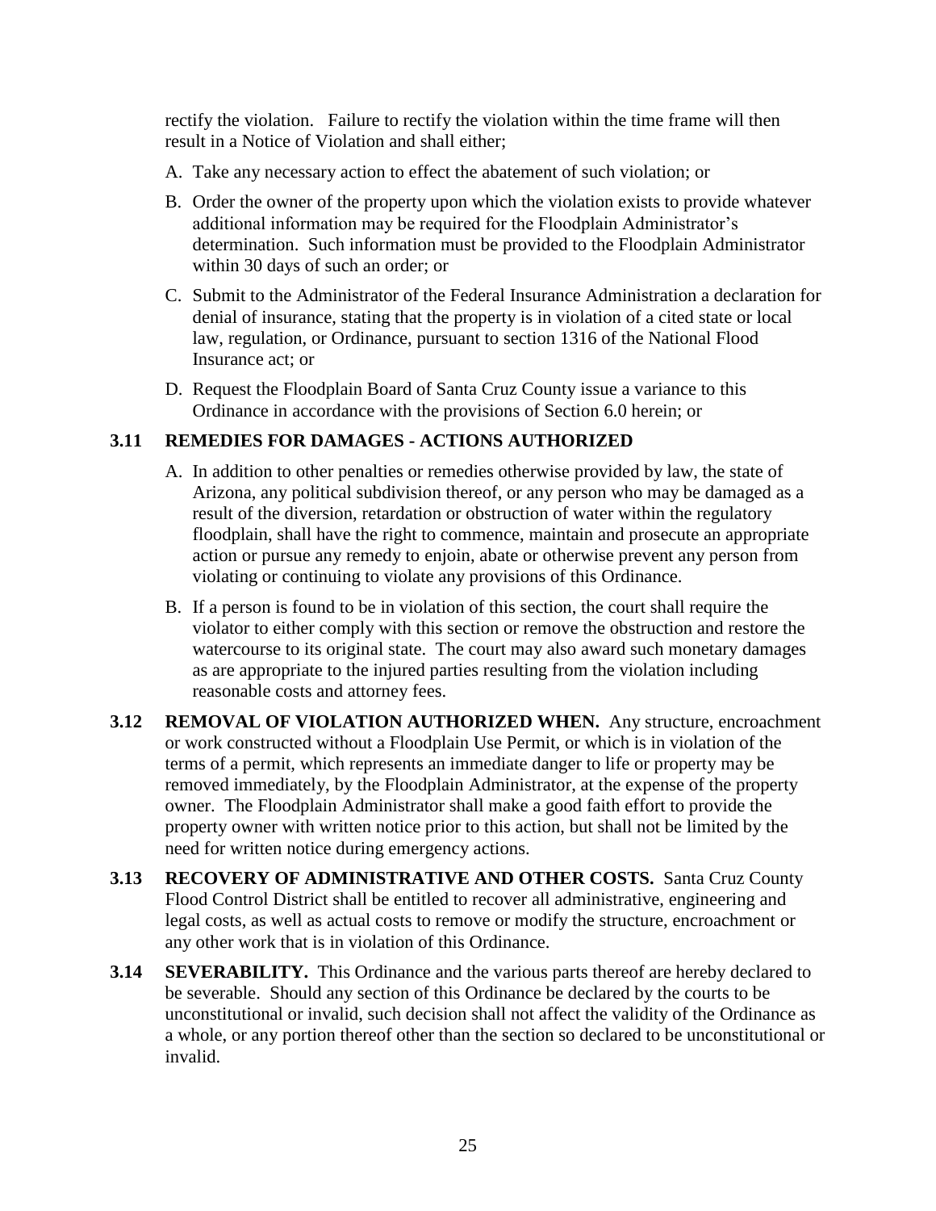rectify the violation. Failure to rectify the violation within the time frame will then result in a Notice of Violation and shall either;

A. Take any necessary action to effect the abatement of such violation; or

B. Order the owner of the property upon which the violation exists to provide whatever additional information may be required for the Floodplain Administrator's determination. Such information must be provided to the Floodplain Administrator within 30 days of such an order; or

C. Submit to the Administrator of the Federal Insurance Administration a declaration for denial of insurance, stating that the property is in violation of a cited state or local law, regulation, or Ordinance, pursuant to section 1316 of the National Flood Insurance act; or

D. Request the Floodplain Board of Santa Cruz County issue a variance to this Ordinance in accordance with the provisions of Section 6.0 herein; or

## 3.11 REMEDIES FOR DAMAGES - ACTIONS AUTHORIZED

A. In addition to other penalties or remedies otherwise provided by law, the state of Arizona, any political subdivision thereof, or any person who may be damaged as a result of the diversion, retardation or obstruction of water within the regulatory floodplain, shall have the right to commence, maintain and prosecute an appropriate action or pursue any remedy to enjoin, abate or otherwise prevent any person from violating or continuing to violate any provisions of this Ordinance.

B. If a person is found to be in violation of this section, the court shall require the violator to either comply with this section or remove the obstruction and restore the watercourse to its original state. The court may also award such monetary damages as are appropriate to the injured parties resulting from the violation including reasonable costs and attorney fees.

**3.12 REMOVAL OF VIOLATION AUTHORIZED WHEN.** Any structure, encroachment or work constructed without a Floodplain Use Permit, or which is in violation of the terms of a permit, which represents an immediate danger to life or property may be removed immediately, by the Floodplain Administrator, at the expense of the property owner. The Floodplain Administrator shall make a good faith effort to provide the property owner with written notice prior to this action, but shall not be limited by the need for written notice during emergency actions.

**3.13 RECOVERY OF ADMINISTRATIVE AND OTHER COSTS.** Santa Cruz County Flood Control District shall be entitled to recover all administrative, engineering and legal costs, as well as actual costs to remove or modify the structure, encroachment or any other work that is in violation of this Ordinance.

**3.14 SEVERABILITY.** This Ordinance and the various parts thereof are hereby declared to be severable. Should any section of this Ordinance be declared by the courts to be unconstitutional or invalid, such decision shall not affect the validity of the Ordinance as a whole, or any portion thereof other than the section so declared to be unconstitutional or invalid.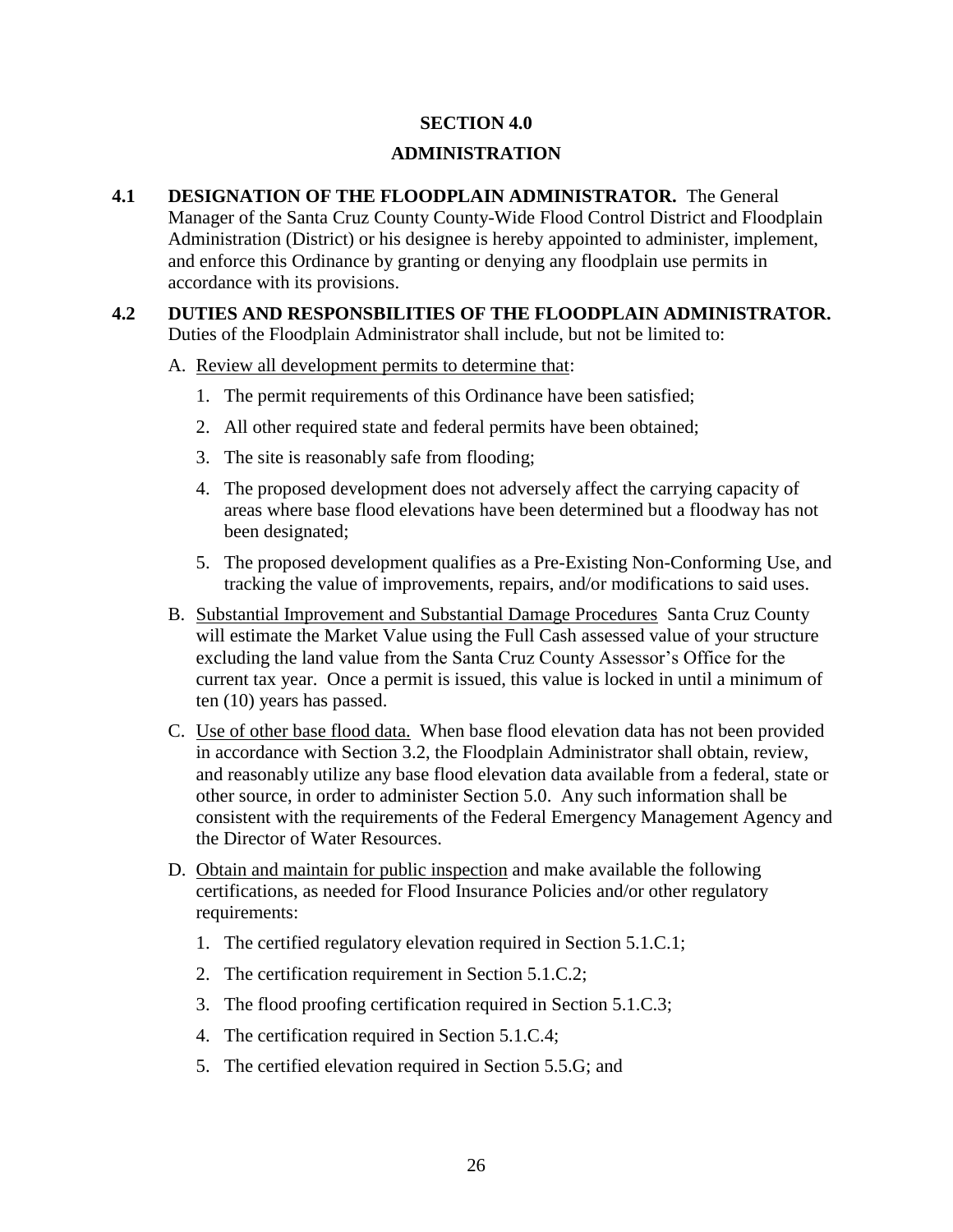# SECTION 4.0

# ADMINISTRATION

**4.1 DESIGNATION OF THE FLOODPLAIN ADMINISTRATOR.** The General Manager of the Santa Cruz County County-Wide Flood Control District and Floodplain Administration (District) or his designee is hereby appointed to administer, implement, and enforce this Ordinance by granting or denying any floodplain use permits in accordance with its provisions.

**4.2 DUTIES AND RESPONSBILITIES OF THE FLOODPLAIN ADMINISTRATOR.** Duties of the Floodplain Administrator shall include, but not be limited to:

A. Review all development permits to determine that:

1. The permit requirements of this Ordinance have been satisfied;
2. All other required state and federal permits have been obtained;
3. The site is reasonably safe from flooding;
4. The proposed development does not adversely affect the carrying capacity of areas where base flood elevations have been determined but a floodway has not been designated;
5. The proposed development qualifies as a Pre-Existing Non-Conforming Use, and tracking the value of improvements, repairs, and/or modifications to said uses.

B. Substantial Improvement and Substantial Damage Procedures Santa Cruz County will estimate the Market Value using the Full Cash assessed value of your structure excluding the land value from the Santa Cruz County Assessor's Office for the current tax year. Once a permit is issued, this value is locked in until a minimum of ten (10) years has passed.

C. Use of other base flood data. When base flood elevation data has not been provided in accordance with Section 3.2, the Floodplain Administrator shall obtain, review, and reasonably utilize any base flood elevation data available from a federal, state or other source, in order to administer Section 5.0. Any such information shall be consistent with the requirements of the Federal Emergency Management Agency and the Director of Water Resources.

D. Obtain and maintain for public inspection and make available the following certifications, as needed for Flood Insurance Policies and/or other regulatory requirements:

1. The certified regulatory elevation required in Section 5.1.C.1;
2. The certification requirement in Section 5.1.C.2;
3. The flood proofing certification required in Section 5.1.C.3;
4. The certification required in Section 5.1.C.4;
5. The certified elevation required in Section 5.5.G; and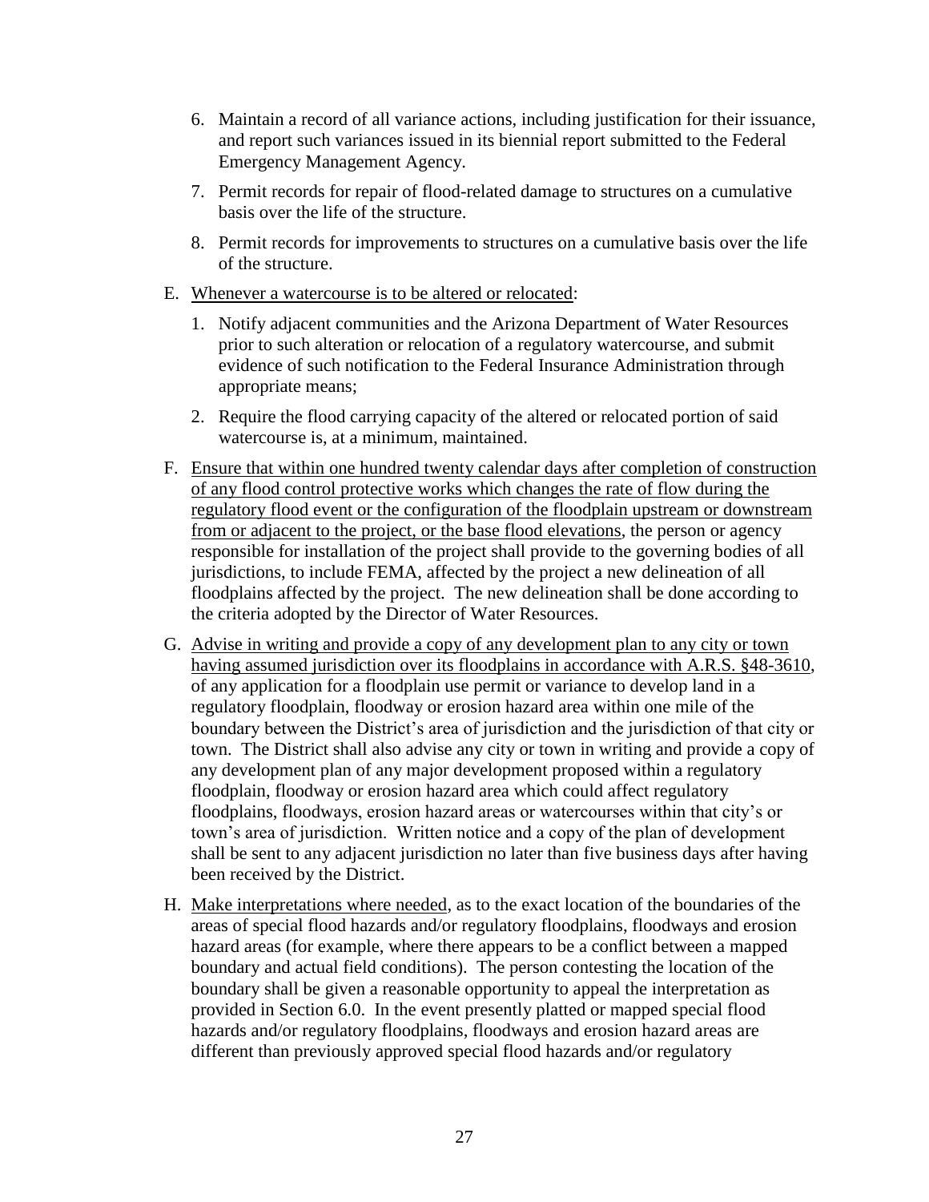6. Maintain a record of all variance actions, including justification for their issuance, and report such variances issued in its biennial report submitted to the Federal Emergency Management Agency.

7. Permit records for repair of flood-related damage to structures on a cumulative basis over the life of the structure.

8. Permit records for improvements to structures on a cumulative basis over the life of the structure.

E. <u>Whenever a watercourse is to be altered or relocated</u>:

   1. Notify adjacent communities and the Arizona Department of Water Resources prior to such alteration or relocation of a regulatory watercourse, and submit evidence of such notification to the Federal Insurance Administration through appropriate means;

   2. Require the flood carrying capacity of the altered or relocated portion of said watercourse is, at a minimum, maintained.

F. <u>Ensure that within one hundred twenty calendar days after completion of construction of any flood control protective works which changes the rate of flow during the regulatory flood event or the configuration of the floodplain upstream or downstream from or adjacent to the project, or the base flood elevations</u>, the person or agency responsible for installation of the project shall provide to the governing bodies of all jurisdictions, to include FEMA, affected by the project a new delineation of all floodplains affected by the project. The new delineation shall be done according to the criteria adopted by the Director of Water Resources.

G. <u>Advise in writing and provide a copy of any development plan to any city or town having assumed jurisdiction over its floodplains in accordance with A.R.S. §48-3610</u>, of any application for a floodplain use permit or variance to develop land in a regulatory floodplain, floodway or erosion hazard area within one mile of the boundary between the District's area of jurisdiction and the jurisdiction of that city or town. The District shall also advise any city or town in writing and provide a copy of any development plan of any major development proposed within a regulatory floodplain, floodway or erosion hazard area which could affect regulatory floodplains, floodways, erosion hazard areas or watercourses within that city's or town's area of jurisdiction. Written notice and a copy of the plan of development shall be sent to any adjacent jurisdiction no later than five business days after having been received by the District.

H. <u>Make interpretations where needed</u>, as to the exact location of the boundaries of the areas of special flood hazards and/or regulatory floodplains, floodways and erosion hazard areas (for example, where there appears to be a conflict between a mapped boundary and actual field conditions). The person contesting the location of the boundary shall be given a reasonable opportunity to appeal the interpretation as provided in Section 6.0. In the event presently platted or mapped special flood hazards and/or regulatory floodplains, floodways and erosion hazard areas are different than previously approved special flood hazards and/or regulatory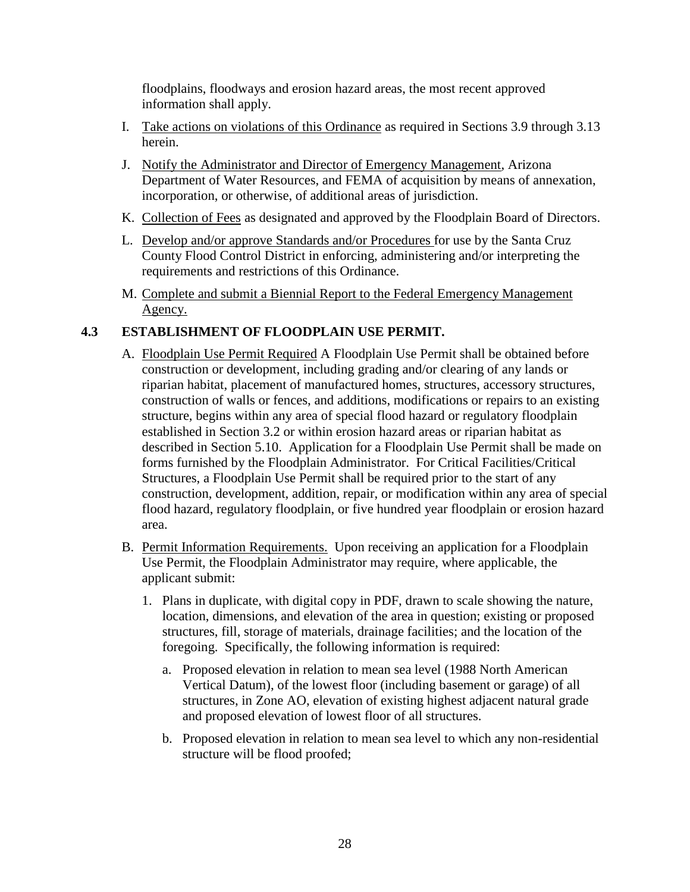floodplains, floodways and erosion hazard areas, the most recent approved information shall apply.

I. Take actions on violations of this Ordinance as required in Sections 3.9 through 3.13 herein.

J. Notify the Administrator and Director of Emergency Management, Arizona Department of Water Resources, and FEMA of acquisition by means of annexation, incorporation, or otherwise, of additional areas of jurisdiction.

K. Collection of Fees as designated and approved by the Floodplain Board of Directors.

L. Develop and/or approve Standards and/or Procedures for use by the Santa Cruz County Flood Control District in enforcing, administering and/or interpreting the requirements and restrictions of this Ordinance.

M. Complete and submit a Biennial Report to the Federal Emergency Management Agency.

### 4.3 ESTABLISHMENT OF FLOODPLAIN USE PERMIT.

A. Floodplain Use Permit Required A Floodplain Use Permit shall be obtained before construction or development, including grading and/or clearing of any lands or riparian habitat, placement of manufactured homes, structures, accessory structures, construction of walls or fences, and additions, modifications or repairs to an existing structure, begins within any area of special flood hazard or regulatory floodplain established in Section 3.2 or within erosion hazard areas or riparian habitat as described in Section 5.10. Application for a Floodplain Use Permit shall be made on forms furnished by the Floodplain Administrator. For Critical Facilities/Critical Structures, a Floodplain Use Permit shall be required prior to the start of any construction, development, addition, repair, or modification within any area of special flood hazard, regulatory floodplain, or five hundred year floodplain or erosion hazard area.

B. Permit Information Requirements. Upon receiving an application for a Floodplain Use Permit, the Floodplain Administrator may require, where applicable, the applicant submit:

1. Plans in duplicate, with digital copy in PDF, drawn to scale showing the nature, location, dimensions, and elevation of the area in question; existing or proposed structures, fill, storage of materials, drainage facilities; and the location of the foregoing. Specifically, the following information is required:

   a. Proposed elevation in relation to mean sea level (1988 North American Vertical Datum), of the lowest floor (including basement or garage) of all structures, in Zone AO, elevation of existing highest adjacent natural grade and proposed elevation of lowest floor of all structures.

   b. Proposed elevation in relation to mean sea level to which any non-residential structure will be flood proofed;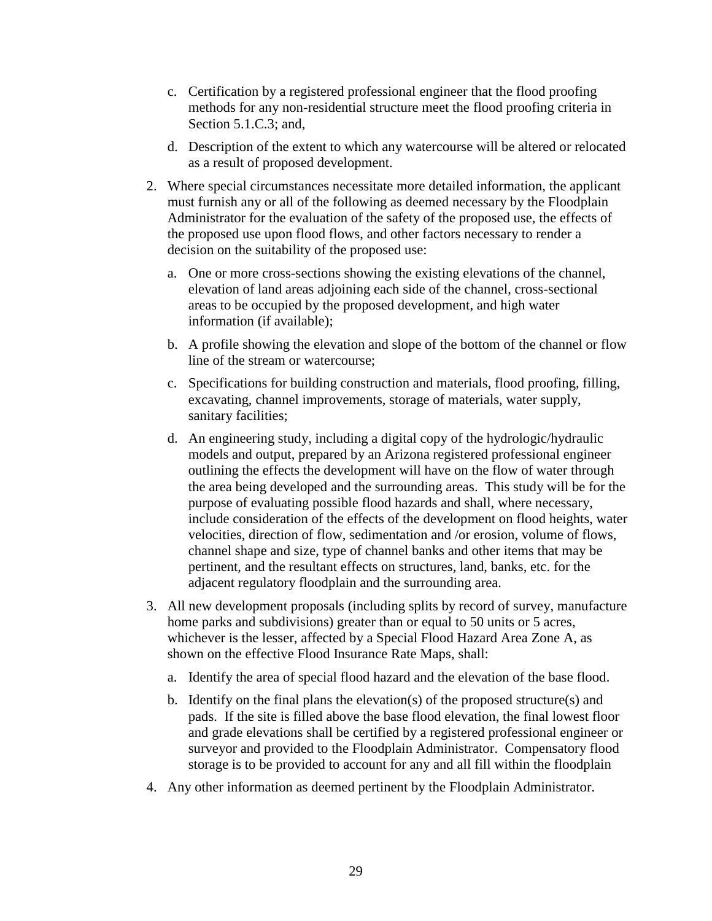c. Certification by a registered professional engineer that the flood proofing methods for any non-residential structure meet the flood proofing criteria in Section 5.1.C.3; and,

   d. Description of the extent to which any watercourse will be altered or relocated as a result of proposed development.

2. Where special circumstances necessitate more detailed information, the applicant must furnish any or all of the following as deemed necessary by the Floodplain Administrator for the evaluation of the safety of the proposed use, the effects of the proposed use upon flood flows, and other factors necessary to render a decision on the suitability of the proposed use:

   a. One or more cross-sections showing the existing elevations of the channel, elevation of land areas adjoining each side of the channel, cross-sectional areas to be occupied by the proposed development, and high water information (if available);

   b. A profile showing the elevation and slope of the bottom of the channel or flow line of the stream or watercourse;

   c. Specifications for building construction and materials, flood proofing, filling, excavating, channel improvements, storage of materials, water supply, sanitary facilities;

   d. An engineering study, including a digital copy of the hydrologic/hydraulic models and output, prepared by an Arizona registered professional engineer outlining the effects the development will have on the flow of water through the area being developed and the surrounding areas. This study will be for the purpose of evaluating possible flood hazards and shall, where necessary, include consideration of the effects of the development on flood heights, water velocities, direction of flow, sedimentation and /or erosion, volume of flows, channel shape and size, type of channel banks and other items that may be pertinent, and the resultant effects on structures, land, banks, etc. for the adjacent regulatory floodplain and the surrounding area.

3. All new development proposals (including splits by record of survey, manufacture home parks and subdivisions) greater than or equal to 50 units or 5 acres, whichever is the lesser, affected by a Special Flood Hazard Area Zone A, as shown on the effective Flood Insurance Rate Maps, shall:

   a. Identify the area of special flood hazard and the elevation of the base flood.

   b. Identify on the final plans the elevation(s) of the proposed structure(s) and pads. If the site is filled above the base flood elevation, the final lowest floor and grade elevations shall be certified by a registered professional engineer or surveyor and provided to the Floodplain Administrator. Compensatory flood storage is to be provided to account for any and all fill within the floodplain

4. Any other information as deemed pertinent by the Floodplain Administrator.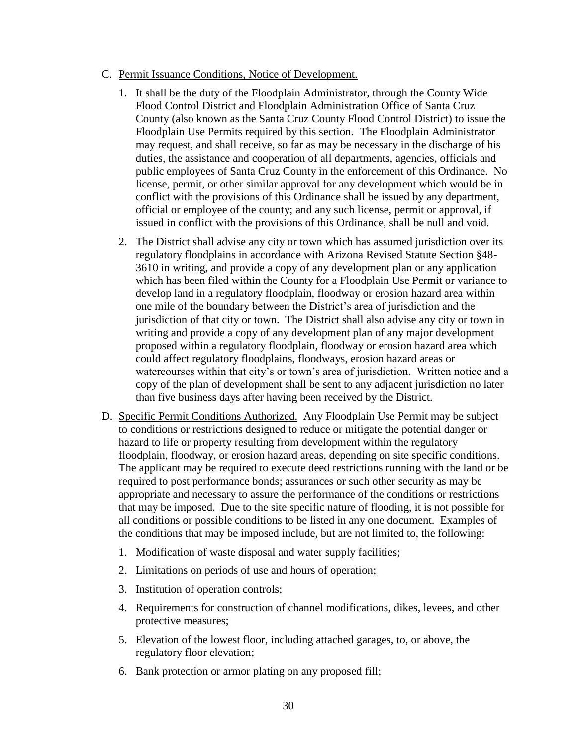C. <u>Permit Issuance Conditions, Notice of Development.</u>

   1. It shall be the duty of the Floodplain Administrator, through the County Wide Flood Control District and Floodplain Administration Office of Santa Cruz County (also known as the Santa Cruz County Flood Control District) to issue the Floodplain Use Permits required by this section. The Floodplain Administrator may request, and shall receive, so far as may be necessary in the discharge of his duties, the assistance and cooperation of all departments, agencies, officials and public employees of Santa Cruz County in the enforcement of this Ordinance. No license, permit, or other similar approval for any development which would be in conflict with the provisions of this Ordinance shall be issued by any department, official or employee of the county; and any such license, permit or approval, if issued in conflict with the provisions of this Ordinance, shall be null and void.

   2. The District shall advise any city or town which has assumed jurisdiction over its regulatory floodplains in accordance with Arizona Revised Statute Section §48-3610 in writing, and provide a copy of any development plan or any application which has been filed within the County for a Floodplain Use Permit or variance to develop land in a regulatory floodplain, floodway or erosion hazard area within one mile of the boundary between the District's area of jurisdiction and the jurisdiction of that city or town. The District shall also advise any city or town in writing and provide a copy of any development plan of any major development proposed within a regulatory floodplain, floodway or erosion hazard area which could affect regulatory floodplains, floodways, erosion hazard areas or watercourses within that city's or town's area of jurisdiction. Written notice and a copy of the plan of development shall be sent to any adjacent jurisdiction no later than five business days after having been received by the District.

D. <u>Specific Permit Conditions Authorized.</u> Any Floodplain Use Permit may be subject to conditions or restrictions designed to reduce or mitigate the potential danger or hazard to life or property resulting from development within the regulatory floodplain, floodway, or erosion hazard areas, depending on site specific conditions. The applicant may be required to execute deed restrictions running with the land or be required to post performance bonds; assurances or such other security as may be appropriate and necessary to assure the performance of the conditions or restrictions that may be imposed. Due to the site specific nature of flooding, it is not possible for all conditions or possible conditions to be listed in any one document. Examples of the conditions that may be imposed include, but are not limited to, the following:

   1. Modification of waste disposal and water supply facilities;

   2. Limitations on periods of use and hours of operation;

   3. Institution of operation controls;

   4. Requirements for construction of channel modifications, dikes, levees, and other protective measures;

   5. Elevation of the lowest floor, including attached garages, to, or above, the regulatory floor elevation;

   6. Bank protection or armor plating on any proposed fill;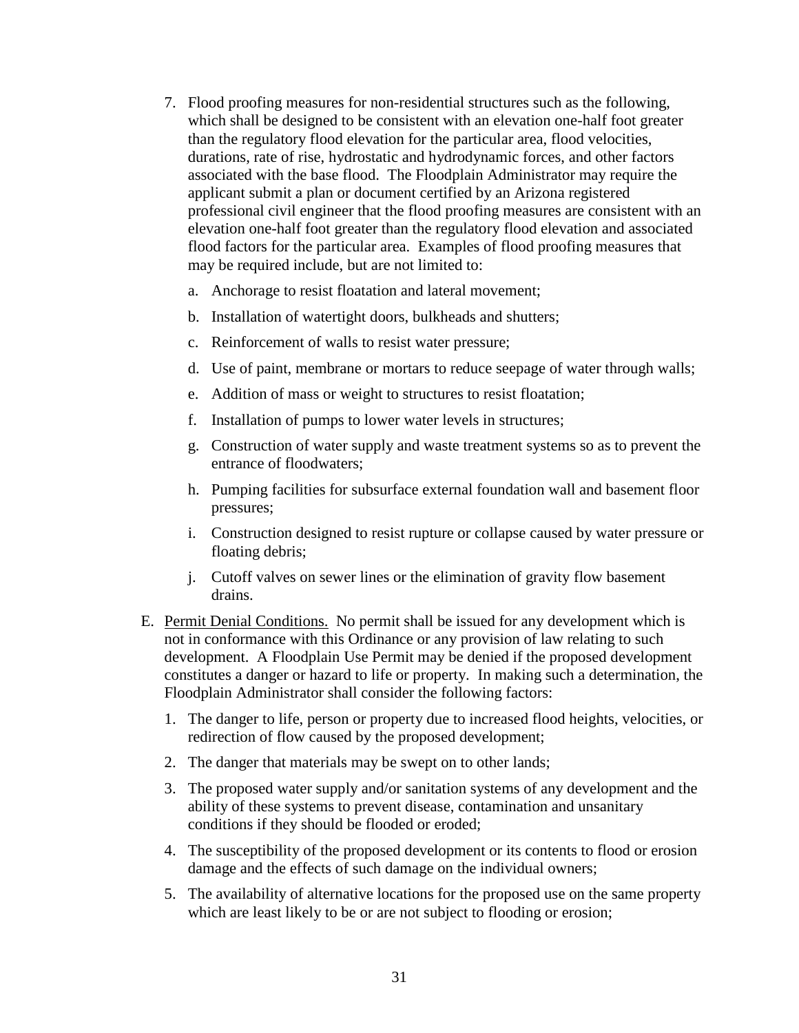7. Flood proofing measures for non-residential structures such as the following, which shall be designed to be consistent with an elevation one-half foot greater than the regulatory flood elevation for the particular area, flood velocities, durations, rate of rise, hydrostatic and hydrodynamic forces, and other factors associated with the base flood. The Floodplain Administrator may require the applicant submit a plan or document certified by an Arizona registered professional civil engineer that the flood proofing measures are consistent with an elevation one-half foot greater than the regulatory flood elevation and associated flood factors for the particular area. Examples of flood proofing measures that may be required include, but are not limited to:

   a. Anchorage to resist floatation and lateral movement;

   b. Installation of watertight doors, bulkheads and shutters;

   c. Reinforcement of walls to resist water pressure;

   d. Use of paint, membrane or mortars to reduce seepage of water through walls;

   e. Addition of mass or weight to structures to resist floatation;

   f. Installation of pumps to lower water levels in structures;

   g. Construction of water supply and waste treatment systems so as to prevent the entrance of floodwaters;

   h. Pumping facilities for subsurface external foundation wall and basement floor pressures;

   i. Construction designed to resist rupture or collapse caused by water pressure or floating debris;

   j. Cutoff valves on sewer lines or the elimination of gravity flow basement drains.

E. Permit Denial Conditions. No permit shall be issued for any development which is not in conformance with this Ordinance or any provision of law relating to such development. A Floodplain Use Permit may be denied if the proposed development constitutes a danger or hazard to life or property. In making such a determination, the Floodplain Administrator shall consider the following factors:

   1. The danger to life, person or property due to increased flood heights, velocities, or redirection of flow caused by the proposed development;

   2. The danger that materials may be swept on to other lands;

   3. The proposed water supply and/or sanitation systems of any development and the ability of these systems to prevent disease, contamination and unsanitary conditions if they should be flooded or eroded;

   4. The susceptibility of the proposed development or its contents to flood or erosion damage and the effects of such damage on the individual owners;

   5. The availability of alternative locations for the proposed use on the same property which are least likely to be or are not subject to flooding or erosion;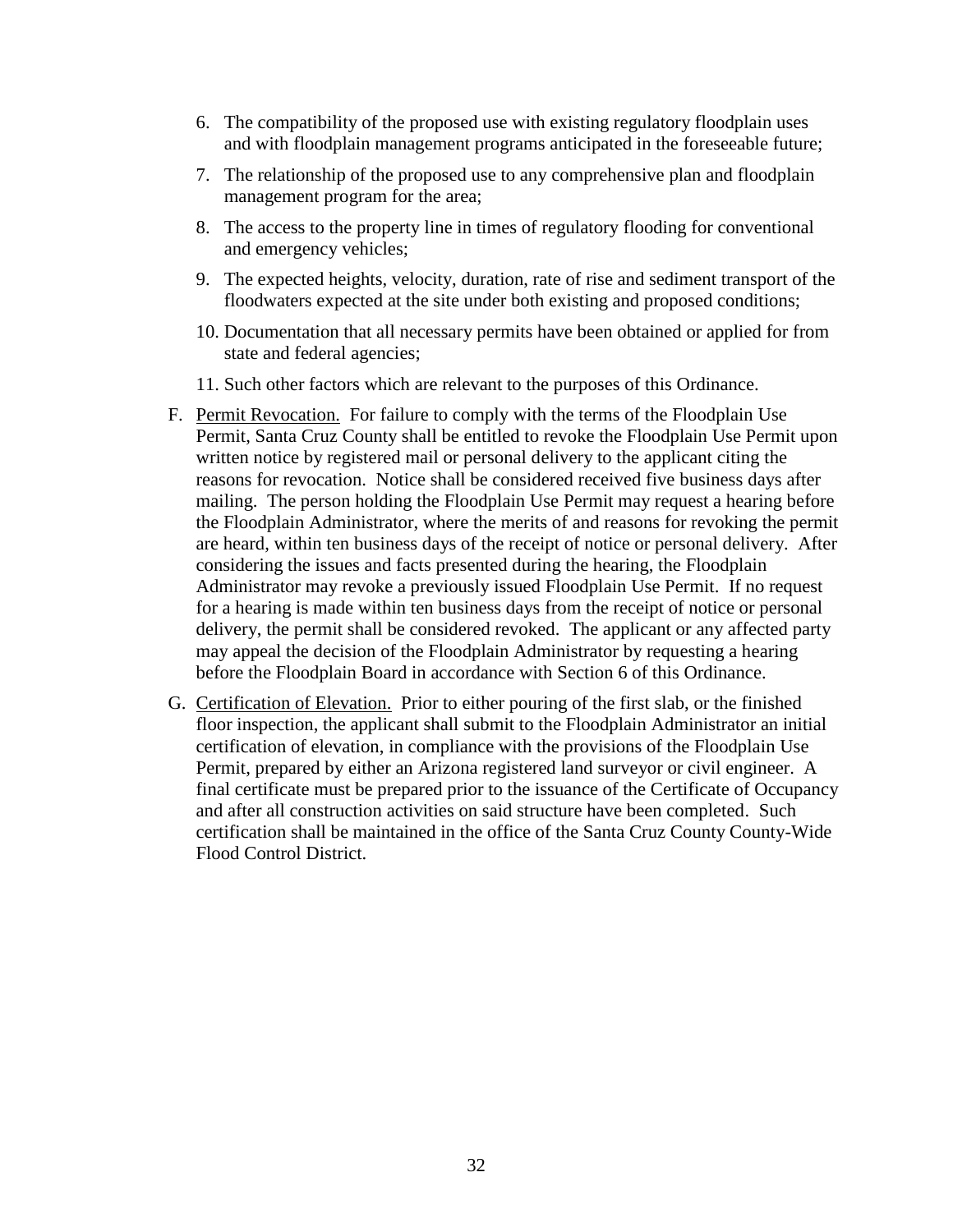6. The compatibility of the proposed use with existing regulatory floodplain uses and with floodplain management programs anticipated in the foreseeable future;
7. The relationship of the proposed use to any comprehensive plan and floodplain management program for the area;
8. The access to the property line in times of regulatory flooding for conventional and emergency vehicles;
9. The expected heights, velocity, duration, rate of rise and sediment transport of the floodwaters expected at the site under both existing and proposed conditions;
10. Documentation that all necessary permits have been obtained or applied for from state and federal agencies;
11. Such other factors which are relevant to the purposes of this Ordinance.

F. Permit Revocation. For failure to comply with the terms of the Floodplain Use Permit, Santa Cruz County shall be entitled to revoke the Floodplain Use Permit upon written notice by registered mail or personal delivery to the applicant citing the reasons for revocation. Notice shall be considered received five business days after mailing. The person holding the Floodplain Use Permit may request a hearing before the Floodplain Administrator, where the merits of and reasons for revoking the permit are heard, within ten business days of the receipt of notice or personal delivery. After considering the issues and facts presented during the hearing, the Floodplain Administrator may revoke a previously issued Floodplain Use Permit. If no request for a hearing is made within ten business days from the receipt of notice or personal delivery, the permit shall be considered revoked. The applicant or any affected party may appeal the decision of the Floodplain Administrator by requesting a hearing before the Floodplain Board in accordance with Section 6 of this Ordinance.

G. Certification of Elevation. Prior to either pouring of the first slab, or the finished floor inspection, the applicant shall submit to the Floodplain Administrator an initial certification of elevation, in compliance with the provisions of the Floodplain Use Permit, prepared by either an Arizona registered land surveyor or civil engineer. A final certificate must be prepared prior to the issuance of the Certificate of Occupancy and after all construction activities on said structure have been completed. Such certification shall be maintained in the office of the Santa Cruz County County-Wide Flood Control District.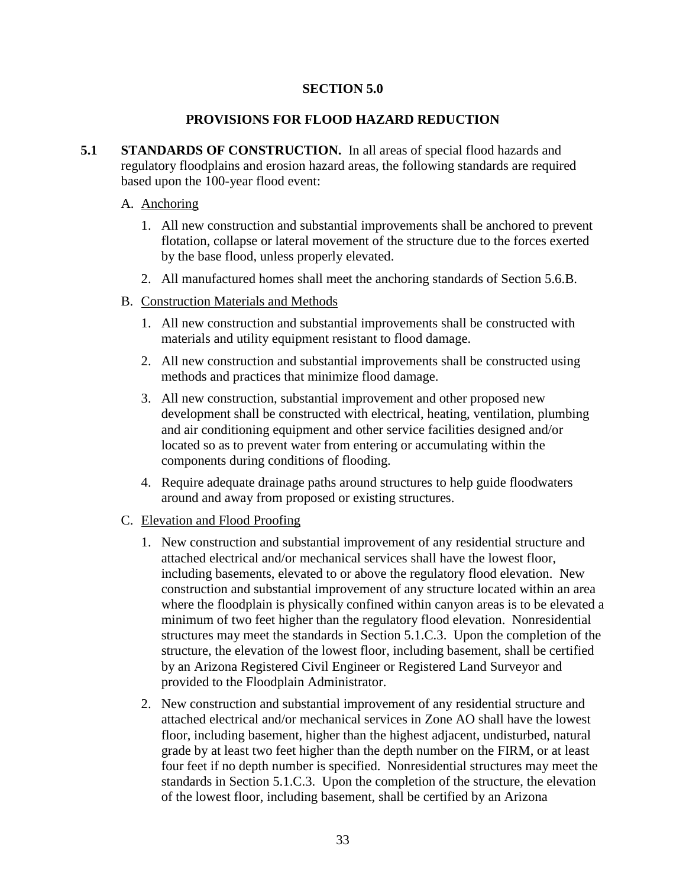## SECTION 5.0

## PROVISIONS FOR FLOOD HAZARD REDUCTION

**5.1 STANDARDS OF CONSTRUCTION.** In all areas of special flood hazards and regulatory floodplains and erosion hazard areas, the following standards are required based upon the 100-year flood event:

A. Anchoring

1. All new construction and substantial improvements shall be anchored to prevent flotation, collapse or lateral movement of the structure due to the forces exerted by the base flood, unless properly elevated.
2. All manufactured homes shall meet the anchoring standards of Section 5.6.B.

B. Construction Materials and Methods

1. All new construction and substantial improvements shall be constructed with materials and utility equipment resistant to flood damage.
2. All new construction and substantial improvements shall be constructed using methods and practices that minimize flood damage.
3. All new construction, substantial improvement and other proposed new development shall be constructed with electrical, heating, ventilation, plumbing and air conditioning equipment and other service facilities designed and/or located so as to prevent water from entering or accumulating within the components during conditions of flooding.
4. Require adequate drainage paths around structures to help guide floodwaters around and away from proposed or existing structures.

C. Elevation and Flood Proofing

1. New construction and substantial improvement of any residential structure and attached electrical and/or mechanical services shall have the lowest floor, including basements, elevated to or above the regulatory flood elevation. New construction and substantial improvement of any structure located within an area where the floodplain is physically confined within canyon areas is to be elevated a minimum of two feet higher than the regulatory flood elevation. Nonresidential structures may meet the standards in Section 5.1.C.3. Upon the completion of the structure, the elevation of the lowest floor, including basement, shall be certified by an Arizona Registered Civil Engineer or Registered Land Surveyor and provided to the Floodplain Administrator.
2. New construction and substantial improvement of any residential structure and attached electrical and/or mechanical services in Zone AO shall have the lowest floor, including basement, higher than the highest adjacent, undisturbed, natural grade by at least two feet higher than the depth number on the FIRM, or at least four feet if no depth number is specified. Nonresidential structures may meet the standards in Section 5.1.C.3. Upon the completion of the structure, the elevation of the lowest floor, including basement, shall be certified by an Arizona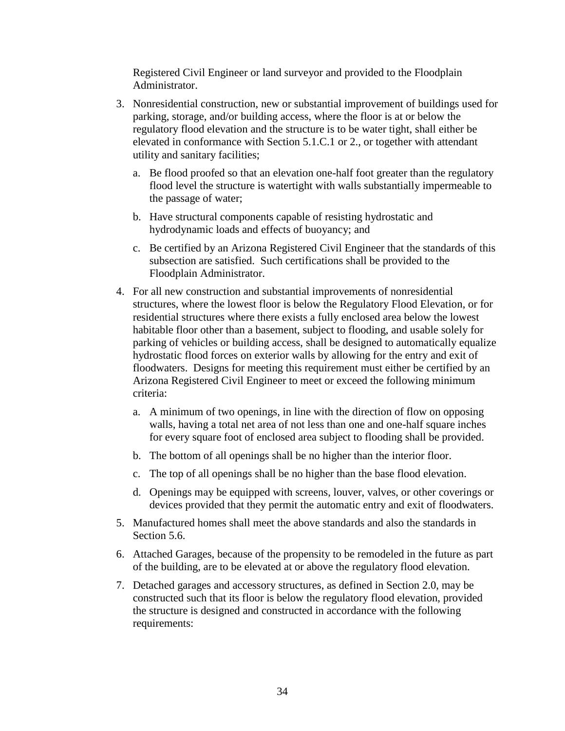Registered Civil Engineer or land surveyor and provided to the Floodplain Administrator.

3. Nonresidential construction, new or substantial improvement of buildings used for parking, storage, and/or building access, where the floor is at or below the regulatory flood elevation and the structure is to be water tight, shall either be elevated in conformance with Section 5.1.C.1 or 2., or together with attendant utility and sanitary facilities;

   a. Be flood proofed so that an elevation one-half foot greater than the regulatory flood level the structure is watertight with walls substantially impermeable to the passage of water;

   b. Have structural components capable of resisting hydrostatic and hydrodynamic loads and effects of buoyancy; and

   c. Be certified by an Arizona Registered Civil Engineer that the standards of this subsection are satisfied. Such certifications shall be provided to the Floodplain Administrator.

4. For all new construction and substantial improvements of nonresidential structures, where the lowest floor is below the Regulatory Flood Elevation, or for residential structures where there exists a fully enclosed area below the lowest habitable floor other than a basement, subject to flooding, and usable solely for parking of vehicles or building access, shall be designed to automatically equalize hydrostatic flood forces on exterior walls by allowing for the entry and exit of floodwaters. Designs for meeting this requirement must either be certified by an Arizona Registered Civil Engineer to meet or exceed the following minimum criteria:

   a. A minimum of two openings, in line with the direction of flow on opposing walls, having a total net area of not less than one and one-half square inches for every square foot of enclosed area subject to flooding shall be provided.

   b. The bottom of all openings shall be no higher than the interior floor.

   c. The top of all openings shall be no higher than the base flood elevation.

   d. Openings may be equipped with screens, louver, valves, or other coverings or devices provided that they permit the automatic entry and exit of floodwaters.

5. Manufactured homes shall meet the above standards and also the standards in Section 5.6.

6. Attached Garages, because of the propensity to be remodeled in the future as part of the building, are to be elevated at or above the regulatory flood elevation.

7. Detached garages and accessory structures, as defined in Section 2.0, may be constructed such that its floor is below the regulatory flood elevation, provided the structure is designed and constructed in accordance with the following requirements: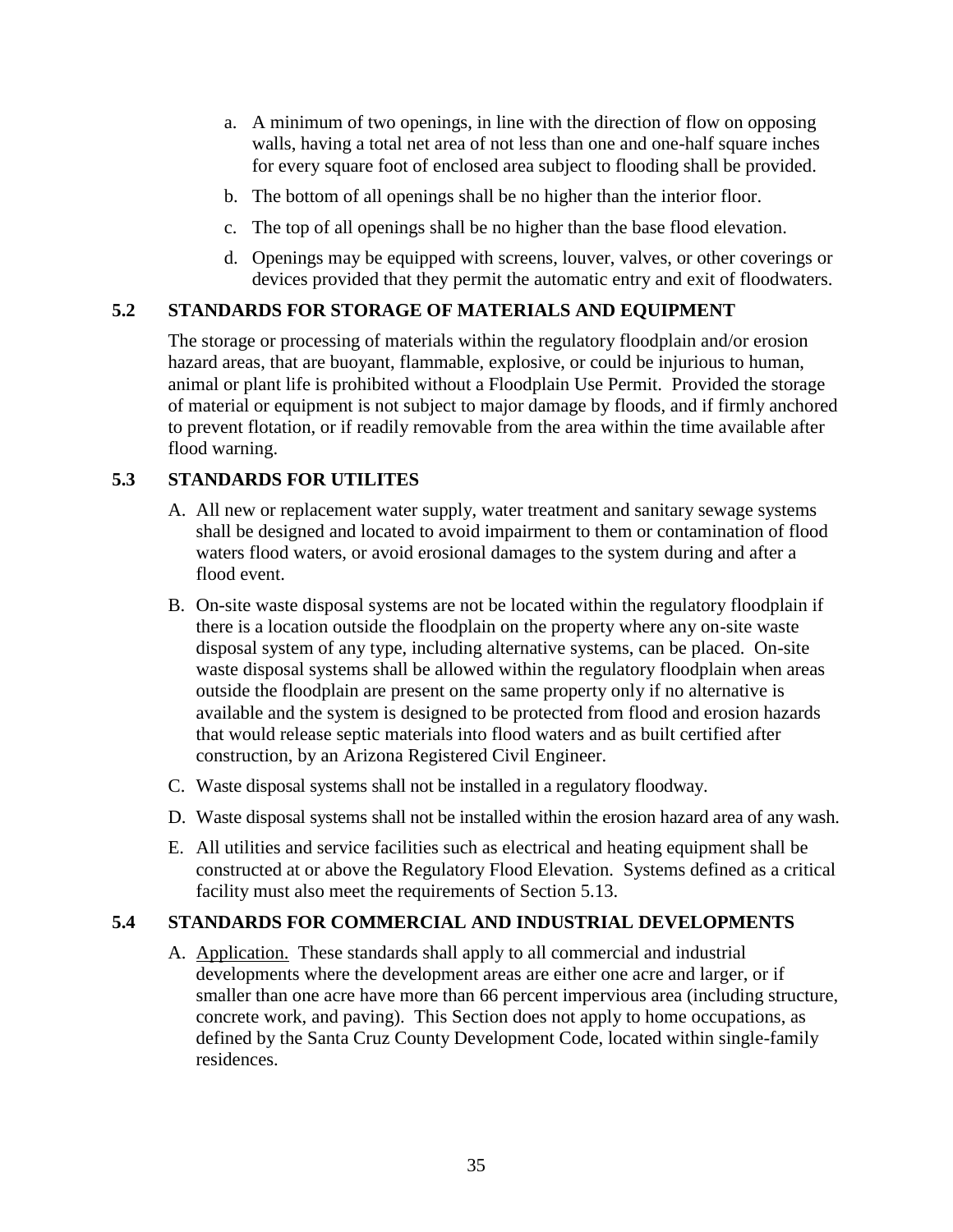a. A minimum of two openings, in line with the direction of flow on opposing walls, having a total net area of not less than one and one-half square inches for every square foot of enclosed area subject to flooding shall be provided.

b. The bottom of all openings shall be no higher than the interior floor.

c. The top of all openings shall be no higher than the base flood elevation.

d. Openings may be equipped with screens, louver, valves, or other coverings or devices provided that they permit the automatic entry and exit of floodwaters.

## 5.2 STANDARDS FOR STORAGE OF MATERIALS AND EQUIPMENT

The storage or processing of materials within the regulatory floodplain and/or erosion hazard areas, that are buoyant, flammable, explosive, or could be injurious to human, animal or plant life is prohibited without a Floodplain Use Permit. Provided the storage of material or equipment is not subject to major damage by floods, and if firmly anchored to prevent flotation, or if readily removable from the area within the time available after flood warning.

## 5.3 STANDARDS FOR UTILITES

A. All new or replacement water supply, water treatment and sanitary sewage systems shall be designed and located to avoid impairment to them or contamination of flood waters flood waters, or avoid erosional damages to the system during and after a flood event.

B. On-site waste disposal systems are not be located within the regulatory floodplain if there is a location outside the floodplain on the property where any on-site waste disposal system of any type, including alternative systems, can be placed. On-site waste disposal systems shall be allowed within the regulatory floodplain when areas outside the floodplain are present on the same property only if no alternative is available and the system is designed to be protected from flood and erosion hazards that would release septic materials into flood waters and as built certified after construction, by an Arizona Registered Civil Engineer.

C. Waste disposal systems shall not be installed in a regulatory floodway.

D. Waste disposal systems shall not be installed within the erosion hazard area of any wash.

E. All utilities and service facilities such as electrical and heating equipment shall be constructed at or above the Regulatory Flood Elevation. Systems defined as a critical facility must also meet the requirements of Section 5.13.

## 5.4 STANDARDS FOR COMMERCIAL AND INDUSTRIAL DEVELOPMENTS

A. Application. These standards shall apply to all commercial and industrial developments where the development areas are either one acre and larger, or if smaller than one acre have more than 66 percent impervious area (including structure, concrete work, and paving). This Section does not apply to home occupations, as defined by the Santa Cruz County Development Code, located within single-family residences.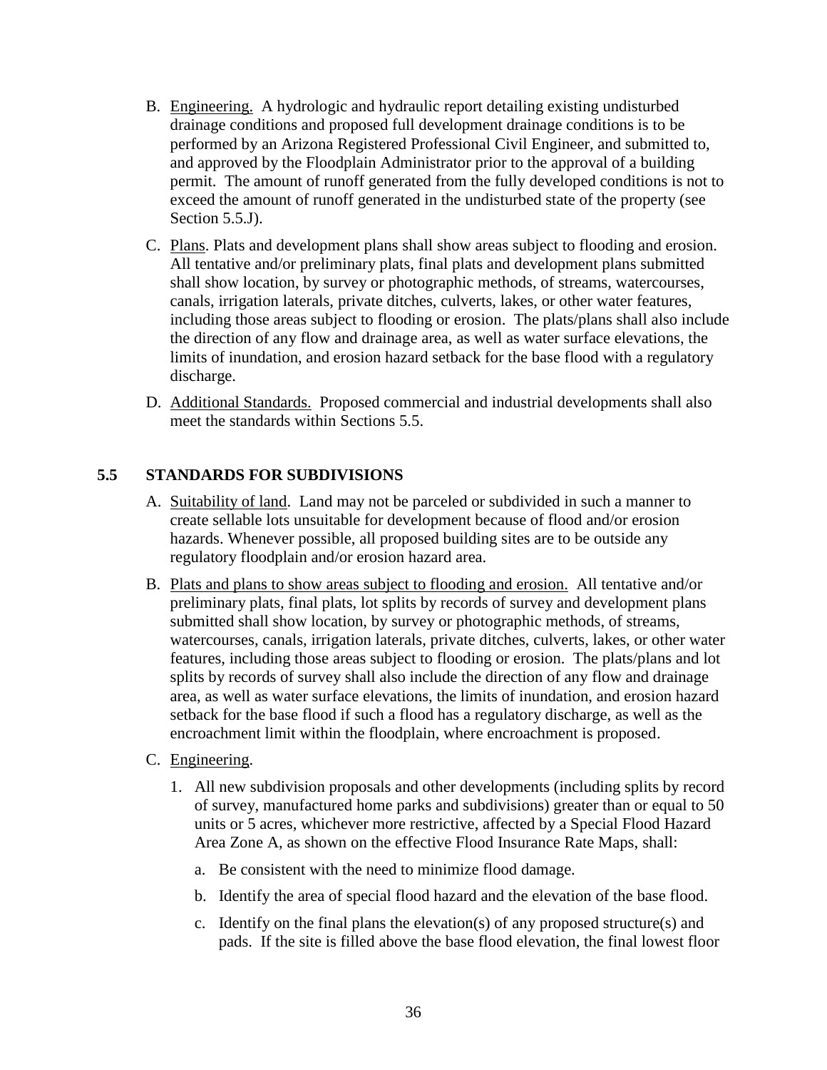B. Engineering. A hydrologic and hydraulic report detailing existing undisturbed drainage conditions and proposed full development drainage conditions is to be performed by an Arizona Registered Professional Civil Engineer, and submitted to, and approved by the Floodplain Administrator prior to the approval of a building permit. The amount of runoff generated from the fully developed conditions is not to exceed the amount of runoff generated in the undisturbed state of the property (see Section 5.5.J).

C. Plans. Plats and development plans shall show areas subject to flooding and erosion. All tentative and/or preliminary plats, final plats and development plans submitted shall show location, by survey or photographic methods, of streams, watercourses, canals, irrigation laterals, private ditches, culverts, lakes, or other water features, including those areas subject to flooding or erosion. The plats/plans shall also include the direction of any flow and drainage area, as well as water surface elevations, the limits of inundation, and erosion hazard setback for the base flood with a regulatory discharge.

D. Additional Standards. Proposed commercial and industrial developments shall also meet the standards within Sections 5.5.

## 5.5 STANDARDS FOR SUBDIVISIONS

A. Suitability of land. Land may not be parceled or subdivided in such a manner to create sellable lots unsuitable for development because of flood and/or erosion hazards. Whenever possible, all proposed building sites are to be outside any regulatory floodplain and/or erosion hazard area.

B. Plats and plans to show areas subject to flooding and erosion. All tentative and/or preliminary plats, final plats, lot splits by records of survey and development plans submitted shall show location, by survey or photographic methods, of streams, watercourses, canals, irrigation laterals, private ditches, culverts, lakes, or other water features, including those areas subject to flooding or erosion. The plats/plans and lot splits by records of survey shall also include the direction of any flow and drainage area, as well as water surface elevations, the limits of inundation, and erosion hazard setback for the base flood if such a flood has a regulatory discharge, as well as the encroachment limit within the floodplain, where encroachment is proposed.

C. Engineering.

1. All new subdivision proposals and other developments (including splits by record of survey, manufactured home parks and subdivisions) greater than or equal to 50 units or 5 acres, whichever more restrictive, affected by a Special Flood Hazard Area Zone A, as shown on the effective Flood Insurance Rate Maps, shall:

   a. Be consistent with the need to minimize flood damage.

   b. Identify the area of special flood hazard and the elevation of the base flood.

   c. Identify on the final plans the elevation(s) of any proposed structure(s) and pads. If the site is filled above the base flood elevation, the final lowest floor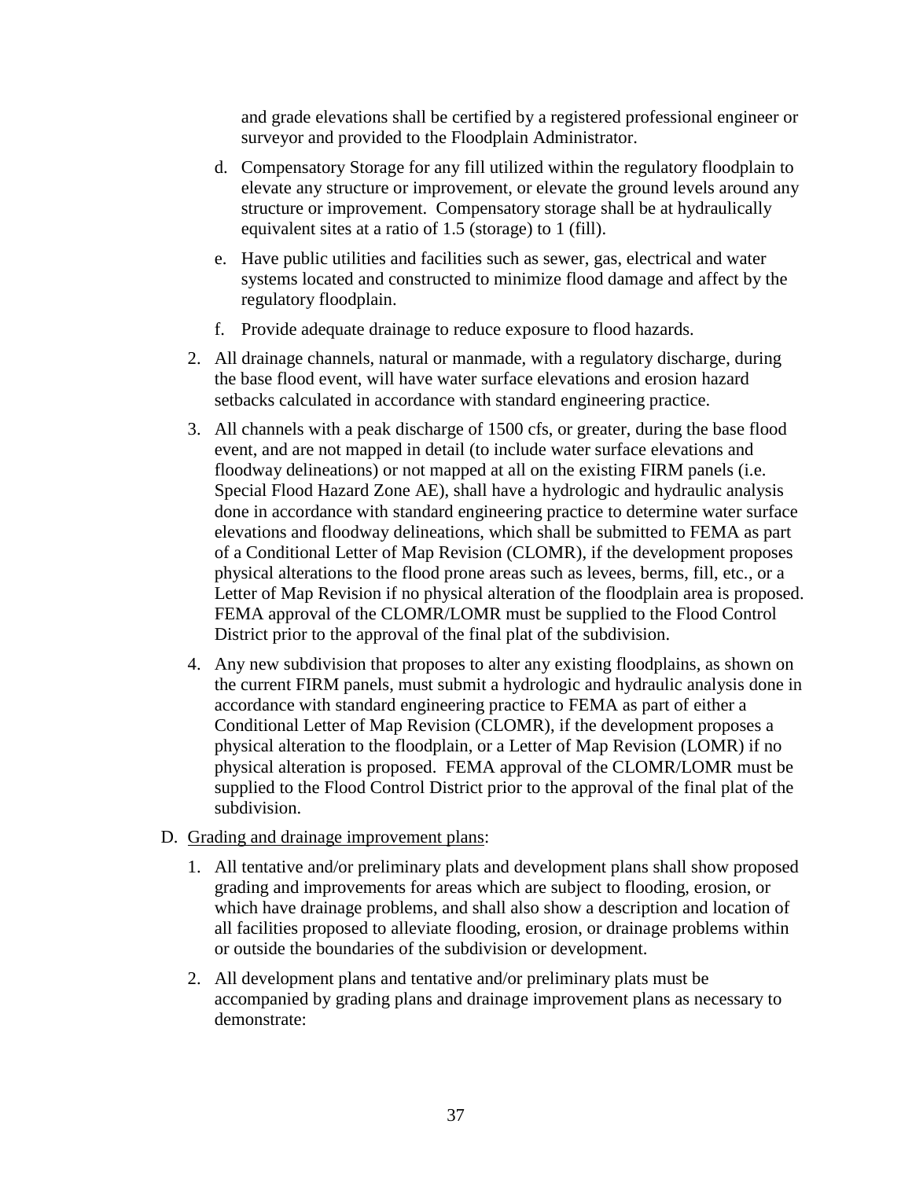and grade elevations shall be certified by a registered professional engineer or surveyor and provided to the Floodplain Administrator.

   d. Compensatory Storage for any fill utilized within the regulatory floodplain to elevate any structure or improvement, or elevate the ground levels around any structure or improvement. Compensatory storage shall be at hydraulically equivalent sites at a ratio of 1.5 (storage) to 1 (fill).

   e. Have public utilities and facilities such as sewer, gas, electrical and water systems located and constructed to minimize flood damage and affect by the regulatory floodplain.

   f. Provide adequate drainage to reduce exposure to flood hazards.

2. All drainage channels, natural or manmade, with a regulatory discharge, during the base flood event, will have water surface elevations and erosion hazard setbacks calculated in accordance with standard engineering practice.

3. All channels with a peak discharge of 1500 cfs, or greater, during the base flood event, and are not mapped in detail (to include water surface elevations and floodway delineations) or not mapped at all on the existing FIRM panels (i.e. Special Flood Hazard Zone AE), shall have a hydrologic and hydraulic analysis done in accordance with standard engineering practice to determine water surface elevations and floodway delineations, which shall be submitted to FEMA as part of a Conditional Letter of Map Revision (CLOMR), if the development proposes physical alterations to the flood prone areas such as levees, berms, fill, etc., or a Letter of Map Revision if no physical alteration of the floodplain area is proposed. FEMA approval of the CLOMR/LOMR must be supplied to the Flood Control District prior to the approval of the final plat of the subdivision.

4. Any new subdivision that proposes to alter any existing floodplains, as shown on the current FIRM panels, must submit a hydrologic and hydraulic analysis done in accordance with standard engineering practice to FEMA as part of either a Conditional Letter of Map Revision (CLOMR), if the development proposes a physical alteration to the floodplain, or a Letter of Map Revision (LOMR) if no physical alteration is proposed. FEMA approval of the CLOMR/LOMR must be supplied to the Flood Control District prior to the approval of the final plat of the subdivision.

D. Grading and drainage improvement plans:

1. All tentative and/or preliminary plats and development plans shall show proposed grading and improvements for areas which are subject to flooding, erosion, or which have drainage problems, and shall also show a description and location of all facilities proposed to alleviate flooding, erosion, or drainage problems within or outside the boundaries of the subdivision or development.

2. All development plans and tentative and/or preliminary plats must be accompanied by grading plans and drainage improvement plans as necessary to demonstrate: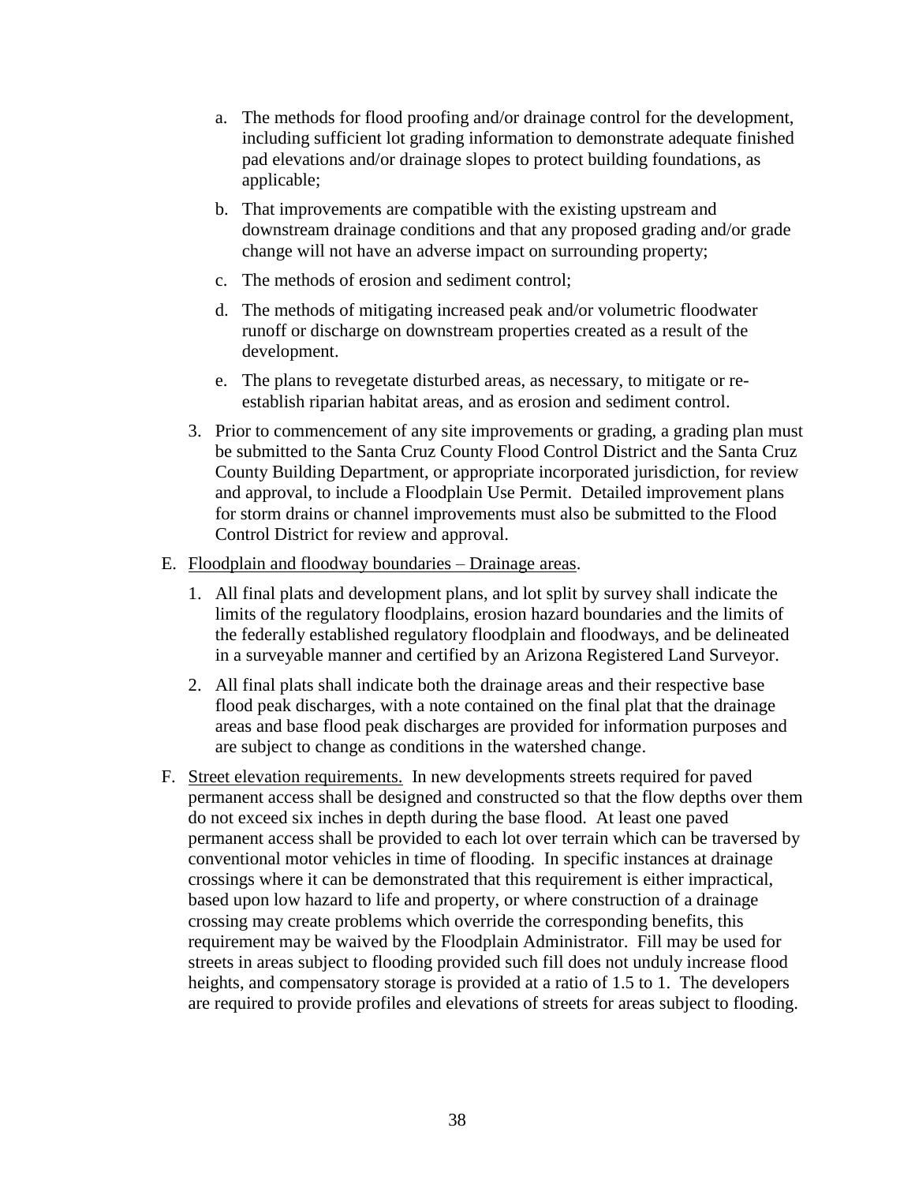a. The methods for flood proofing and/or drainage control for the development, including sufficient lot grading information to demonstrate adequate finished pad elevations and/or drainage slopes to protect building foundations, as applicable;

b. That improvements are compatible with the existing upstream and downstream drainage conditions and that any proposed grading and/or grade change will not have an adverse impact on surrounding property;

c. The methods of erosion and sediment control;

d. The methods of mitigating increased peak and/or volumetric floodwater runoff or discharge on downstream properties created as a result of the development.

e. The plans to revegetate disturbed areas, as necessary, to mitigate or re-establish riparian habitat areas, and as erosion and sediment control.

3. Prior to commencement of any site improvements or grading, a grading plan must be submitted to the Santa Cruz County Flood Control District and the Santa Cruz County Building Department, or appropriate incorporated jurisdiction, for review and approval, to include a Floodplain Use Permit. Detailed improvement plans for storm drains or channel improvements must also be submitted to the Flood Control District for review and approval.

E. <u>Floodplain and floodway boundaries – Drainage areas</u>.

1. All final plats and development plans, and lot split by survey shall indicate the limits of the regulatory floodplains, erosion hazard boundaries and the limits of the federally established regulatory floodplain and floodways, and be delineated in a surveyable manner and certified by an Arizona Registered Land Surveyor.

2. All final plats shall indicate both the drainage areas and their respective base flood peak discharges, with a note contained on the final plat that the drainage areas and base flood peak discharges are provided for information purposes and are subject to change as conditions in the watershed change.

F. <u>Street elevation requirements.</u> In new developments streets required for paved permanent access shall be designed and constructed so that the flow depths over them do not exceed six inches in depth during the base flood. At least one paved permanent access shall be provided to each lot over terrain which can be traversed by conventional motor vehicles in time of flooding. In specific instances at drainage crossings where it can be demonstrated that this requirement is either impractical, based upon low hazard to life and property, or where construction of a drainage crossing may create problems which override the corresponding benefits, this requirement may be waived by the Floodplain Administrator. Fill may be used for streets in areas subject to flooding provided such fill does not unduly increase flood heights, and compensatory storage is provided at a ratio of 1.5 to 1. The developers are required to provide profiles and elevations of streets for areas subject to flooding.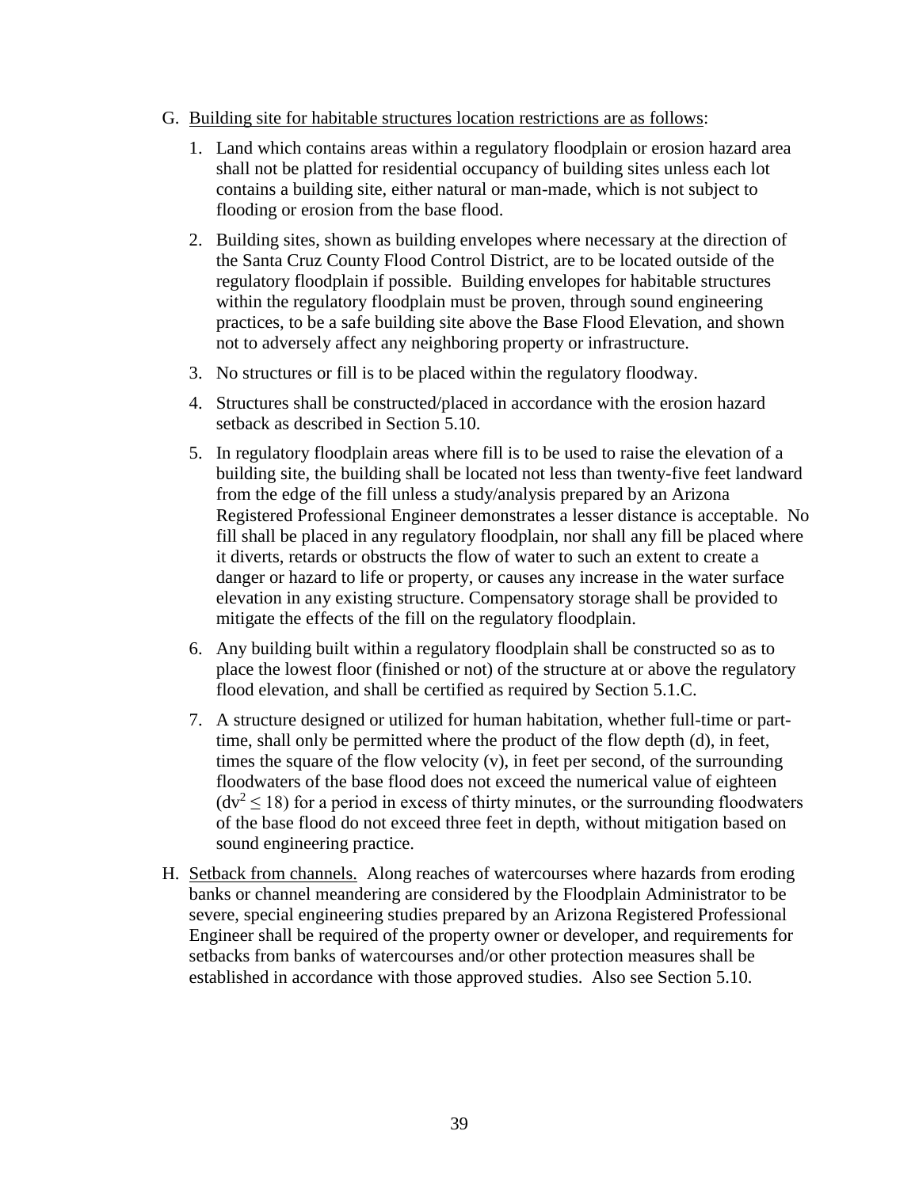G. Building site for habitable structures location restrictions are as follows:

1. Land which contains areas within a regulatory floodplain or erosion hazard area shall not be platted for residential occupancy of building sites unless each lot contains a building site, either natural or man-made, which is not subject to flooding or erosion from the base flood.

2. Building sites, shown as building envelopes where necessary at the direction of the Santa Cruz County Flood Control District, are to be located outside of the regulatory floodplain if possible. Building envelopes for habitable structures within the regulatory floodplain must be proven, through sound engineering practices, to be a safe building site above the Base Flood Elevation, and shown not to adversely affect any neighboring property or infrastructure.

3. No structures or fill is to be placed within the regulatory floodway.

4. Structures shall be constructed/placed in accordance with the erosion hazard setback as described in Section 5.10.

5. In regulatory floodplain areas where fill is to be used to raise the elevation of a building site, the building shall be located not less than twenty-five feet landward from the edge of the fill unless a study/analysis prepared by an Arizona Registered Professional Engineer demonstrates a lesser distance is acceptable. No fill shall be placed in any regulatory floodplain, nor shall any fill be placed where it diverts, retards or obstructs the flow of water to such an extent to create a danger or hazard to life or property, or causes any increase in the water surface elevation in any existing structure. Compensatory storage shall be provided to mitigate the effects of the fill on the regulatory floodplain.

6. Any building built within a regulatory floodplain shall be constructed so as to place the lowest floor (finished or not) of the structure at or above the regulatory flood elevation, and shall be certified as required by Section 5.1.C.

7. A structure designed or utilized for human habitation, whether full-time or part-time, shall only be permitted where the product of the flow depth (d), in feet, times the square of the flow velocity (v), in feet per second, of the surrounding floodwaters of the base flood does not exceed the numerical value of eighteen ($dv^2 \leq 18$) for a period in excess of thirty minutes, or the surrounding floodwaters of the base flood do not exceed three feet in depth, without mitigation based on sound engineering practice.

H. Setback from channels. Along reaches of watercourses where hazards from eroding banks or channel meandering are considered by the Floodplain Administrator to be severe, special engineering studies prepared by an Arizona Registered Professional Engineer shall be required of the property owner or developer, and requirements for setbacks from banks of watercourses and/or other protection measures shall be established in accordance with those approved studies. Also see Section 5.10.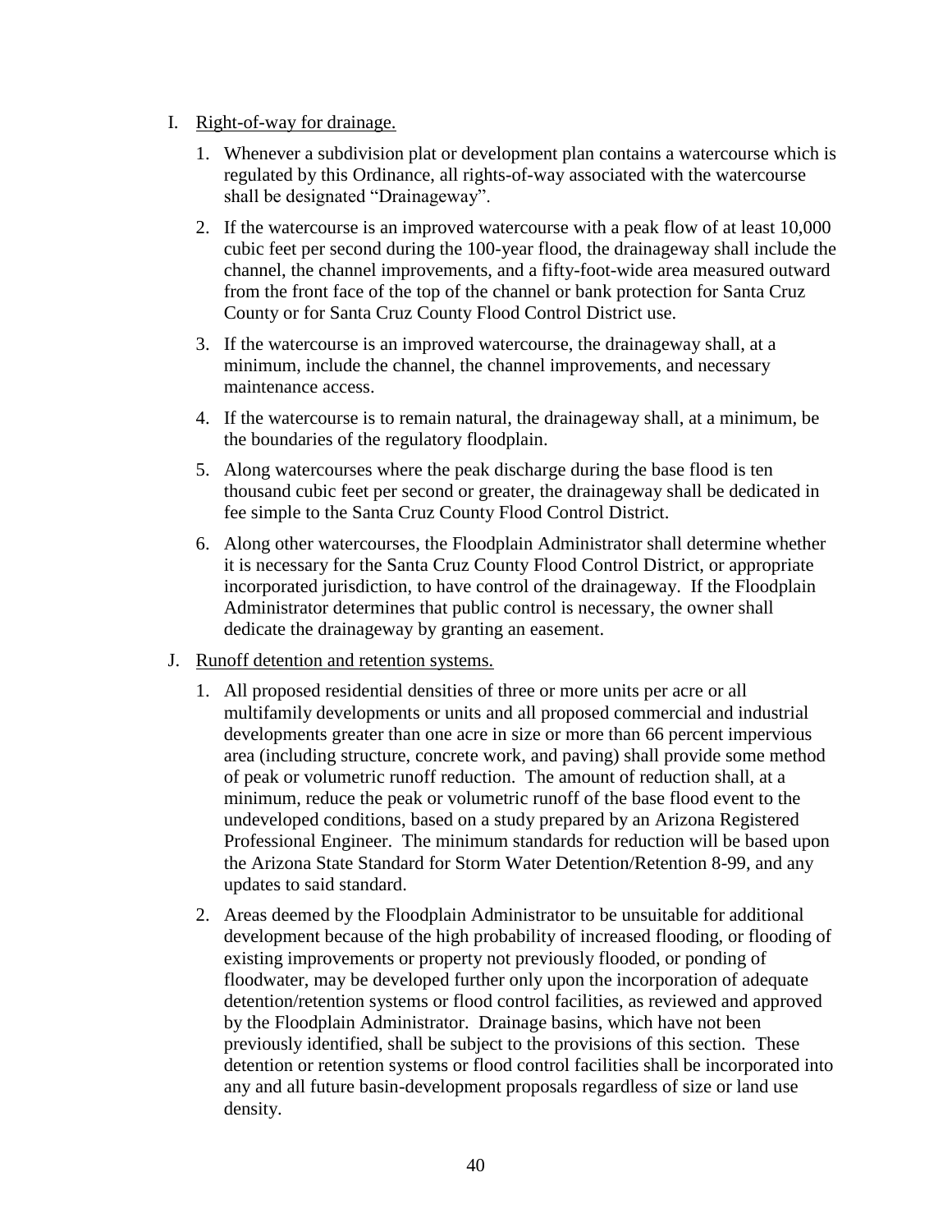I. <u>Right-of-way for drainage.</u>

1. Whenever a subdivision plat or development plan contains a watercourse which is regulated by this Ordinance, all rights-of-way associated with the watercourse shall be designated "Drainageway".

2. If the watercourse is an improved watercourse with a peak flow of at least 10,000 cubic feet per second during the 100-year flood, the drainageway shall include the channel, the channel improvements, and a fifty-foot-wide area measured outward from the front face of the top of the channel or bank protection for Santa Cruz County or for Santa Cruz County Flood Control District use.

3. If the watercourse is an improved watercourse, the drainageway shall, at a minimum, include the channel, the channel improvements, and necessary maintenance access.

4. If the watercourse is to remain natural, the drainageway shall, at a minimum, be the boundaries of the regulatory floodplain.

5. Along watercourses where the peak discharge during the base flood is ten thousand cubic feet per second or greater, the drainageway shall be dedicated in fee simple to the Santa Cruz County Flood Control District.

6. Along other watercourses, the Floodplain Administrator shall determine whether it is necessary for the Santa Cruz County Flood Control District, or appropriate incorporated jurisdiction, to have control of the drainageway. If the Floodplain Administrator determines that public control is necessary, the owner shall dedicate the drainageway by granting an easement.

J. <u>Runoff detention and retention systems.</u>

1. All proposed residential densities of three or more units per acre or all multifamily developments or units and all proposed commercial and industrial developments greater than one acre in size or more than 66 percent impervious area (including structure, concrete work, and paving) shall provide some method of peak or volumetric runoff reduction. The amount of reduction shall, at a minimum, reduce the peak or volumetric runoff of the base flood event to the undeveloped conditions, based on a study prepared by an Arizona Registered Professional Engineer. The minimum standards for reduction will be based upon the Arizona State Standard for Storm Water Detention/Retention 8-99, and any updates to said standard.

2. Areas deemed by the Floodplain Administrator to be unsuitable for additional development because of the high probability of increased flooding, or flooding of existing improvements or property not previously flooded, or ponding of floodwater, may be developed further only upon the incorporation of adequate detention/retention systems or flood control facilities, as reviewed and approved by the Floodplain Administrator. Drainage basins, which have not been previously identified, shall be subject to the provisions of this section. These detention or retention systems or flood control facilities shall be incorporated into any and all future basin-development proposals regardless of size or land use density.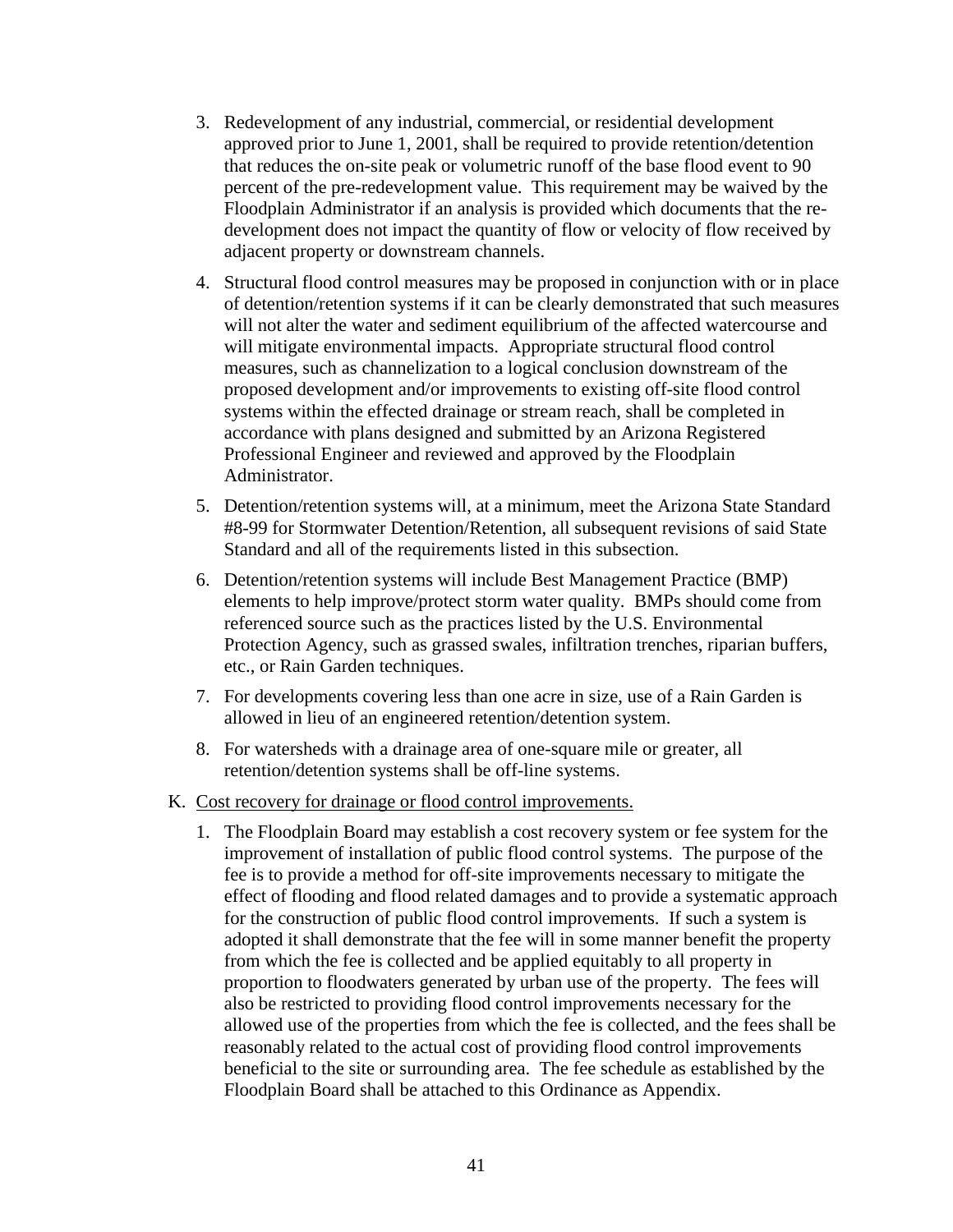3. Redevelopment of any industrial, commercial, or residential development approved prior to June 1, 2001, shall be required to provide retention/detention that reduces the on-site peak or volumetric runoff of the base flood event to 90 percent of the pre-redevelopment value. This requirement may be waived by the Floodplain Administrator if an analysis is provided which documents that the re-development does not impact the quantity of flow or velocity of flow received by adjacent property or downstream channels.

4. Structural flood control measures may be proposed in conjunction with or in place of detention/retention systems if it can be clearly demonstrated that such measures will not alter the water and sediment equilibrium of the affected watercourse and will mitigate environmental impacts. Appropriate structural flood control measures, such as channelization to a logical conclusion downstream of the proposed development and/or improvements to existing off-site flood control systems within the effected drainage or stream reach, shall be completed in accordance with plans designed and submitted by an Arizona Registered Professional Engineer and reviewed and approved by the Floodplain Administrator.

5. Detention/retention systems will, at a minimum, meet the Arizona State Standard #8-99 for Stormwater Detention/Retention, all subsequent revisions of said State Standard and all of the requirements listed in this subsection.

6. Detention/retention systems will include Best Management Practice (BMP) elements to help improve/protect storm water quality. BMPs should come from referenced source such as the practices listed by the U.S. Environmental Protection Agency, such as grassed swales, infiltration trenches, riparian buffers, etc., or Rain Garden techniques.

7. For developments covering less than one acre in size, use of a Rain Garden is allowed in lieu of an engineered retention/detention system.

8. For watersheds with a drainage area of one-square mile or greater, all retention/detention systems shall be off-line systems.

K. Cost recovery for drainage or flood control improvements.

1. The Floodplain Board may establish a cost recovery system or fee system for the improvement of installation of public flood control systems. The purpose of the fee is to provide a method for off-site improvements necessary to mitigate the effect of flooding and flood related damages and to provide a systematic approach for the construction of public flood control improvements. If such a system is adopted it shall demonstrate that the fee will in some manner benefit the property from which the fee is collected and be applied equitably to all property in proportion to floodwaters generated by urban use of the property. The fees will also be restricted to providing flood control improvements necessary for the allowed use of the properties from which the fee is collected, and the fees shall be reasonably related to the actual cost of providing flood control improvements beneficial to the site or surrounding area. The fee schedule as established by the Floodplain Board shall be attached to this Ordinance as Appendix.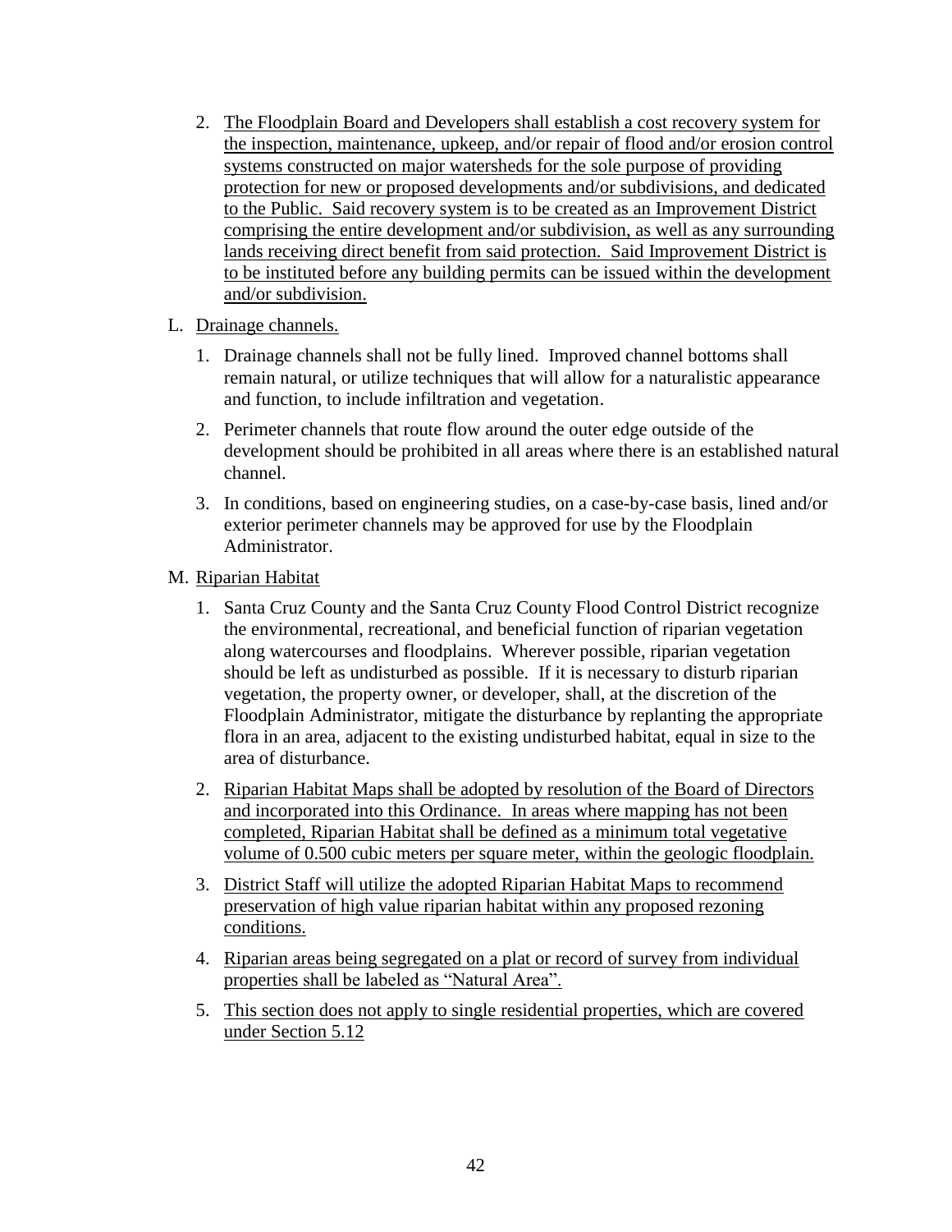2. The Floodplain Board and Developers shall establish a cost recovery system for the inspection, maintenance, upkeep, and/or repair of flood and/or erosion control systems constructed on major watersheds for the sole purpose of providing protection for new or proposed developments and/or subdivisions, and dedicated to the Public. Said recovery system is to be created as an Improvement District comprising the entire development and/or subdivision, as well as any surrounding lands receiving direct benefit from said protection. Said Improvement District is to be instituted before any building permits can be issued within the development and/or subdivision.

L. Drainage channels.

1. Drainage channels shall not be fully lined. Improved channel bottoms shall remain natural, or utilize techniques that will allow for a naturalistic appearance and function, to include infiltration and vegetation.

2. Perimeter channels that route flow around the outer edge outside of the development should be prohibited in all areas where there is an established natural channel.

3. In conditions, based on engineering studies, on a case-by-case basis, lined and/or exterior perimeter channels may be approved for use by the Floodplain Administrator.

M. Riparian Habitat

1. Santa Cruz County and the Santa Cruz County Flood Control District recognize the environmental, recreational, and beneficial function of riparian vegetation along watercourses and floodplains. Wherever possible, riparian vegetation should be left as undisturbed as possible. If it is necessary to disturb riparian vegetation, the property owner, or developer, shall, at the discretion of the Floodplain Administrator, mitigate the disturbance by replanting the appropriate flora in an area, adjacent to the existing undisturbed habitat, equal in size to the area of disturbance.

2. Riparian Habitat Maps shall be adopted by resolution of the Board of Directors and incorporated into this Ordinance. In areas where mapping has not been completed, Riparian Habitat shall be defined as a minimum total vegetative volume of 0.500 cubic meters per square meter, within the geologic floodplain.

3. District Staff will utilize the adopted Riparian Habitat Maps to recommend preservation of high value riparian habitat within any proposed rezoning conditions.

4. Riparian areas being segregated on a plat or record of survey from individual properties shall be labeled as "Natural Area".

5. This section does not apply to single residential properties, which are covered under Section 5.12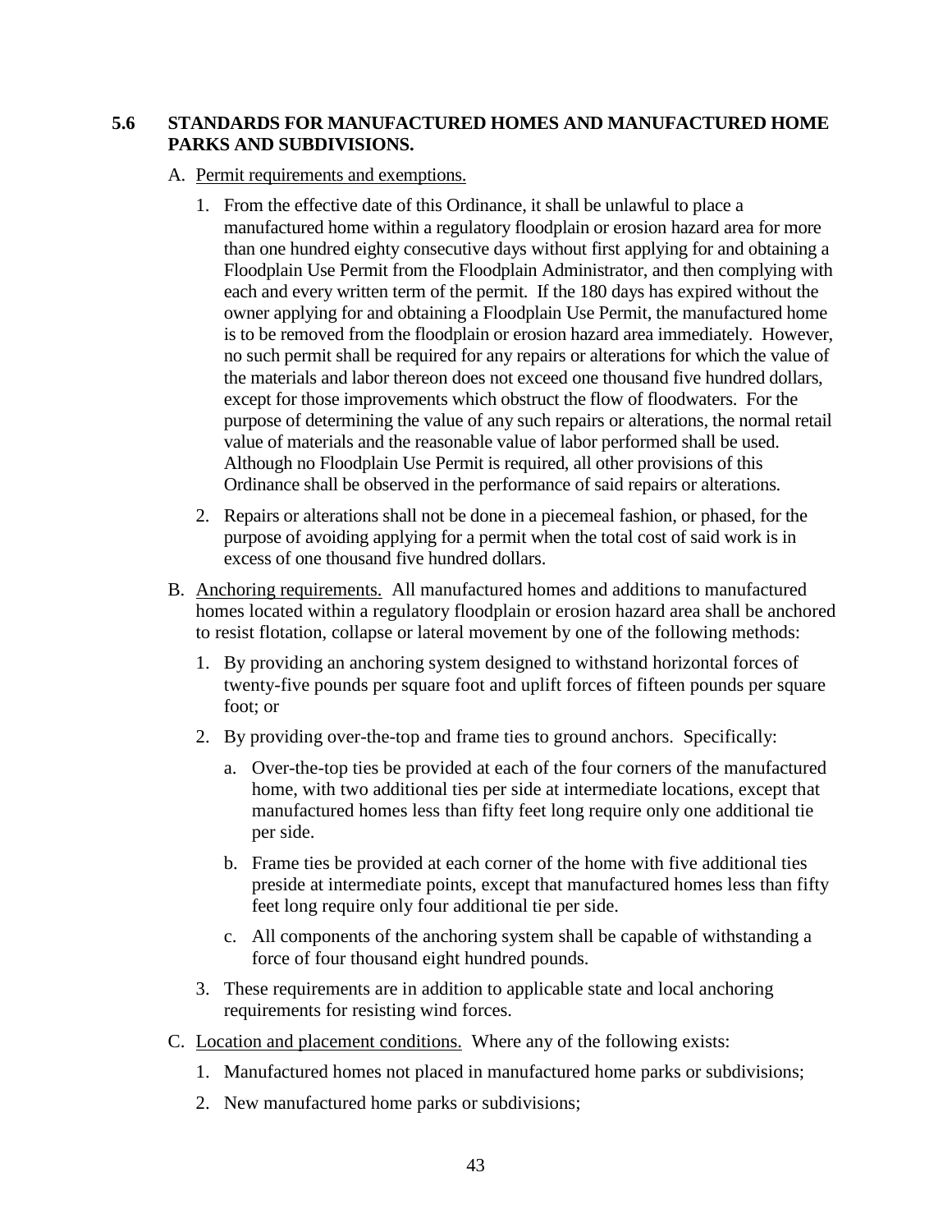## 5.6 STANDARDS FOR MANUFACTURED HOMES AND MANUFACTURED HOME PARKS AND SUBDIVISIONS.

A. Permit requirements and exemptions.

1. From the effective date of this Ordinance, it shall be unlawful to place a manufactured home within a regulatory floodplain or erosion hazard area for more than one hundred eighty consecutive days without first applying for and obtaining a Floodplain Use Permit from the Floodplain Administrator, and then complying with each and every written term of the permit. If the 180 days has expired without the owner applying for and obtaining a Floodplain Use Permit, the manufactured home is to be removed from the floodplain or erosion hazard area immediately. However, no such permit shall be required for any repairs or alterations for which the value of the materials and labor thereon does not exceed one thousand five hundred dollars, except for those improvements which obstruct the flow of floodwaters. For the purpose of determining the value of any such repairs or alterations, the normal retail value of materials and the reasonable value of labor performed shall be used. Although no Floodplain Use Permit is required, all other provisions of this Ordinance shall be observed in the performance of said repairs or alterations.

2. Repairs or alterations shall not be done in a piecemeal fashion, or phased, for the purpose of avoiding applying for a permit when the total cost of said work is in excess of one thousand five hundred dollars.

B. Anchoring requirements. All manufactured homes and additions to manufactured homes located within a regulatory floodplain or erosion hazard area shall be anchored to resist flotation, collapse or lateral movement by one of the following methods:

1. By providing an anchoring system designed to withstand horizontal forces of twenty-five pounds per square foot and uplift forces of fifteen pounds per square foot; or

2. By providing over-the-top and frame ties to ground anchors. Specifically:

   a. Over-the-top ties be provided at each of the four corners of the manufactured home, with two additional ties per side at intermediate locations, except that manufactured homes less than fifty feet long require only one additional tie per side.

   b. Frame ties be provided at each corner of the home with five additional ties preside at intermediate points, except that manufactured homes less than fifty feet long require only four additional tie per side.

   c. All components of the anchoring system shall be capable of withstanding a force of four thousand eight hundred pounds.

3. These requirements are in addition to applicable state and local anchoring requirements for resisting wind forces.

C. Location and placement conditions. Where any of the following exists:

1. Manufactured homes not placed in manufactured home parks or subdivisions;

2. New manufactured home parks or subdivisions;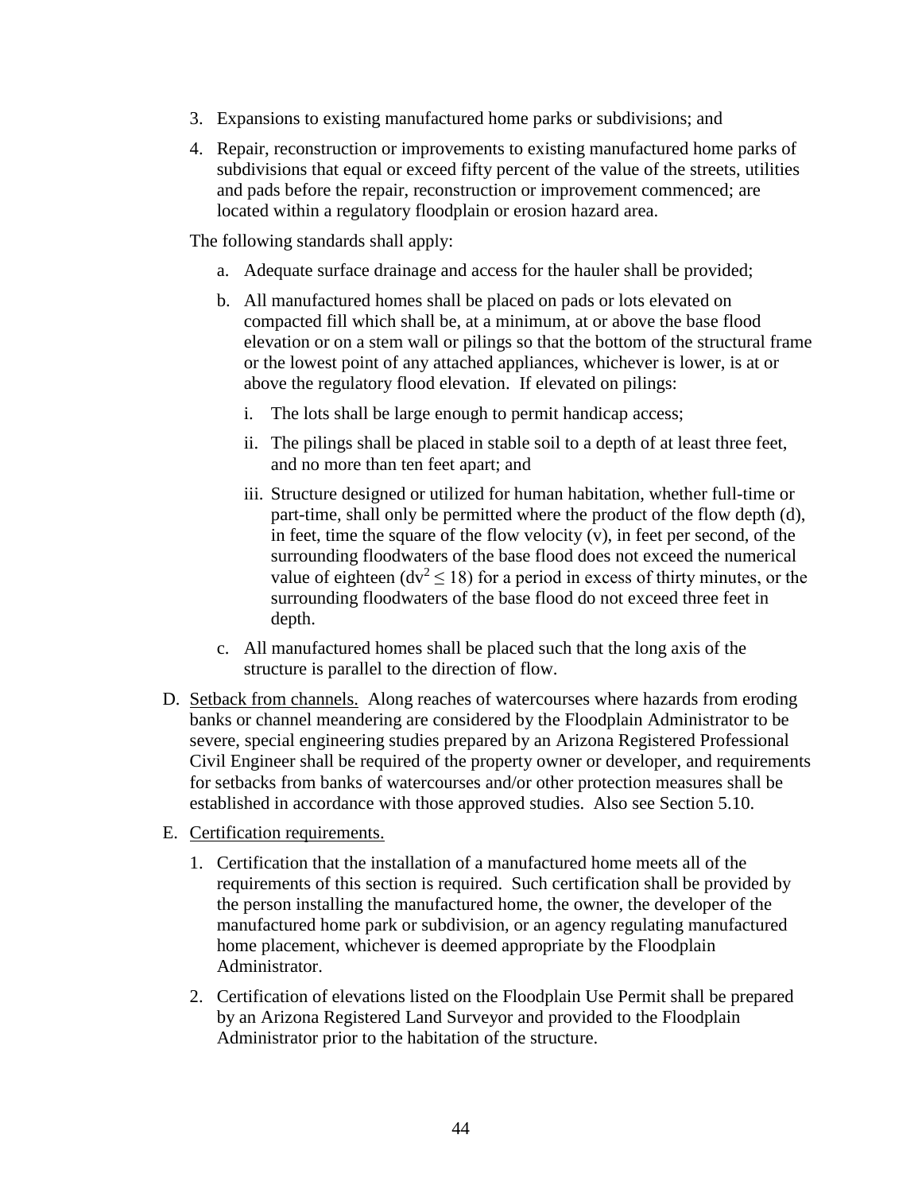3. Expansions to existing manufactured home parks or subdivisions; and
4. Repair, reconstruction or improvements to existing manufactured home parks of subdivisions that equal or exceed fifty percent of the value of the streets, utilities and pads before the repair, reconstruction or improvement commenced; are located within a regulatory floodplain or erosion hazard area.

The following standards shall apply:

a. Adequate surface drainage and access for the hauler shall be provided;
b. All manufactured homes shall be placed on pads or lots elevated on compacted fill which shall be, at a minimum, at or above the base flood elevation or on a stem wall or pilings so that the bottom of the structural frame or the lowest point of any attached appliances, whichever is lower, is at or above the regulatory flood elevation. If elevated on pilings:
    i. The lots shall be large enough to permit handicap access;
    ii. The pilings shall be placed in stable soil to a depth of at least three feet, and no more than ten feet apart; and
    iii. Structure designed or utilized for human habitation, whether full-time or part-time, shall only be permitted where the product of the flow depth (d), in feet, time the square of the flow velocity (v), in feet per second, of the surrounding floodwaters of the base flood does not exceed the numerical value of eighteen ($dv^2 \leq 18$) for a period in excess of thirty minutes, or the surrounding floodwaters of the base flood do not exceed three feet in depth.
c. All manufactured homes shall be placed such that the long axis of the structure is parallel to the direction of flow.

D. Setback from channels. Along reaches of watercourses where hazards from eroding banks or channel meandering are considered by the Floodplain Administrator to be severe, special engineering studies prepared by an Arizona Registered Professional Civil Engineer shall be required of the property owner or developer, and requirements for setbacks from banks of watercourses and/or other protection measures shall be established in accordance with those approved studies. Also see Section 5.10.

E. Certification requirements.

1. Certification that the installation of a manufactured home meets all of the requirements of this section is required. Such certification shall be provided by the person installing the manufactured home, the owner, the developer of the manufactured home park or subdivision, or an agency regulating manufactured home placement, whichever is deemed appropriate by the Floodplain Administrator.
2. Certification of elevations listed on the Floodplain Use Permit shall be prepared by an Arizona Registered Land Surveyor and provided to the Floodplain Administrator prior to the habitation of the structure.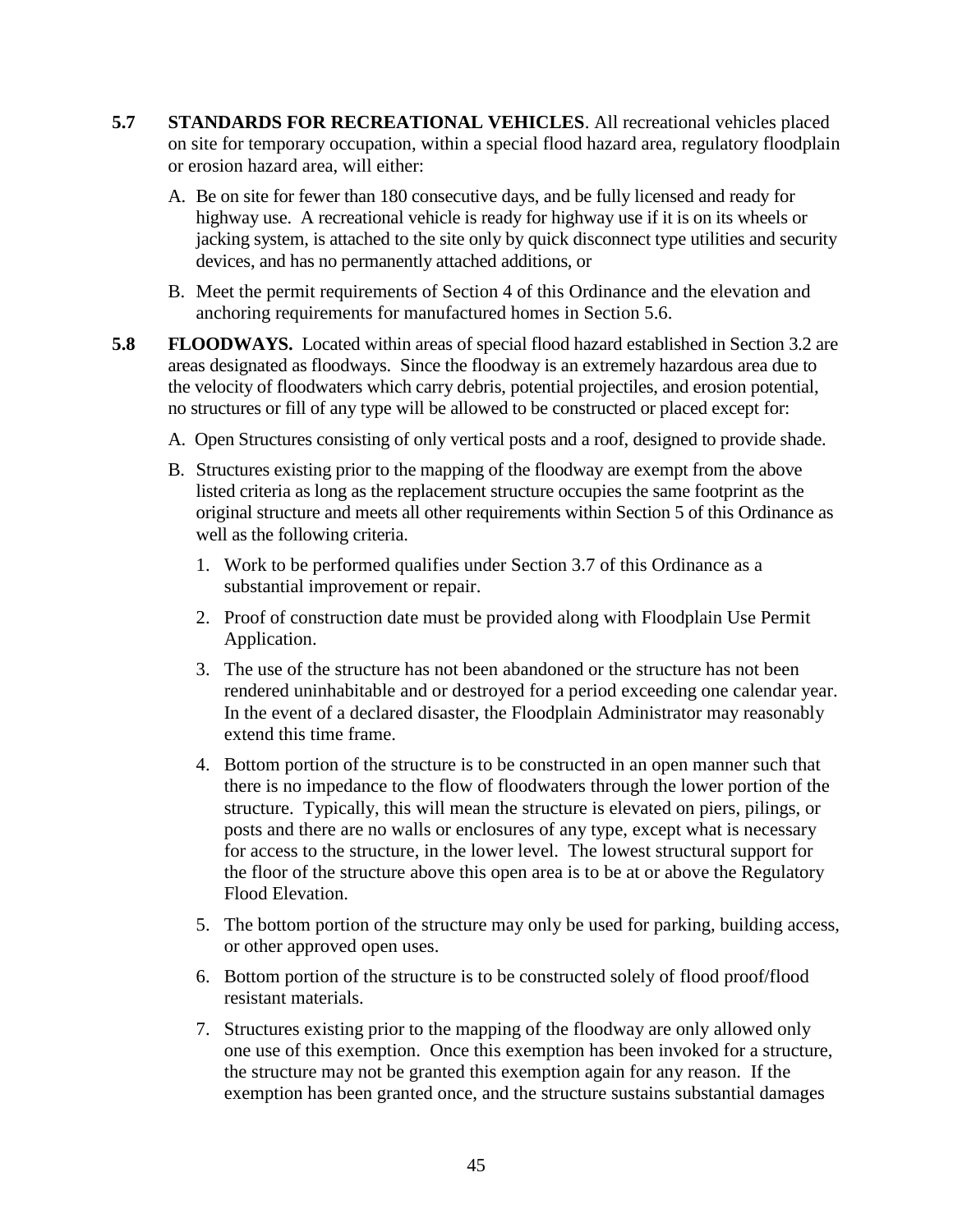**5.7 STANDARDS FOR RECREATIONAL VEHICLES**. All recreational vehicles placed on site for temporary occupation, within a special flood hazard area, regulatory floodplain or erosion hazard area, will either:

A. Be on site for fewer than 180 consecutive days, and be fully licensed and ready for highway use. A recreational vehicle is ready for highway use if it is on its wheels or jacking system, is attached to the site only by quick disconnect type utilities and security devices, and has no permanently attached additions, or

B. Meet the permit requirements of Section 4 of this Ordinance and the elevation and anchoring requirements for manufactured homes in Section 5.6.

**5.8 FLOODWAYS.** Located within areas of special flood hazard established in Section 3.2 are areas designated as floodways. Since the floodway is an extremely hazardous area due to the velocity of floodwaters which carry debris, potential projectiles, and erosion potential, no structures or fill of any type will be allowed to be constructed or placed except for:

A. Open Structures consisting of only vertical posts and a roof, designed to provide shade.

B. Structures existing prior to the mapping of the floodway are exempt from the above listed criteria as long as the replacement structure occupies the same footprint as the original structure and meets all other requirements within Section 5 of this Ordinance as well as the following criteria.

1. Work to be performed qualifies under Section 3.7 of this Ordinance as a substantial improvement or repair.
2. Proof of construction date must be provided along with Floodplain Use Permit Application.
3. The use of the structure has not been abandoned or the structure has not been rendered uninhabitable and or destroyed for a period exceeding one calendar year. In the event of a declared disaster, the Floodplain Administrator may reasonably extend this time frame.
4. Bottom portion of the structure is to be constructed in an open manner such that there is no impedance to the flow of floodwaters through the lower portion of the structure. Typically, this will mean the structure is elevated on piers, pilings, or posts and there are no walls or enclosures of any type, except what is necessary for access to the structure, in the lower level. The lowest structural support for the floor of the structure above this open area is to be at or above the Regulatory Flood Elevation.
5. The bottom portion of the structure may only be used for parking, building access, or other approved open uses.
6. Bottom portion of the structure is to be constructed solely of flood proof/flood resistant materials.
7. Structures existing prior to the mapping of the floodway are only allowed only one use of this exemption. Once this exemption has been invoked for a structure, the structure may not be granted this exemption again for any reason. If the exemption has been granted once, and the structure sustains substantial damages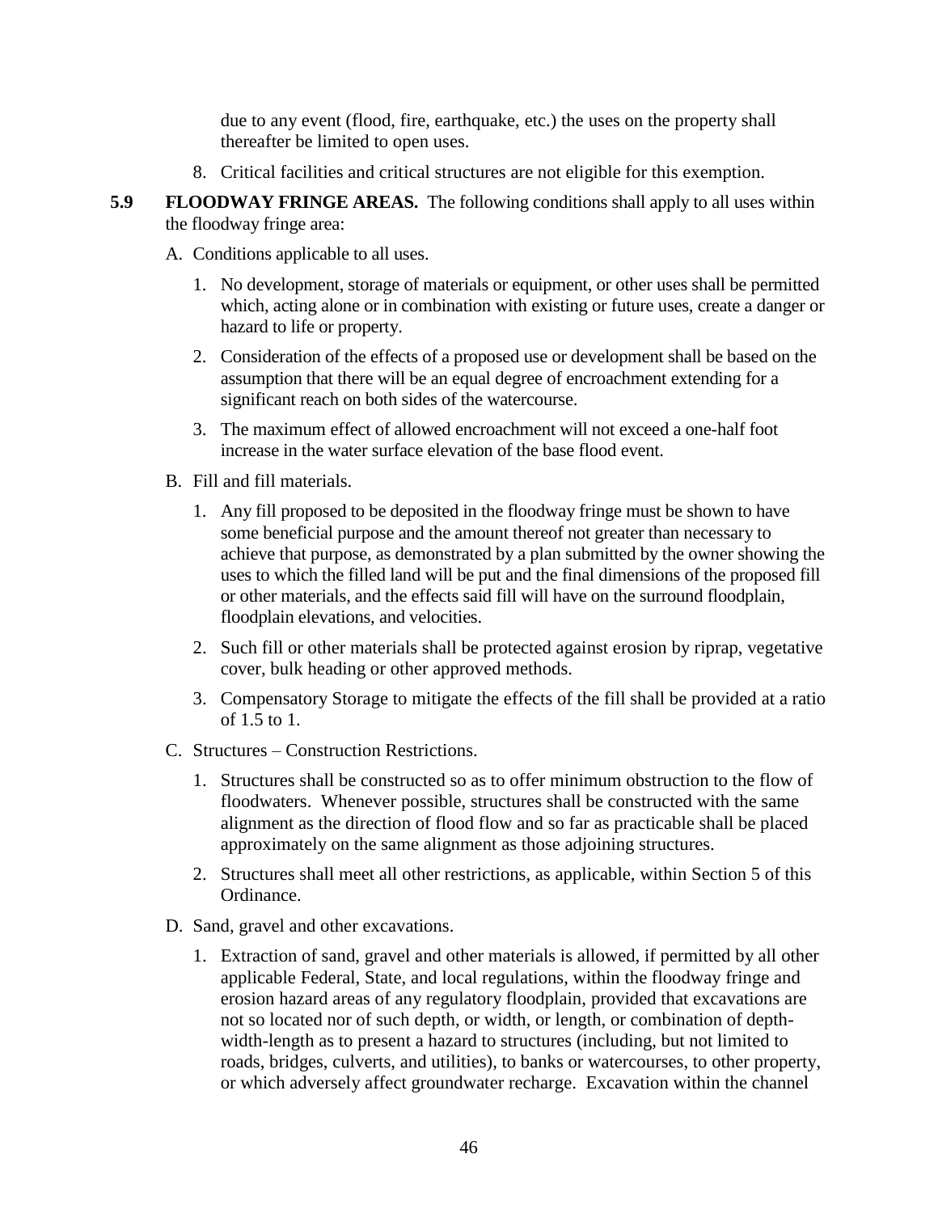due to any event (flood, fire, earthquake, etc.) the uses on the property shall thereafter be limited to open uses.

8. Critical facilities and critical structures are not eligible for this exemption.

**5.9 FLOODWAY FRINGE AREAS.** The following conditions shall apply to all uses within the floodway fringe area:

A. Conditions applicable to all uses.

1. No development, storage of materials or equipment, or other uses shall be permitted which, acting alone or in combination with existing or future uses, create a danger or hazard to life or property.
2. Consideration of the effects of a proposed use or development shall be based on the assumption that there will be an equal degree of encroachment extending for a significant reach on both sides of the watercourse.
3. The maximum effect of allowed encroachment will not exceed a one-half foot increase in the water surface elevation of the base flood event.

B. Fill and fill materials.

1. Any fill proposed to be deposited in the floodway fringe must be shown to have some beneficial purpose and the amount thereof not greater than necessary to achieve that purpose, as demonstrated by a plan submitted by the owner showing the uses to which the filled land will be put and the final dimensions of the proposed fill or other materials, and the effects said fill will have on the surround floodplain, floodplain elevations, and velocities.
2. Such fill or other materials shall be protected against erosion by riprap, vegetative cover, bulk heading or other approved methods.
3. Compensatory Storage to mitigate the effects of the fill shall be provided at a ratio of 1.5 to 1.

C. Structures – Construction Restrictions.

1. Structures shall be constructed so as to offer minimum obstruction to the flow of floodwaters. Whenever possible, structures shall be constructed with the same alignment as the direction of flood flow and so far as practicable shall be placed approximately on the same alignment as those adjoining structures.
2. Structures shall meet all other restrictions, as applicable, within Section 5 of this Ordinance.

D. Sand, gravel and other excavations.

1. Extraction of sand, gravel and other materials is allowed, if permitted by all other applicable Federal, State, and local regulations, within the floodway fringe and erosion hazard areas of any regulatory floodplain, provided that excavations are not so located nor of such depth, or width, or length, or combination of depth-width-length as to present a hazard to structures (including, but not limited to roads, bridges, culverts, and utilities), to banks or watercourses, to other property, or which adversely affect groundwater recharge. Excavation within the channel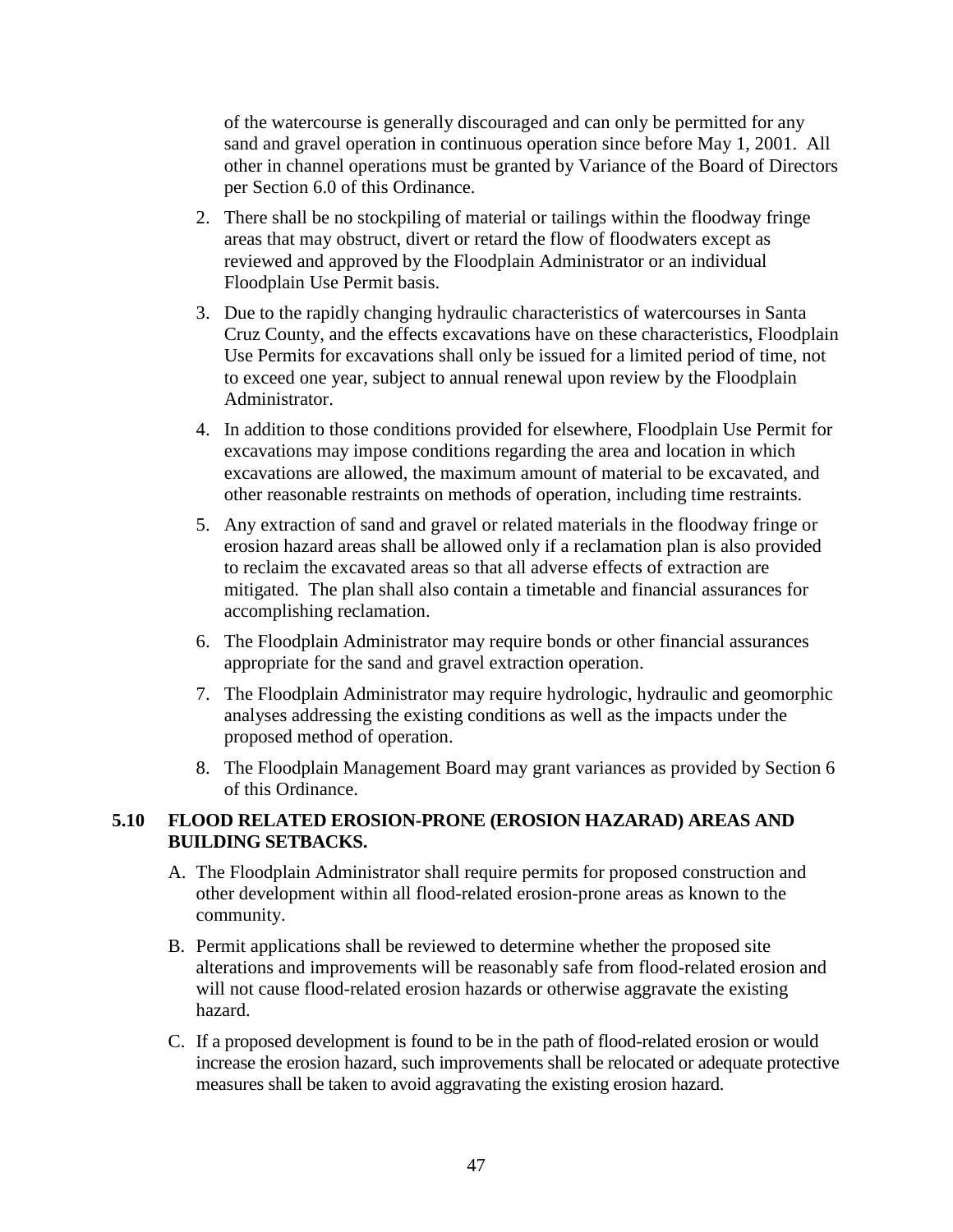of the watercourse is generally discouraged and can only be permitted for any sand and gravel operation in continuous operation since before May 1, 2001. All other in channel operations must be granted by Variance of the Board of Directors per Section 6.0 of this Ordinance.

2. There shall be no stockpiling of material or tailings within the floodway fringe areas that may obstruct, divert or retard the flow of floodwaters except as reviewed and approved by the Floodplain Administrator or an individual Floodplain Use Permit basis.
3. Due to the rapidly changing hydraulic characteristics of watercourses in Santa Cruz County, and the effects excavations have on these characteristics, Floodplain Use Permits for excavations shall only be issued for a limited period of time, not to exceed one year, subject to annual renewal upon review by the Floodplain Administrator.
4. In addition to those conditions provided for elsewhere, Floodplain Use Permit for excavations may impose conditions regarding the area and location in which excavations are allowed, the maximum amount of material to be excavated, and other reasonable restraints on methods of operation, including time restraints.
5. Any extraction of sand and gravel or related materials in the floodway fringe or erosion hazard areas shall be allowed only if a reclamation plan is also provided to reclaim the excavated areas so that all adverse effects of extraction are mitigated. The plan shall also contain a timetable and financial assurances for accomplishing reclamation.
6. The Floodplain Administrator may require bonds or other financial assurances appropriate for the sand and gravel extraction operation.
7. The Floodplain Administrator may require hydrologic, hydraulic and geomorphic analyses addressing the existing conditions as well as the impacts under the proposed method of operation.
8. The Floodplain Management Board may grant variances as provided by Section 6 of this Ordinance.

## 5.10 FLOOD RELATED EROSION-PRONE (EROSION HAZARAD) AREAS AND BUILDING SETBACKS.

A. The Floodplain Administrator shall require permits for proposed construction and other development within all flood-related erosion-prone areas as known to the community.

B. Permit applications shall be reviewed to determine whether the proposed site alterations and improvements will be reasonably safe from flood-related erosion and will not cause flood-related erosion hazards or otherwise aggravate the existing hazard.

C. If a proposed development is found to be in the path of flood-related erosion or would increase the erosion hazard, such improvements shall be relocated or adequate protective measures shall be taken to avoid aggravating the existing erosion hazard.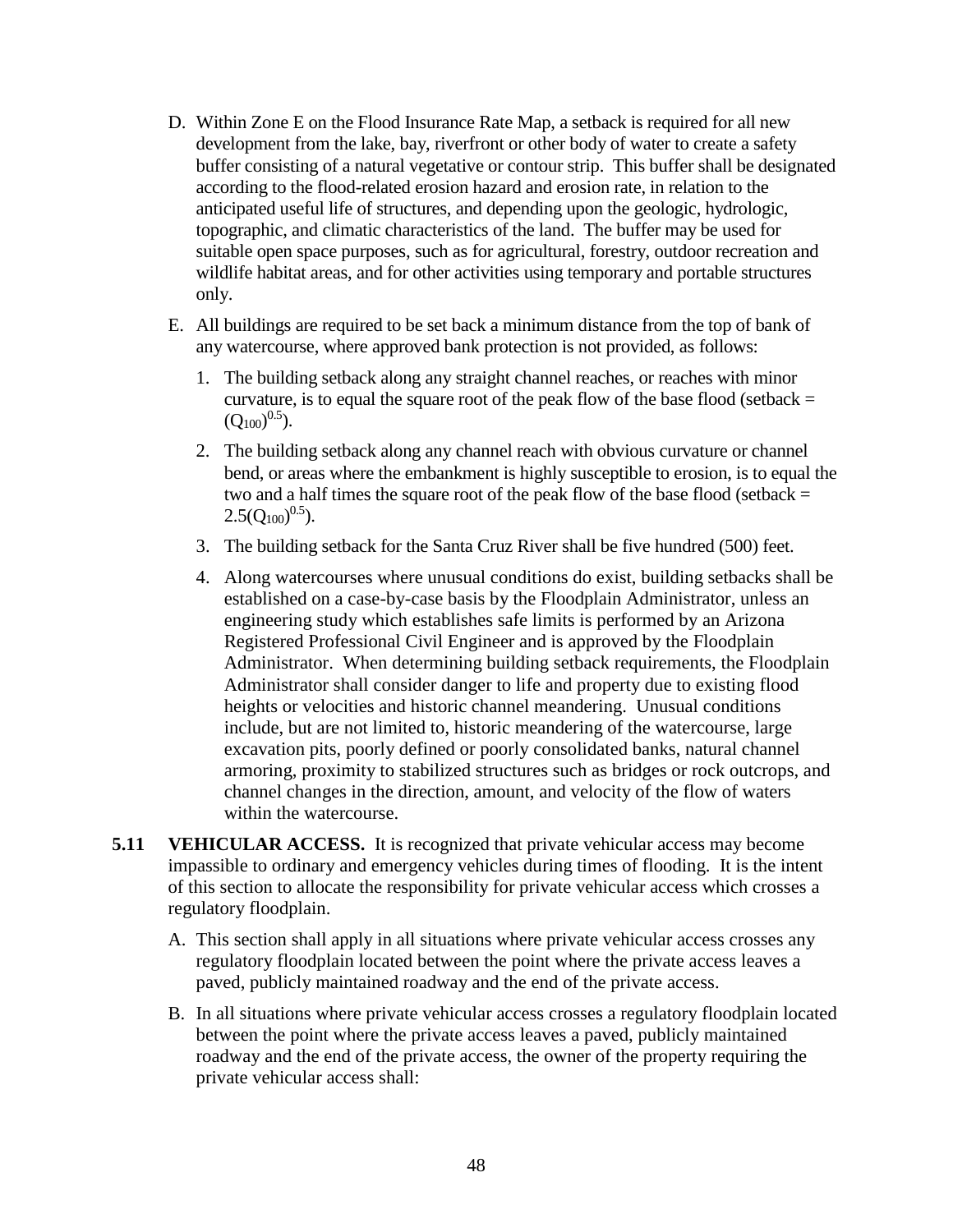D. Within Zone E on the Flood Insurance Rate Map, a setback is required for all new development from the lake, bay, riverfront or other body of water to create a safety buffer consisting of a natural vegetative or contour strip. This buffer shall be designated according to the flood-related erosion hazard and erosion rate, in relation to the anticipated useful life of structures, and depending upon the geologic, hydrologic, topographic, and climatic characteristics of the land. The buffer may be used for suitable open space purposes, such as for agricultural, forestry, outdoor recreation and wildlife habitat areas, and for other activities using temporary and portable structures only.

E. All buildings are required to be set back a minimum distance from the top of bank of any watercourse, where approved bank protection is not provided, as follows:

   1. The building setback along any straight channel reaches, or reaches with minor curvature, is to equal the square root of the peak flow of the base flood (setback = $(Q_{100})^{0.5}$).

   2. The building setback along any channel reach with obvious curvature or channel bend, or areas where the embankment is highly susceptible to erosion, is to equal the two and a half times the square root of the peak flow of the base flood (setback = $2.5(Q_{100})^{0.5}$).

   3. The building setback for the Santa Cruz River shall be five hundred (500) feet.

   4. Along watercourses where unusual conditions do exist, building setbacks shall be established on a case-by-case basis by the Floodplain Administrator, unless an engineering study which establishes safe limits is performed by an Arizona Registered Professional Civil Engineer and is approved by the Floodplain Administrator. When determining building setback requirements, the Floodplain Administrator shall consider danger to life and property due to existing flood heights or velocities and historic channel meandering. Unusual conditions include, but are not limited to, historic meandering of the watercourse, large excavation pits, poorly defined or poorly consolidated banks, natural channel armoring, proximity to stabilized structures such as bridges or rock outcrops, and channel changes in the direction, amount, and velocity of the flow of waters within the watercourse.

**5.11 VEHICULAR ACCESS.** It is recognized that private vehicular access may become impassible to ordinary and emergency vehicles during times of flooding. It is the intent of this section to allocate the responsibility for private vehicular access which crosses a regulatory floodplain.

A. This section shall apply in all situations where private vehicular access crosses any regulatory floodplain located between the point where the private access leaves a paved, publicly maintained roadway and the end of the private access.

B. In all situations where private vehicular access crosses a regulatory floodplain located between the point where the private access leaves a paved, publicly maintained roadway and the end of the private access, the owner of the property requiring the private vehicular access shall: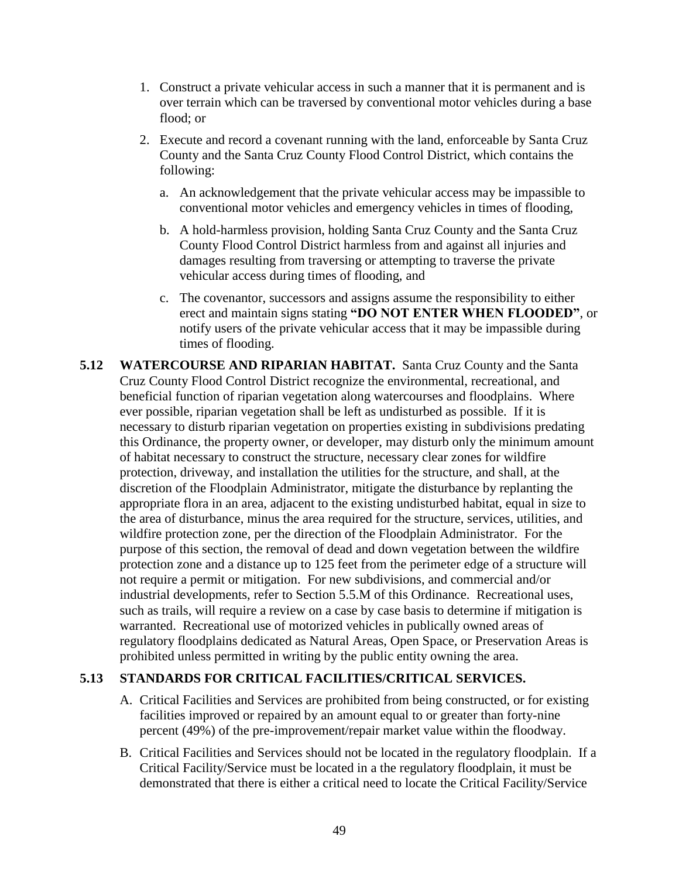1. Construct a private vehicular access in such a manner that it is permanent and is over terrain which can be traversed by conventional motor vehicles during a base flood; or

2. Execute and record a covenant running with the land, enforceable by Santa Cruz County and the Santa Cruz County Flood Control District, which contains the following:

   a. An acknowledgement that the private vehicular access may be impassible to conventional motor vehicles and emergency vehicles in times of flooding,

   b. A hold-harmless provision, holding Santa Cruz County and the Santa Cruz County Flood Control District harmless from and against all injuries and damages resulting from traversing or attempting to traverse the private vehicular access during times of flooding, and

   c. The covenantor, successors and assigns assume the responsibility to either erect and maintain signs stating **"DO NOT ENTER WHEN FLOODED"**, or notify users of the private vehicular access that it may be impassible during times of flooding.

**5.12 WATERCOURSE AND RIPARIAN HABITAT.** Santa Cruz County and the Santa Cruz County Flood Control District recognize the environmental, recreational, and beneficial function of riparian vegetation along watercourses and floodplains. Where ever possible, riparian vegetation shall be left as undisturbed as possible. If it is necessary to disturb riparian vegetation on properties existing in subdivisions predating this Ordinance, the property owner, or developer, may disturb only the minimum amount of habitat necessary to construct the structure, necessary clear zones for wildfire protection, driveway, and installation the utilities for the structure, and shall, at the discretion of the Floodplain Administrator, mitigate the disturbance by replanting the appropriate flora in an area, adjacent to the existing undisturbed habitat, equal in size to the area of disturbance, minus the area required for the structure, services, utilities, and wildfire protection zone, per the direction of the Floodplain Administrator. For the purpose of this section, the removal of dead and down vegetation between the wildfire protection zone and a distance up to 125 feet from the perimeter edge of a structure will not require a permit or mitigation. For new subdivisions, and commercial and/or industrial developments, refer to Section 5.5.M of this Ordinance. Recreational uses, such as trails, will require a review on a case by case basis to determine if mitigation is warranted. Recreational use of motorized vehicles in publically owned areas of regulatory floodplains dedicated as Natural Areas, Open Space, or Preservation Areas is prohibited unless permitted in writing by the public entity owning the area.

**5.13 STANDARDS FOR CRITICAL FACILITIES/CRITICAL SERVICES.**

A. Critical Facilities and Services are prohibited from being constructed, or for existing facilities improved or repaired by an amount equal to or greater than forty-nine percent (49%) of the pre-improvement/repair market value within the floodway.

B. Critical Facilities and Services should not be located in the regulatory floodplain. If a Critical Facility/Service must be located in a the regulatory floodplain, it must be demonstrated that there is either a critical need to locate the Critical Facility/Service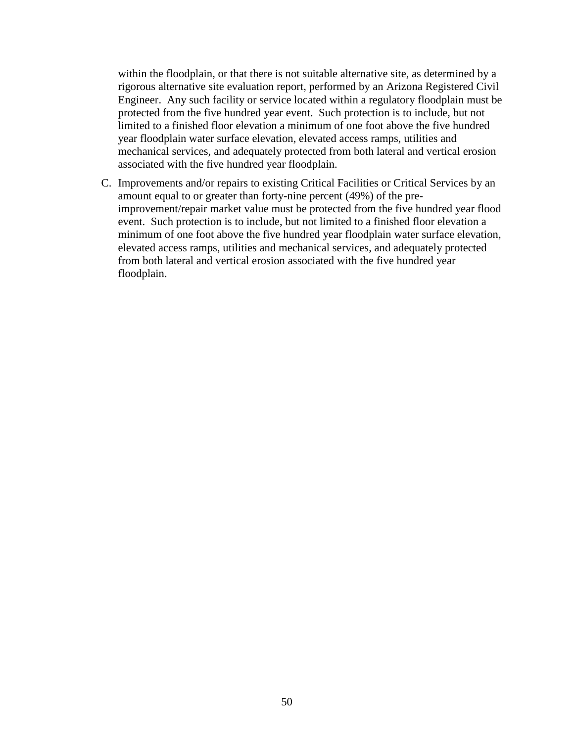within the floodplain, or that there is not suitable alternative site, as determined by a rigorous alternative site evaluation report, performed by an Arizona Registered Civil Engineer. Any such facility or service located within a regulatory floodplain must be protected from the five hundred year event. Such protection is to include, but not limited to a finished floor elevation a minimum of one foot above the five hundred year floodplain water surface elevation, elevated access ramps, utilities and mechanical services, and adequately protected from both lateral and vertical erosion associated with the five hundred year floodplain.

C. Improvements and/or repairs to existing Critical Facilities or Critical Services by an amount equal to or greater than forty-nine percent (49%) of the pre-improvement/repair market value must be protected from the five hundred year flood event. Such protection is to include, but not limited to a finished floor elevation a minimum of one foot above the five hundred year floodplain water surface elevation, elevated access ramps, utilities and mechanical services, and adequately protected from both lateral and vertical erosion associated with the five hundred year floodplain.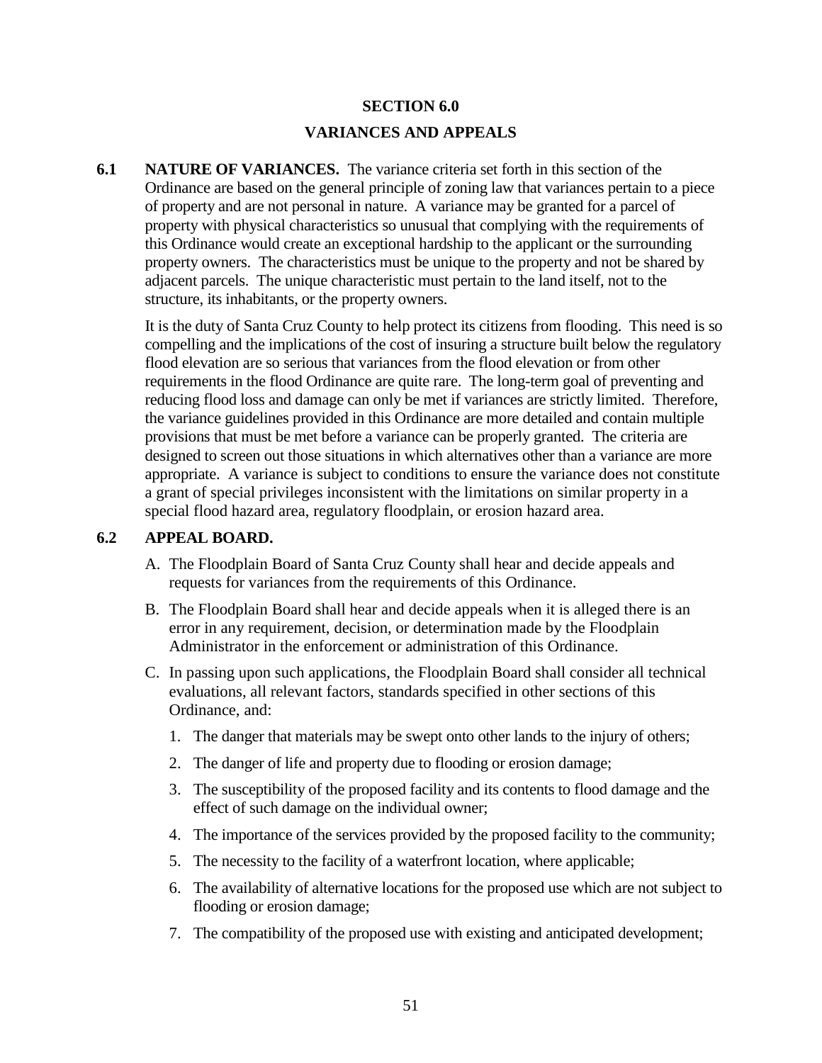# SECTION 6.0

## VARIANCES AND APPEALS

**6.1 NATURE OF VARIANCES.** The variance criteria set forth in this section of the Ordinance are based on the general principle of zoning law that variances pertain to a piece of property and are not personal in nature. A variance may be granted for a parcel of property with physical characteristics so unusual that complying with the requirements of this Ordinance would create an exceptional hardship to the applicant or the surrounding property owners. The characteristics must be unique to the property and not be shared by adjacent parcels. The unique characteristic must pertain to the land itself, not to the structure, its inhabitants, or the property owners.

It is the duty of Santa Cruz County to help protect its citizens from flooding. This need is so compelling and the implications of the cost of insuring a structure built below the regulatory flood elevation are so serious that variances from the flood elevation or from other requirements in the flood Ordinance are quite rare. The long-term goal of preventing and reducing flood loss and damage can only be met if variances are strictly limited. Therefore, the variance guidelines provided in this Ordinance are more detailed and contain multiple provisions that must be met before a variance can be properly granted. The criteria are designed to screen out those situations in which alternatives other than a variance are more appropriate. A variance is subject to conditions to ensure the variance does not constitute a grant of special privileges inconsistent with the limitations on similar property in a special flood hazard area, regulatory floodplain, or erosion hazard area.

**6.2 APPEAL BOARD.**

A. The Floodplain Board of Santa Cruz County shall hear and decide appeals and requests for variances from the requirements of this Ordinance.

B. The Floodplain Board shall hear and decide appeals when it is alleged there is an error in any requirement, decision, or determination made by the Floodplain Administrator in the enforcement or administration of this Ordinance.

C. In passing upon such applications, the Floodplain Board shall consider all technical evaluations, all relevant factors, standards specified in other sections of this Ordinance, and:

1. The danger that materials may be swept onto other lands to the injury of others;
2. The danger of life and property due to flooding or erosion damage;
3. The susceptibility of the proposed facility and its contents to flood damage and the effect of such damage on the individual owner;
4. The importance of the services provided by the proposed facility to the community;
5. The necessity to the facility of a waterfront location, where applicable;
6. The availability of alternative locations for the proposed use which are not subject to flooding or erosion damage;
7. The compatibility of the proposed use with existing and anticipated development;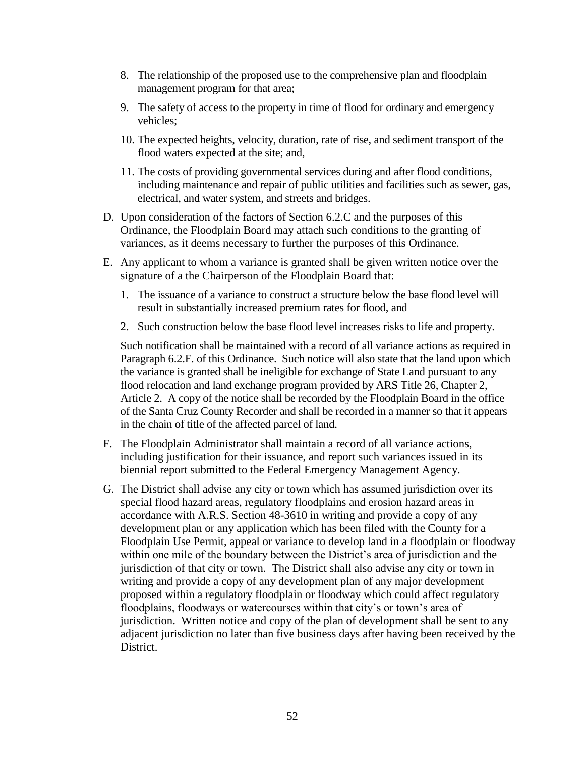8. The relationship of the proposed use to the comprehensive plan and floodplain management program for that area;

9. The safety of access to the property in time of flood for ordinary and emergency vehicles;

10. The expected heights, velocity, duration, rate of rise, and sediment transport of the flood waters expected at the site; and,

11. The costs of providing governmental services during and after flood conditions, including maintenance and repair of public utilities and facilities such as sewer, gas, electrical, and water system, and streets and bridges.

D. Upon consideration of the factors of Section 6.2.C and the purposes of this Ordinance, the Floodplain Board may attach such conditions to the granting of variances, as it deems necessary to further the purposes of this Ordinance.

E. Any applicant to whom a variance is granted shall be given written notice over the signature of a the Chairperson of the Floodplain Board that:

   1. The issuance of a variance to construct a structure below the base flood level will result in substantially increased premium rates for flood, and

   2. Such construction below the base flood level increases risks to life and property.

   Such notification shall be maintained with a record of all variance actions as required in Paragraph 6.2.F. of this Ordinance. Such notice will also state that the land upon which the variance is granted shall be ineligible for exchange of State Land pursuant to any flood relocation and land exchange program provided by ARS Title 26, Chapter 2, Article 2. A copy of the notice shall be recorded by the Floodplain Board in the office of the Santa Cruz County Recorder and shall be recorded in a manner so that it appears in the chain of title of the affected parcel of land.

F. The Floodplain Administrator shall maintain a record of all variance actions, including justification for their issuance, and report such variances issued in its biennial report submitted to the Federal Emergency Management Agency.

G. The District shall advise any city or town which has assumed jurisdiction over its special flood hazard areas, regulatory floodplains and erosion hazard areas in accordance with A.R.S. Section 48-3610 in writing and provide a copy of any development plan or any application which has been filed with the County for a Floodplain Use Permit, appeal or variance to develop land in a floodplain or floodway within one mile of the boundary between the District's area of jurisdiction and the jurisdiction of that city or town. The District shall also advise any city or town in writing and provide a copy of any development plan of any major development proposed within a regulatory floodplain or floodway which could affect regulatory floodplains, floodways or watercourses within that city's or town's area of jurisdiction. Written notice and copy of the plan of development shall be sent to any adjacent jurisdiction no later than five business days after having been received by the District.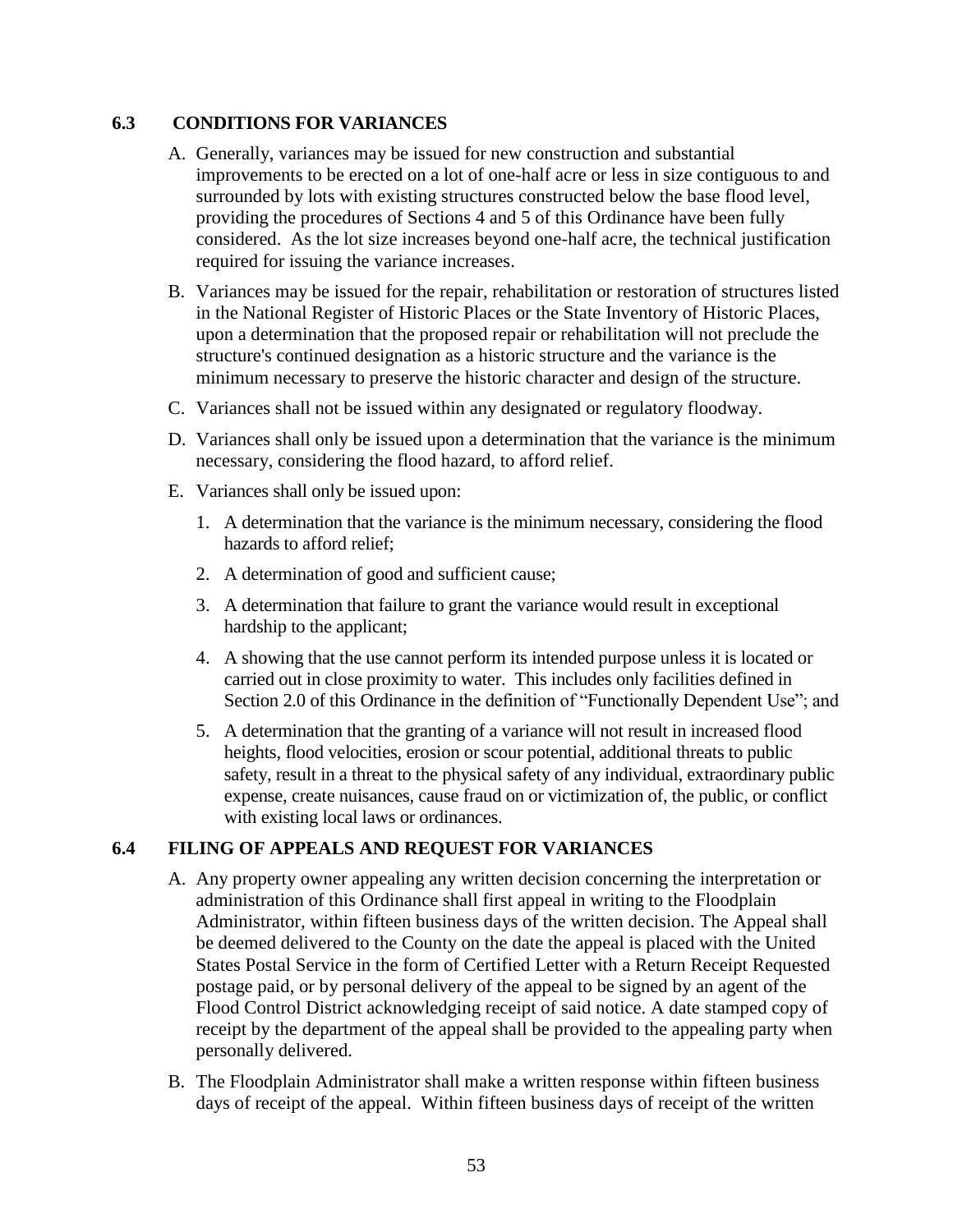## 6.3 CONDITIONS FOR VARIANCES

A. Generally, variances may be issued for new construction and substantial improvements to be erected on a lot of one-half acre or less in size contiguous to and surrounded by lots with existing structures constructed below the base flood level, providing the procedures of Sections 4 and 5 of this Ordinance have been fully considered. As the lot size increases beyond one-half acre, the technical justification required for issuing the variance increases.

B. Variances may be issued for the repair, rehabilitation or restoration of structures listed in the National Register of Historic Places or the State Inventory of Historic Places, upon a determination that the proposed repair or rehabilitation will not preclude the structure's continued designation as a historic structure and the variance is the minimum necessary to preserve the historic character and design of the structure.

C. Variances shall not be issued within any designated or regulatory floodway.

D. Variances shall only be issued upon a determination that the variance is the minimum necessary, considering the flood hazard, to afford relief.

E. Variances shall only be issued upon:

1. A determination that the variance is the minimum necessary, considering the flood hazards to afford relief;
2. A determination of good and sufficient cause;
3. A determination that failure to grant the variance would result in exceptional hardship to the applicant;
4. A showing that the use cannot perform its intended purpose unless it is located or carried out in close proximity to water. This includes only facilities defined in Section 2.0 of this Ordinance in the definition of "Functionally Dependent Use"; and
5. A determination that the granting of a variance will not result in increased flood heights, flood velocities, erosion or scour potential, additional threats to public safety, result in a threat to the physical safety of any individual, extraordinary public expense, create nuisances, cause fraud on or victimization of, the public, or conflict with existing local laws or ordinances.

## 6.4 FILING OF APPEALS AND REQUEST FOR VARIANCES

A. Any property owner appealing any written decision concerning the interpretation or administration of this Ordinance shall first appeal in writing to the Floodplain Administrator, within fifteen business days of the written decision. The Appeal shall be deemed delivered to the County on the date the appeal is placed with the United States Postal Service in the form of Certified Letter with a Return Receipt Requested postage paid, or by personal delivery of the appeal to be signed by an agent of the Flood Control District acknowledging receipt of said notice. A date stamped copy of receipt by the department of the appeal shall be provided to the appealing party when personally delivered.

B. The Floodplain Administrator shall make a written response within fifteen business days of receipt of the appeal. Within fifteen business days of receipt of the written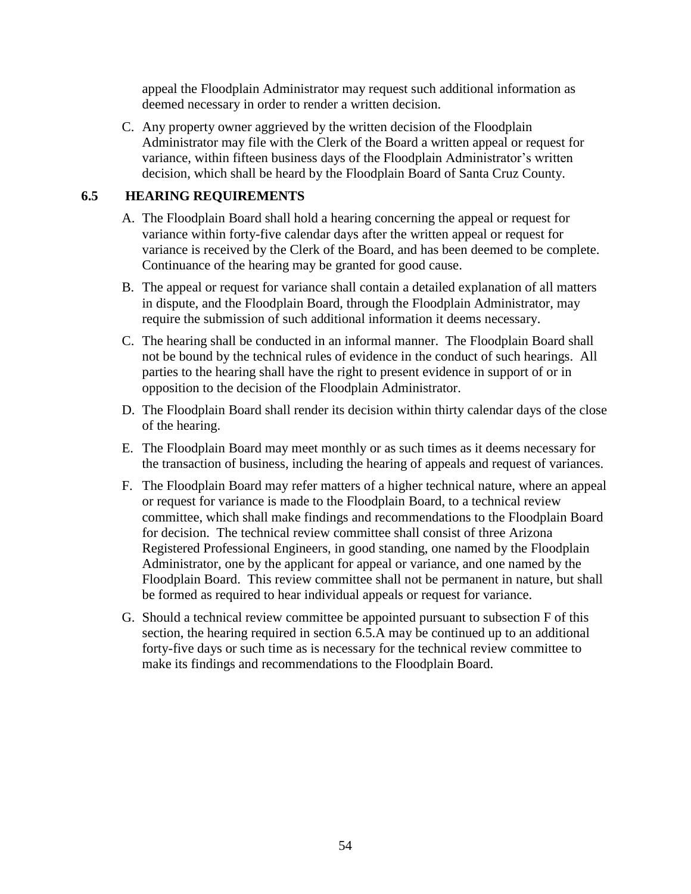appeal the Floodplain Administrator may request such additional information as deemed necessary in order to render a written decision.

C. Any property owner aggrieved by the written decision of the Floodplain Administrator may file with the Clerk of the Board a written appeal or request for variance, within fifteen business days of the Floodplain Administrator's written decision, which shall be heard by the Floodplain Board of Santa Cruz County.

## 6.5 HEARING REQUIREMENTS

A. The Floodplain Board shall hold a hearing concerning the appeal or request for variance within forty-five calendar days after the written appeal or request for variance is received by the Clerk of the Board, and has been deemed to be complete. Continuance of the hearing may be granted for good cause.

B. The appeal or request for variance shall contain a detailed explanation of all matters in dispute, and the Floodplain Board, through the Floodplain Administrator, may require the submission of such additional information it deems necessary.

C. The hearing shall be conducted in an informal manner. The Floodplain Board shall not be bound by the technical rules of evidence in the conduct of such hearings. All parties to the hearing shall have the right to present evidence in support of or in opposition to the decision of the Floodplain Administrator.

D. The Floodplain Board shall render its decision within thirty calendar days of the close of the hearing.

E. The Floodplain Board may meet monthly or as such times as it deems necessary for the transaction of business, including the hearing of appeals and request of variances.

F. The Floodplain Board may refer matters of a higher technical nature, where an appeal or request for variance is made to the Floodplain Board, to a technical review committee, which shall make findings and recommendations to the Floodplain Board for decision. The technical review committee shall consist of three Arizona Registered Professional Engineers, in good standing, one named by the Floodplain Administrator, one by the applicant for appeal or variance, and one named by the Floodplain Board. This review committee shall not be permanent in nature, but shall be formed as required to hear individual appeals or request for variance.

G. Should a technical review committee be appointed pursuant to subsection F of this section, the hearing required in section 6.5.A may be continued up to an additional forty-five days or such time as is necessary for the technical review committee to make its findings and recommendations to the Floodplain Board.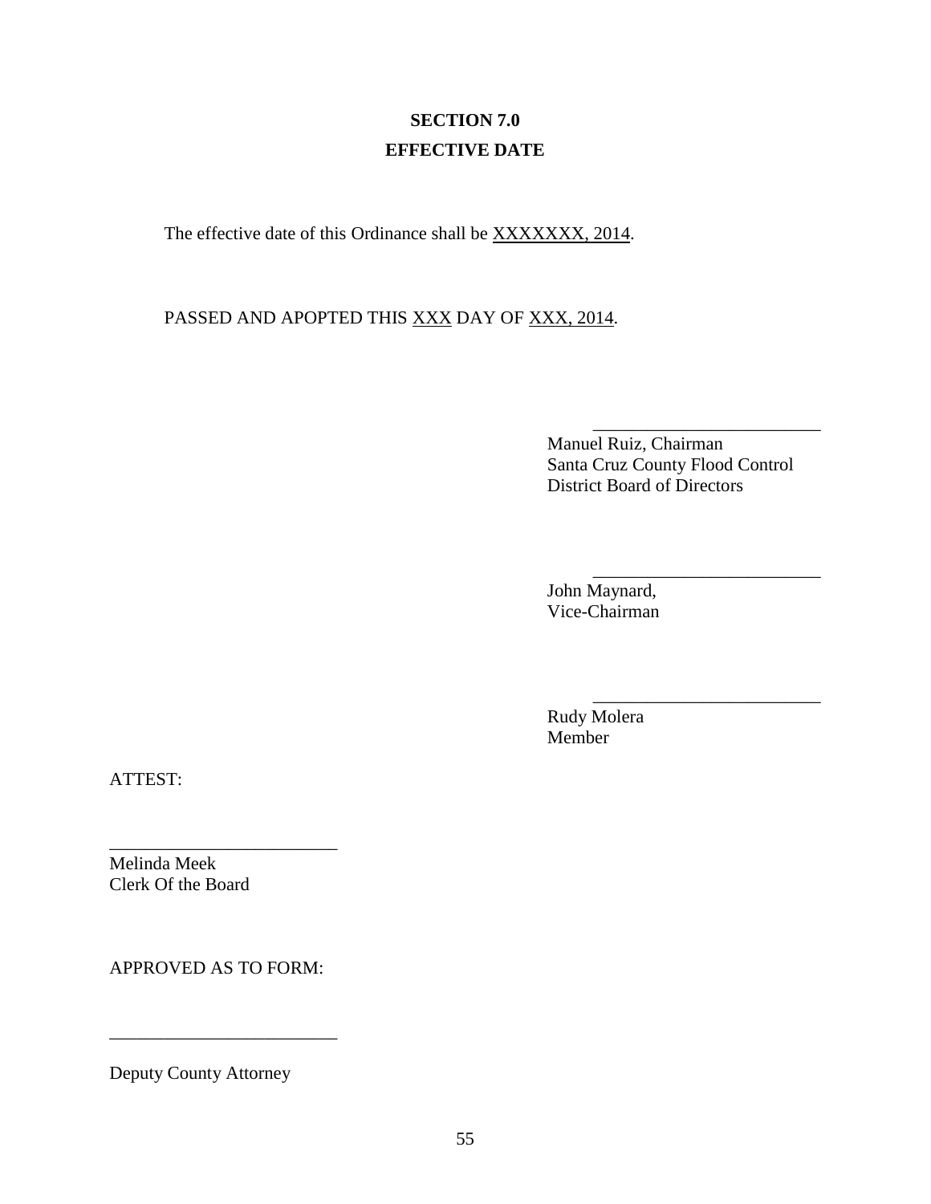## SECTION 7.0
## EFFECTIVE DATE

The effective date of this Ordinance shall be XXXXXXX, 2014.

PASSED AND APOPTED THIS XXX DAY OF XXX, 2014.

_________________________
Manuel Ruiz, Chairman
Santa Cruz County Flood Control
District Board of Directors

_________________________
John Maynard,
Vice-Chairman

_________________________
Rudy Molera
Member

ATTEST:

_________________________
Melinda Meek
Clerk Of the Board

APPROVED AS TO FORM:

_________________________

Deputy County Attorney